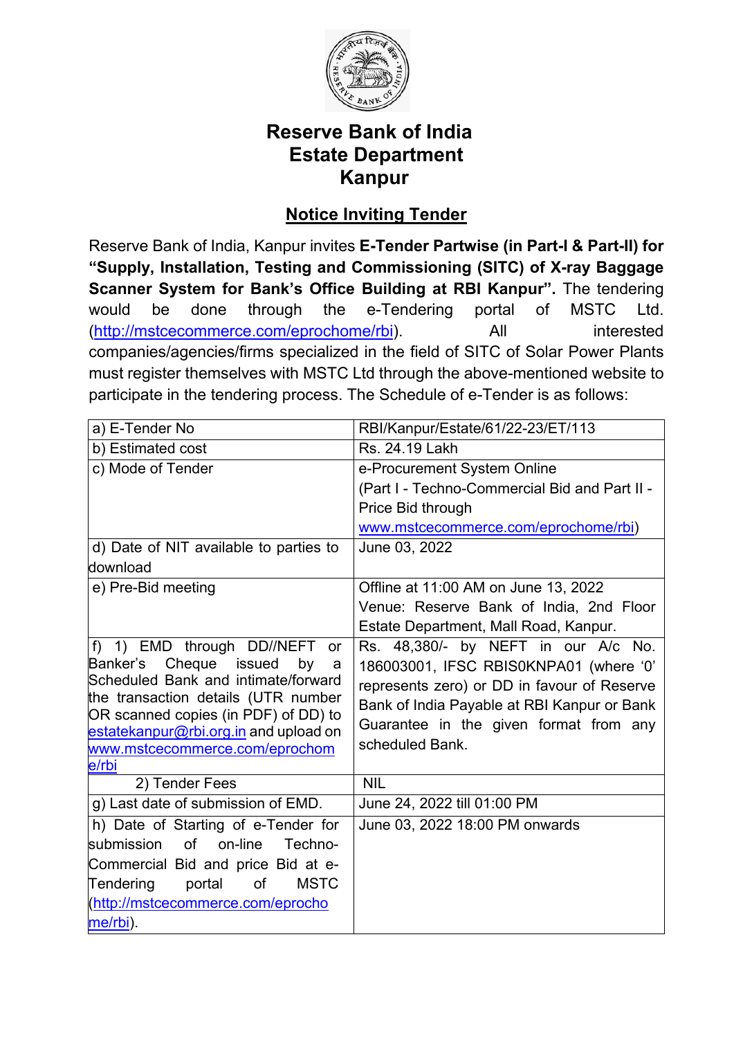# Reserve Bank of India
# Estate Department
# Kanpur

## Notice Inviting Tender

Reserve Bank of India, Kanpur invites **E-Tender Partwise (in Part-I & Part-II) for "Supply, Installation, Testing and Commissioning (SITC) of X-ray Baggage Scanner System for Bank's Office Building at RBI Kanpur".** The tendering would be done through the e-Tendering portal of MSTC Ltd. (http://mstcecommerce.com/eprochome/rbi). All interested companies/agencies/firms specialized in the field of SITC of Solar Power Plants must register themselves with MSTC Ltd through the above-mentioned website to participate in the tendering process. The Schedule of e-Tender is as follows:

| a) E-Tender No | RBI/Kanpur/Estate/61/22-23/ET/113 |
|---|---|
| b) Estimated cost | Rs. 24.19 Lakh |
| c) Mode of Tender | e-Procurement System Online (Part I - Techno-Commercial Bid and Part II - Price Bid through www.mstcecommerce.com/eprochome/rbi) |
| d) Date of NIT available to parties to download | June 03, 2022 |
| e) Pre-Bid meeting | Offline at 11:00 AM on June 13, 2022 Venue: Reserve Bank of India, 2nd Floor Estate Department, Mall Road, Kanpur. |
| f) 1) EMD through DD//NEFT or Banker's Cheque issued by a Scheduled Bank and intimate/forward the transaction details (UTR number OR scanned copies (in PDF) of DD) to estatekanpur@rbi.org.in and upload on www.mstcecommerce.com/eprochome/rbi | Rs. 48,380/- by NEFT in our A/c No. 186003001, IFSC RBIS0KNPA01 (where '0' represents zero) or DD in favour of Reserve Bank of India Payable at RBI Kanpur or Bank Guarantee in the given format from any scheduled Bank. |
| 2) Tender Fees | NIL |
| g) Last date of submission of EMD. | June 24, 2022 till 01:00 PM |
| h) Date of Starting of e-Tender for submission of on-line Techno-Commercial Bid and price Bid at e-Tendering portal of MSTC (http://mstcecommerce.com/eprochome/rbi). | June 03, 2022 18:00 PM onwards |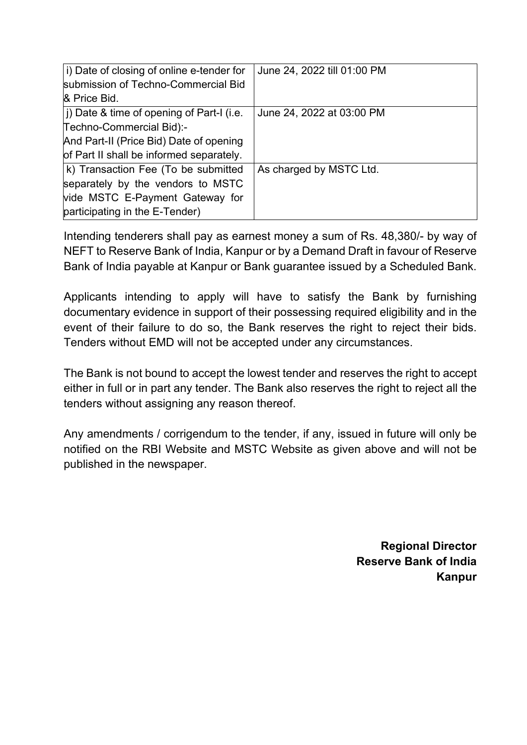| | |
|---|---|
| i) Date of closing of online e-tender for submission of Techno-Commercial Bid & Price Bid. | June 24, 2022 till 01:00 PM |
| j) Date & time of opening of Part-I (i.e. Techno-Commercial Bid):- And Part-II (Price Bid) Date of opening of Part II shall be informed separately. | June 24, 2022 at 03:00 PM |
| k) Transaction Fee (To be submitted separately by the vendors to MSTC vide MSTC E-Payment Gateway for participating in the E-Tender) | As charged by MSTC Ltd. |

Intending tenderers shall pay as earnest money a sum of Rs. 48,380/- by way of NEFT to Reserve Bank of India, Kanpur or by a Demand Draft in favour of Reserve Bank of India payable at Kanpur or Bank guarantee issued by a Scheduled Bank.

Applicants intending to apply will have to satisfy the Bank by furnishing documentary evidence in support of their possessing required eligibility and in the event of their failure to do so, the Bank reserves the right to reject their bids. Tenders without EMD will not be accepted under any circumstances.

The Bank is not bound to accept the lowest tender and reserves the right to accept either in full or in part any tender. The Bank also reserves the right to reject all the tenders without assigning any reason thereof.

Any amendments / corrigendum to the tender, if any, issued in future will only be notified on the RBI Website and MSTC Website as given above and will not be published in the newspaper.

**Regional Director**
**Reserve Bank of India**
**Kanpur**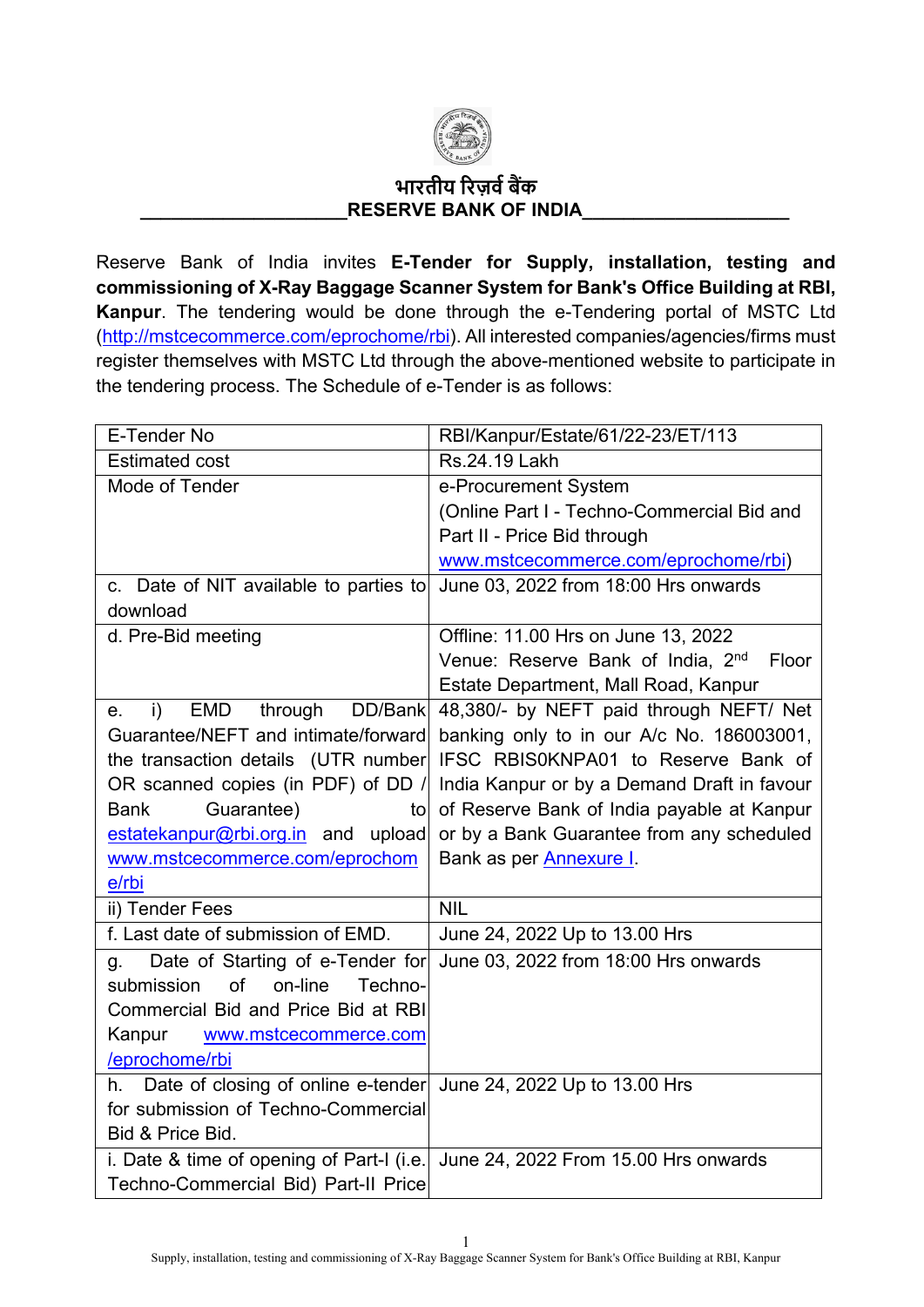भारतीय रिज़र्व बैंक

**RESERVE BANK OF INDIA**

Reserve Bank of India invites **E-Tender for Supply, installation, testing and commissioning of X-Ray Baggage Scanner System for Bank's Office Building at RBI, Kanpur**. The tendering would be done through the e-Tendering portal of MSTC Ltd (http://mstcecommerce.com/eprochome/rbi). All interested companies/agencies/firms must register themselves with MSTC Ltd through the above-mentioned website to participate in the tendering process. The Schedule of e-Tender is as follows:

| E-Tender No | RBI/Kanpur/Estate/61/22-23/ET/113 |
|---|---|
| Estimated cost | Rs.24.19 Lakh |
| Mode of Tender | e-Procurement System (Online Part I - Techno-Commercial Bid and Part II - Price Bid through www.mstcecommerce.com/eprochome/rbi) |
| c. Date of NIT available to parties to download | June 03, 2022 from 18:00 Hrs onwards |
| d. Pre-Bid meeting | Offline: 11.00 Hrs on June 13, 2022<br>Venue: Reserve Bank of India, 2nd Floor Estate Department, Mall Road, Kanpur |
| e. i) EMD through DD/Bank Guarantee/NEFT and intimate/forward the transaction details (UTR number OR scanned copies (in PDF) of DD / Bank Guarantee) to estatekanpur@rbi.org.in and upload www.mstcecommerce.com/eprochome/rbi | 48,380/- by NEFT paid through NEFT/ Net banking only to in our A/c No. 186003001, IFSC RBIS0KNPA01 to Reserve Bank of India Kanpur or by a Demand Draft in favour of Reserve Bank of India payable at Kanpur or by a Bank Guarantee from any scheduled Bank as per Annexure I. |
| ii) Tender Fees | NIL |
| f. Last date of submission of EMD. | June 24, 2022 Up to 13.00 Hrs |
| g. Date of Starting of e-Tender for submission of on-line Techno-Commercial Bid and Price Bid at RBI Kanpur www.mstcecommerce.com/eprochome/rbi | June 03, 2022 from 18:00 Hrs onwards |
| h. Date of closing of online e-tender for submission of Techno-Commercial Bid & Price Bid. | June 24, 2022 Up to 13.00 Hrs |
| i. Date & time of opening of Part-I (i.e. Techno-Commercial Bid) Part-II Price | June 24, 2022 From 15.00 Hrs onwards |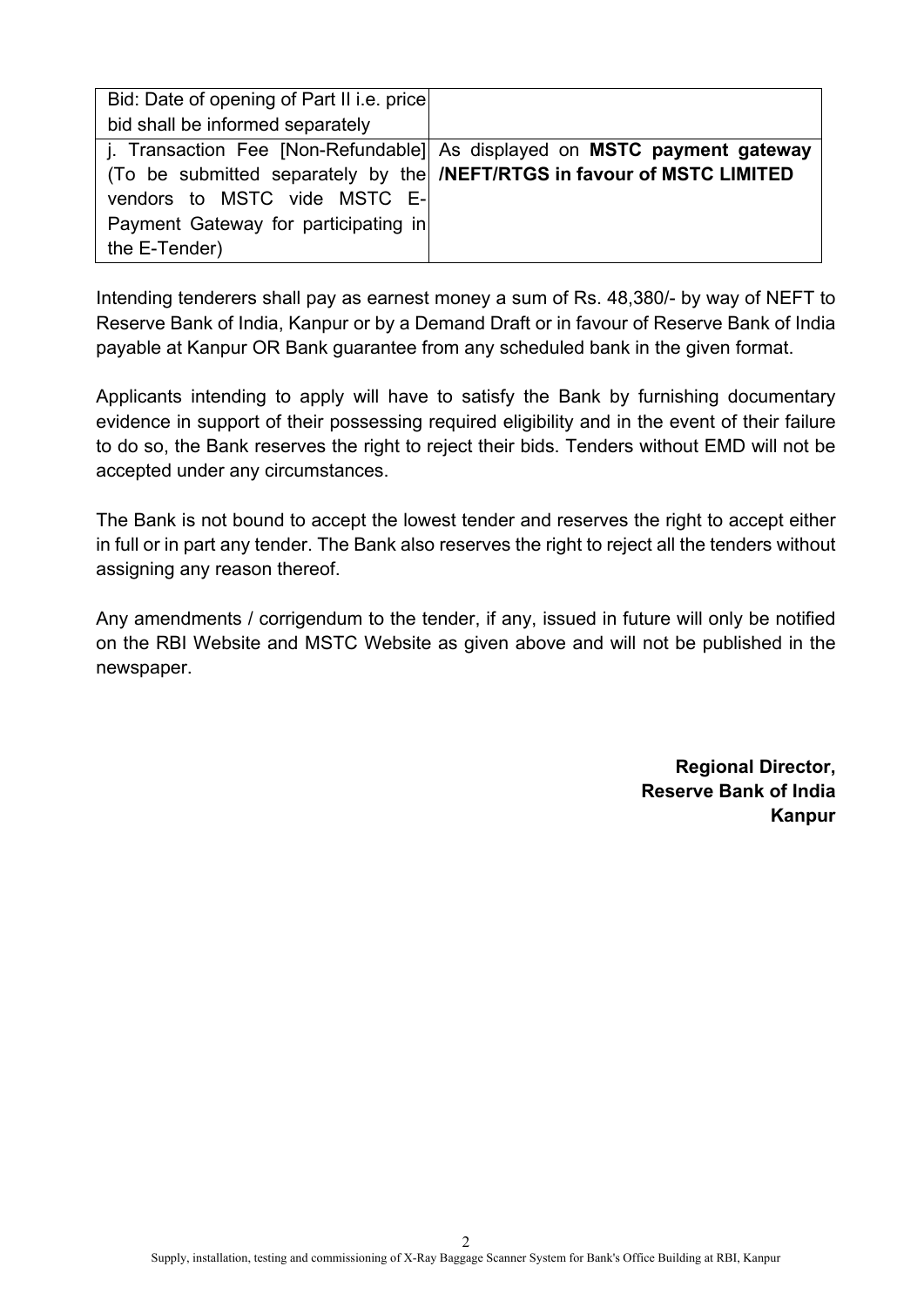| | |
|---|---|
| Bid: Date of opening of Part II i.e. price bid shall be informed separately | |
| j. Transaction Fee [Non-Refundable] (To be submitted separately by the vendors to MSTC vide MSTC E-Payment Gateway for participating in the E-Tender) | As displayed on **MSTC payment gateway /NEFT/RTGS in favour of MSTC LIMITED** |

Intending tenderers shall pay as earnest money a sum of Rs. 48,380/- by way of NEFT to Reserve Bank of India, Kanpur or by a Demand Draft or in favour of Reserve Bank of India payable at Kanpur OR Bank guarantee from any scheduled bank in the given format.

Applicants intending to apply will have to satisfy the Bank by furnishing documentary evidence in support of their possessing required eligibility and in the event of their failure to do so, the Bank reserves the right to reject their bids. Tenders without EMD will not be accepted under any circumstances.

The Bank is not bound to accept the lowest tender and reserves the right to accept either in full or in part any tender. The Bank also reserves the right to reject all the tenders without assigning any reason thereof.

Any amendments / corrigendum to the tender, if any, issued in future will only be notified on the RBI Website and MSTC Website as given above and will not be published in the newspaper.

**Regional Director,**
**Reserve Bank of India**
**Kanpur**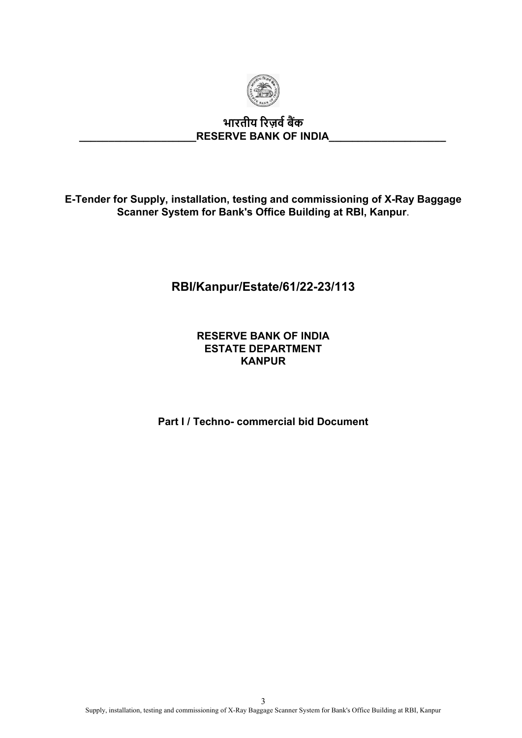भारतीय रिज़र्व बैंक

**RESERVE BANK OF INDIA**

**E-Tender for Supply, installation, testing and commissioning of X-Ray Baggage Scanner System for Bank's Office Building at RBI, Kanpur**.

## RBI/Kanpur/Estate/61/22-23/113

**RESERVE BANK OF INDIA**
**ESTATE DEPARTMENT**
**KANPUR**

**Part I / Techno- commercial bid Document**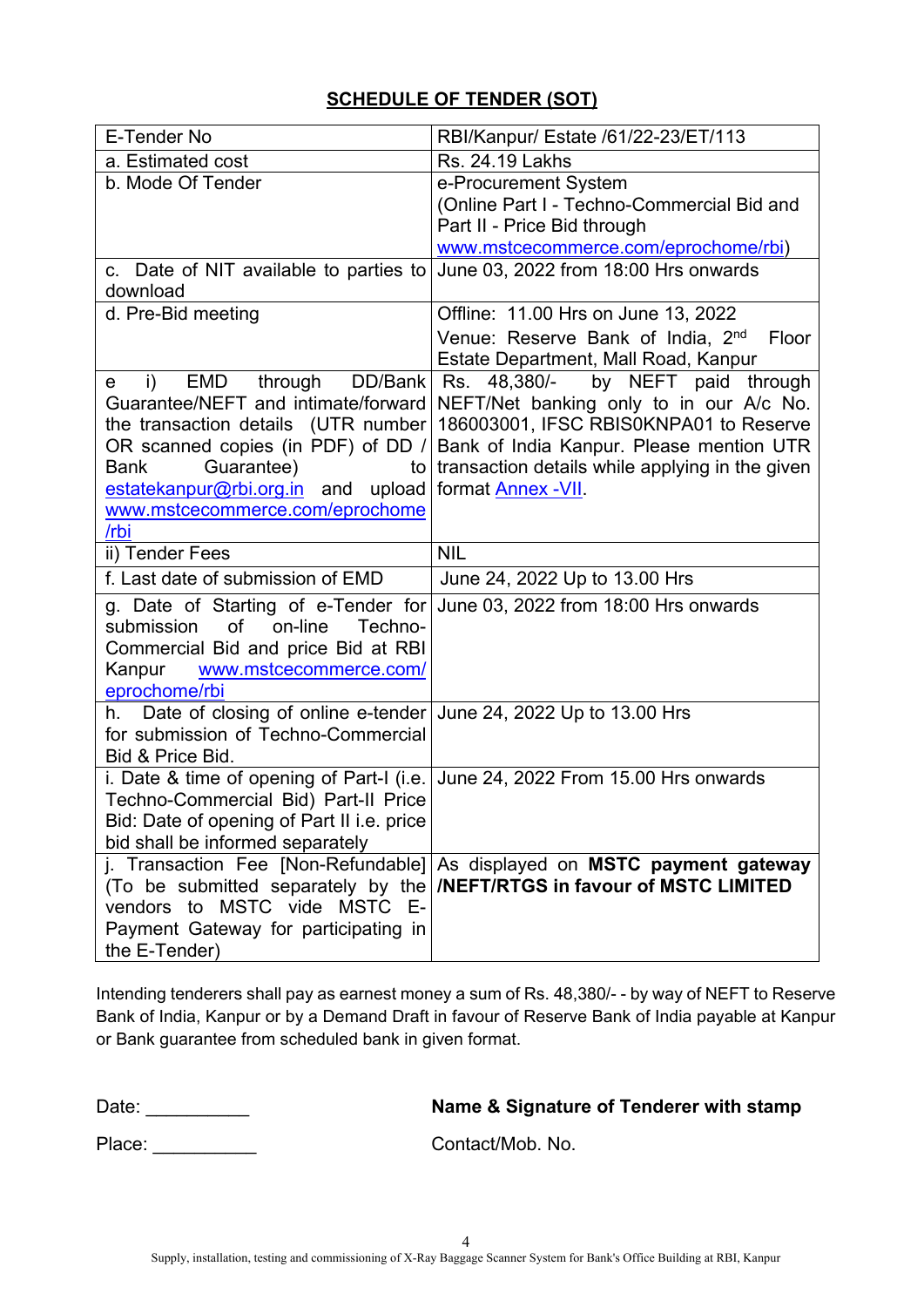## SCHEDULE OF TENDER (SOT)

| E-Tender No | RBI/Kanpur/ Estate /61/22-23/ET/113 |
|---|---|
| a. Estimated cost | Rs. 24.19 Lakhs |
| b. Mode Of Tender | e-Procurement System (Online Part I - Techno-Commercial Bid and Part II - Price Bid through www.mstcecommerce.com/eprochome/rbi) |
| c. Date of NIT available to parties to download | June 03, 2022 from 18:00 Hrs onwards |
| d. Pre-Bid meeting | Offline: 11.00 Hrs on June 13, 2022<br>Venue: Reserve Bank of India, 2nd Floor Estate Department, Mall Road, Kanpur |
| e i) EMD through DD/Bank Guarantee/NEFT and intimate/forward the transaction details (UTR number OR scanned copies (in PDF) of DD / Bank Guarantee) to estatekanpur@rbi.org.in and upload www.mstcecommerce.com/eprochome/rbi | Rs. 48,380/- by NEFT paid through NEFT/Net banking only to in our A/c No. 186003001, IFSC RBIS0KNPA01 to Reserve Bank of India Kanpur. Please mention UTR transaction details while applying in the given format Annex -VII. |
| ii) Tender Fees | NIL |
| f. Last date of submission of EMD | June 24, 2022 Up to 13.00 Hrs |
| g. Date of Starting of e-Tender for submission of on-line Techno-Commercial Bid and price Bid at RBI Kanpur www.mstcecommerce.com/eprochome/rbi | June 03, 2022 from 18:00 Hrs onwards |
| h. Date of closing of online e-tender for submission of Techno-Commercial Bid & Price Bid. | June 24, 2022 Up to 13.00 Hrs |
| i. Date & time of opening of Part-I (i.e. Techno-Commercial Bid) Part-II Price Bid: Date of opening of Part II i.e. price bid shall be informed separately | June 24, 2022 From 15.00 Hrs onwards |
| j. Transaction Fee [Non-Refundable] (To be submitted separately by the vendors to MSTC vide MSTC E-Payment Gateway for participating in the E-Tender) | As displayed on **MSTC payment gateway /NEFT/RTGS in favour of MSTC LIMITED** |

Intending tenderers shall pay as earnest money a sum of Rs. 48,380/- - by way of NEFT to Reserve Bank of India, Kanpur or by a Demand Draft in favour of Reserve Bank of India payable at Kanpur or Bank guarantee from scheduled bank in given format.

Date: __________ **Name & Signature of Tenderer with stamp**

Place: __________ Contact/Mob. No.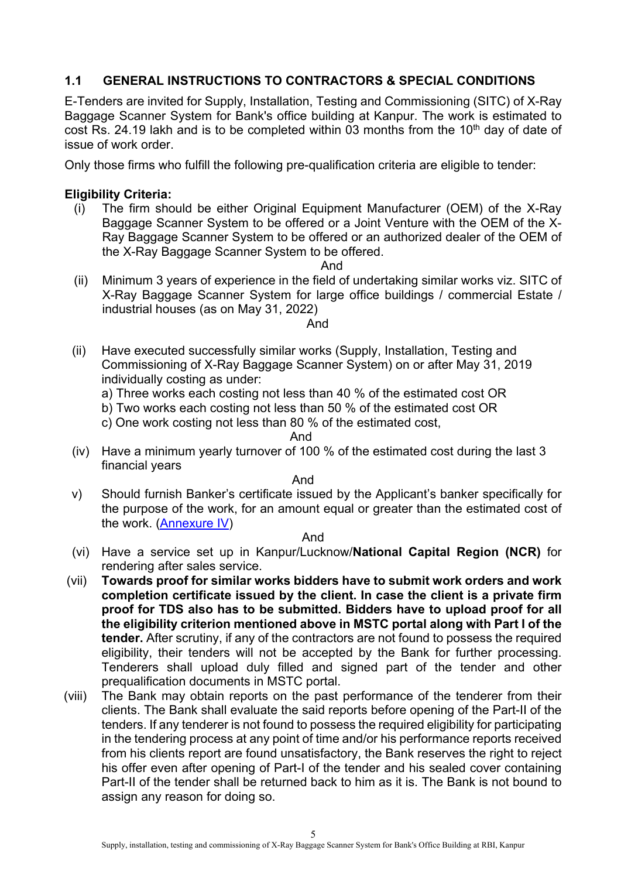## 1.1 GENERAL INSTRUCTIONS TO CONTRACTORS & SPECIAL CONDITIONS

E-Tenders are invited for Supply, Installation, Testing and Commissioning (SITC) of X-Ray Baggage Scanner System for Bank's office building at Kanpur. The work is estimated to cost Rs. 24.19 lakh and is to be completed within 03 months from the 10th day of date of issue of work order.

Only those firms who fulfill the following pre-qualification criteria are eligible to tender:

**Eligibility Criteria:**

(i) The firm should be either Original Equipment Manufacturer (OEM) of the X-Ray Baggage Scanner System to be offered or a Joint Venture with the OEM of the X-Ray Baggage Scanner System to be offered or an authorized dealer of the OEM of the X-Ray Baggage Scanner System to be offered.

And

(ii) Minimum 3 years of experience in the field of undertaking similar works viz. SITC of X-Ray Baggage Scanner System for large office buildings / commercial Estate / industrial houses (as on May 31, 2022)

And

(ii) Have executed successfully similar works (Supply, Installation, Testing and Commissioning of X-Ray Baggage Scanner System) on or after May 31, 2019 individually costing as under:

a) Three works each costing not less than 40 % of the estimated cost OR
b) Two works each costing not less than 50 % of the estimated cost OR
c) One work costing not less than 80 % of the estimated cost,

And

(iv) Have a minimum yearly turnover of 100 % of the estimated cost during the last 3 financial years

And

v) Should furnish Banker's certificate issued by the Applicant's banker specifically for the purpose of the work, for an amount equal or greater than the estimated cost of the work. (Annexure IV)

And

(vi) Have a service set up in Kanpur/Lucknow/**National Capital Region (NCR)** for rendering after sales service.

(vii) **Towards proof for similar works bidders have to submit work orders and work completion certificate issued by the client. In case the client is a private firm proof for TDS also has to be submitted. Bidders have to upload proof for all the eligibility criterion mentioned above in MSTC portal along with Part I of the tender.** After scrutiny, if any of the contractors are not found to possess the required eligibility, their tenders will not be accepted by the Bank for further processing. Tenderers shall upload duly filled and signed part of the tender and other prequalification documents in MSTC portal.

(viii) The Bank may obtain reports on the past performance of the tenderer from their clients. The Bank shall evaluate the said reports before opening of the Part-II of the tenders. If any tenderer is not found to possess the required eligibility for participating in the tendering process at any point of time and/or his performance reports received from his clients report are found unsatisfactory, the Bank reserves the right to reject his offer even after opening of Part-I of the tender and his sealed cover containing Part-II of the tender shall be returned back to him as it is. The Bank is not bound to assign any reason for doing so.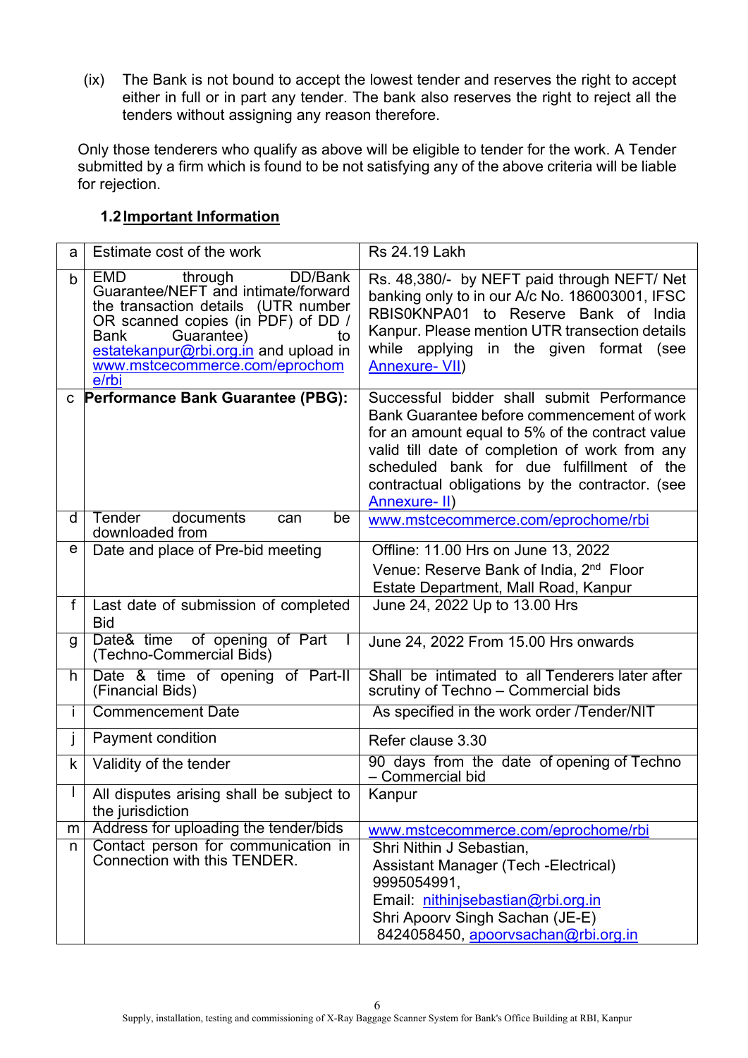(ix) The Bank is not bound to accept the lowest tender and reserves the right to accept either in full or in part any tender. The bank also reserves the right to reject all the tenders without assigning any reason therefore.

Only those tenderers who qualify as above will be eligible to tender for the work. A Tender submitted by a firm which is found to be not satisfying any of the above criteria will be liable for rejection.

### 1.2 Important Information

| | | |
|---|---|---|
| a | Estimate cost of the work | Rs 24.19 Lakh |
| b | EMD through DD/Bank Guarantee/NEFT and intimate/forward the transaction details (UTR number OR scanned copies (in PDF) of DD / Bank Guarantee) to estatekanpur@rbi.org.in and upload in www.mstcecommerce.com/eprochome/rbi | Rs. 48,380/- by NEFT paid through NEFT/ Net banking only to in our A/c No. 186003001, IFSC RBIS0KNPA01 to Reserve Bank of India Kanpur. Please mention UTR transection details while applying in the given format (see Annexure- VII) |
| c | **Performance Bank Guarantee (PBG):** | Successful bidder shall submit Performance Bank Guarantee before commencement of work for an amount equal to 5% of the contract value valid till date of completion of work from any scheduled bank for due fulfillment of the contractual obligations by the contractor. (see Annexure- II) |
| d | Tender documents can be downloaded from | www.mstcecommerce.com/eprochome/rbi |
| e | Date and place of Pre-bid meeting | Offline: 11.00 Hrs on June 13, 2022<br>Venue: Reserve Bank of India, 2nd Floor Estate Department, Mall Road, Kanpur |
| f | Last date of submission of completed Bid | June 24, 2022 Up to 13.00 Hrs |
| g | Date& time of opening of Part I (Techno-Commercial Bids) | June 24, 2022 From 15.00 Hrs onwards |
| h | Date & time of opening of Part-II (Financial Bids) | Shall be intimated to all Tenderers later after scrutiny of Techno – Commercial bids |
| i | Commencement Date | As specified in the work order /Tender/NIT |
| j | Payment condition | Refer clause 3.30 |
| k | Validity of the tender | 90 days from the date of opening of Techno – Commercial bid |
| l | All disputes arising shall be subject to the jurisdiction | Kanpur |
| m | Address for uploading the tender/bids | www.mstcecommerce.com/eprochome/rbi |
| n | Contact person for communication in Connection with this TENDER. | Shri Nithin J Sebastian,<br>Assistant Manager (Tech -Electrical)<br>9995054991,<br>Email: nithinjsebastian@rbi.org.in<br>Shri Apoorv Singh Sachan (JE-E)<br>8424058450, apoorvsachan@rbi.org.in |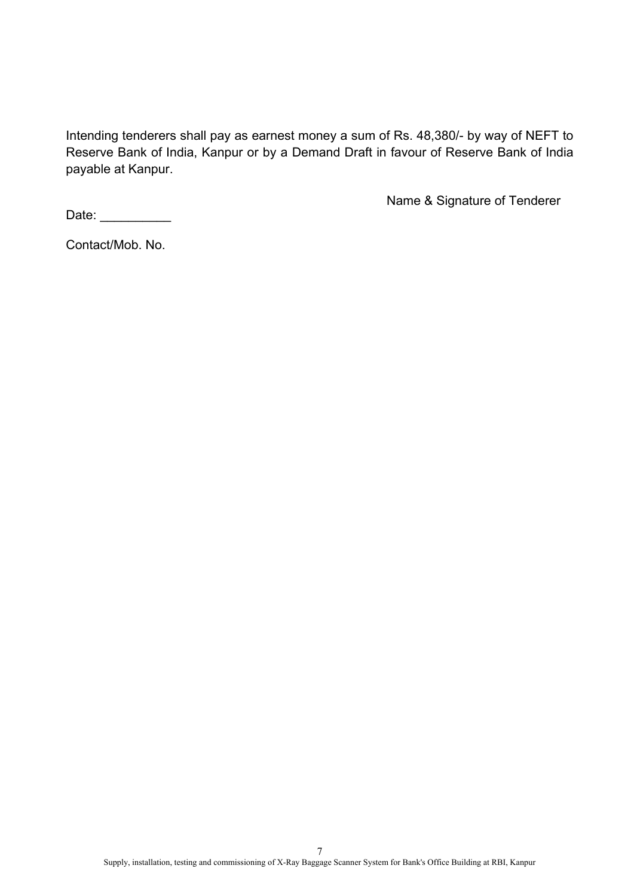Intending tenderers shall pay as earnest money a sum of Rs. 48,380/- by way of NEFT to Reserve Bank of India, Kanpur or by a Demand Draft in favour of Reserve Bank of India payable at Kanpur.

Name & Signature of Tenderer

Date: __________

Contact/Mob. No.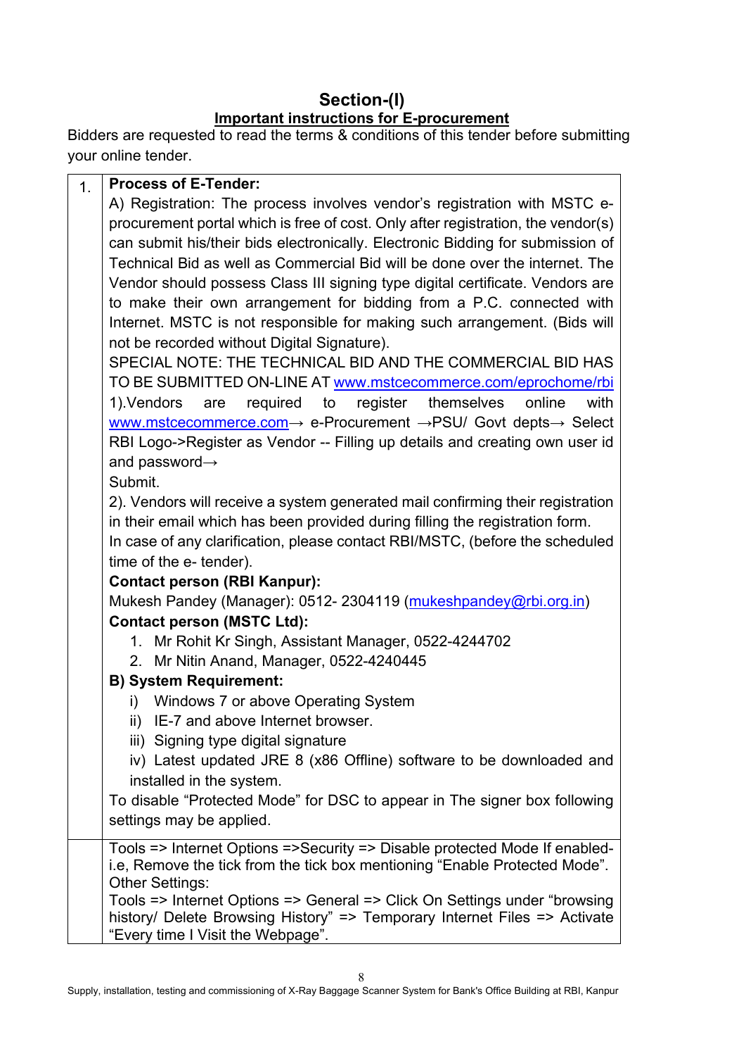## Section-(I)

### Important instructions for E-procurement

Bidders are requested to read the terms & conditions of this tender before submitting your online tender.

| | |
|---|---|
| 1. | **Process of E-Tender:**<br>A) Registration: The process involves vendor's registration with MSTC e-procurement portal which is free of cost. Only after registration, the vendor(s) can submit his/their bids electronically. Electronic Bidding for submission of Technical Bid as well as Commercial Bid will be done over the internet. The Vendor should possess Class III signing type digital certificate. Vendors are to make their own arrangement for bidding from a P.C. connected with Internet. MSTC is not responsible for making such arrangement. (Bids will not be recorded without Digital Signature).<br>SPECIAL NOTE: THE TECHNICAL BID AND THE COMMERCIAL BID HAS TO BE SUBMITTED ON-LINE AT www.mstcecommerce.com/eprochome/rbi<br>1).Vendors are required to register themselves online with www.mstcecommerce.com→ e-Procurement →PSU/ Govt depts→ Select RBI Logo->Register as Vendor -- Filling up details and creating own user id and password→<br>Submit.<br>2). Vendors will receive a system generated mail confirming their registration in their email which has been provided during filling the registration form.<br>In case of any clarification, please contact RBI/MSTC, (before the scheduled time of the e- tender).<br>**Contact person (RBI Kanpur):**<br>Mukesh Pandey (Manager): 0512- 2304119 (mukeshpandey@rbi.org.in)<br>**Contact person (MSTC Ltd):**<br>1. Mr Rohit Kr Singh, Assistant Manager, 0522-4244702<br>2. Mr Nitin Anand, Manager, 0522-4240445<br>**B) System Requirement:**<br>i) Windows 7 or above Operating System<br>ii) IE-7 and above Internet browser.<br>iii) Signing type digital signature<br>iv) Latest updated JRE 8 (x86 Offline) software to be downloaded and installed in the system.<br>To disable "Protected Mode" for DSC to appear in The signer box following settings may be applied. |
| | Tools => Internet Options =>Security => Disable protected Mode If enabled- i.e, Remove the tick from the tick box mentioning "Enable Protected Mode".<br>Other Settings:<br>Tools => Internet Options => General => Click On Settings under "browsing history/ Delete Browsing History" => Temporary Internet Files => Activate "Every time I Visit the Webpage". |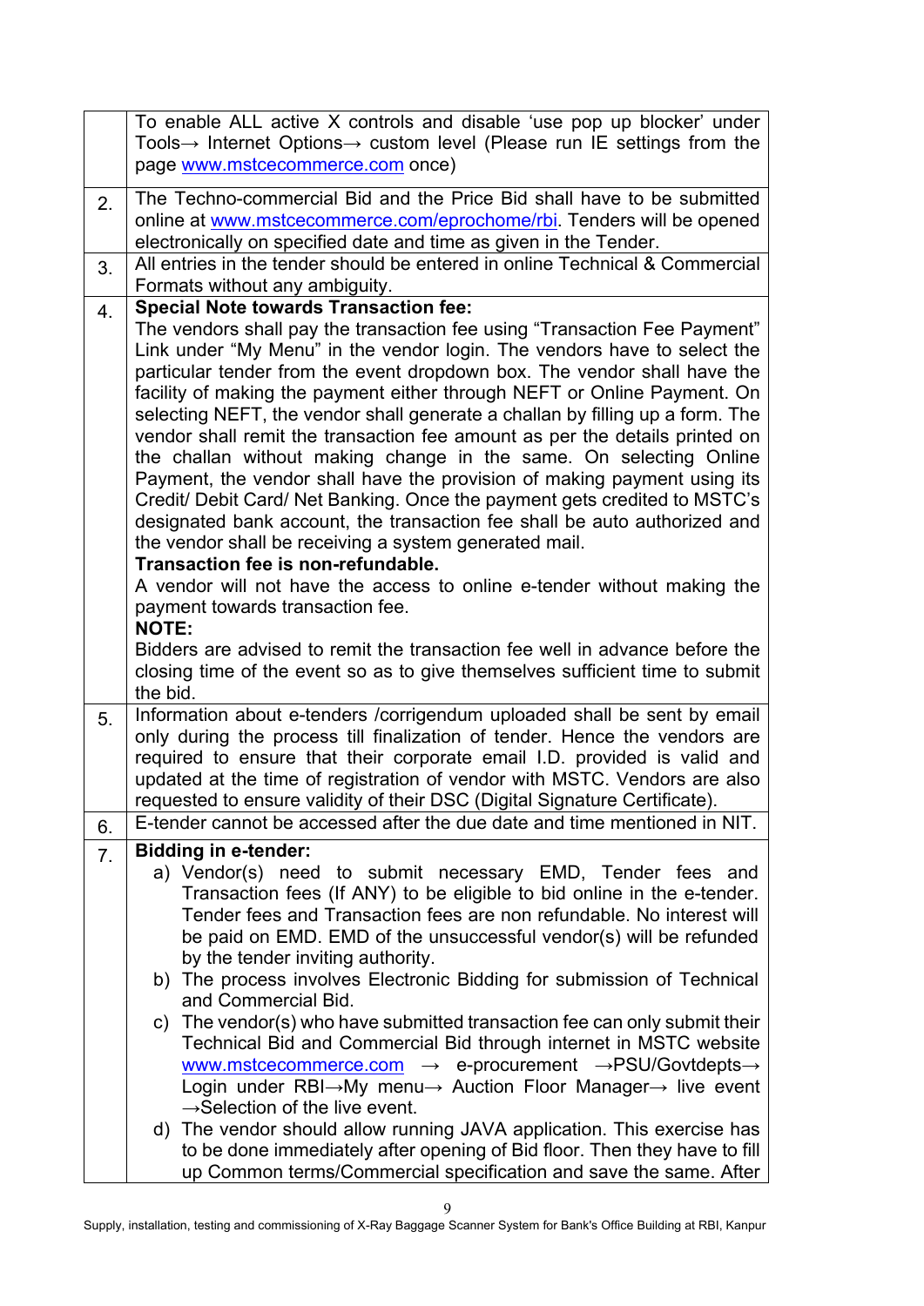| | |
|---|---|
| | To enable ALL active X controls and disable 'use pop up blocker' under Tools→ Internet Options→ custom level (Please run IE settings from the page www.mstcecommerce.com once) |
| 2. | The Techno-commercial Bid and the Price Bid shall have to be submitted online at www.mstcecommerce.com/eprochome/rbi. Tenders will be opened electronically on specified date and time as given in the Tender. |
| 3. | All entries in the tender should be entered in online Technical & Commercial Formats without any ambiguity. |
| 4. | **Special Note towards Transaction fee:**<br>The vendors shall pay the transaction fee using "Transaction Fee Payment" Link under "My Menu" in the vendor login. The vendors have to select the particular tender from the event dropdown box. The vendor shall have the facility of making the payment either through NEFT or Online Payment. On selecting NEFT, the vendor shall generate a challan by filling up a form. The vendor shall remit the transaction fee amount as per the details printed on the challan without making change in the same. On selecting Online Payment, the vendor shall have the provision of making payment using its Credit/ Debit Card/ Net Banking. Once the payment gets credited to MSTC's designated bank account, the transaction fee shall be auto authorized and the vendor shall be receiving a system generated mail.<br>**Transaction fee is non-refundable.**<br>A vendor will not have the access to online e-tender without making the payment towards transaction fee.<br>**NOTE:**<br>Bidders are advised to remit the transaction fee well in advance before the closing time of the event so as to give themselves sufficient time to submit the bid. |
| 5. | Information about e-tenders /corrigendum uploaded shall be sent by email only during the process till finalization of tender. Hence the vendors are required to ensure that their corporate email I.D. provided is valid and updated at the time of registration of vendor with MSTC. Vendors are also requested to ensure validity of their DSC (Digital Signature Certificate). |
| 6. | E-tender cannot be accessed after the due date and time mentioned in NIT. |
| 7. | **Bidding in e-tender:**<br>a) Vendor(s) need to submit necessary EMD, Tender fees and Transaction fees (If ANY) to be eligible to bid online in the e-tender. Tender fees and Transaction fees are non refundable. No interest will be paid on EMD. EMD of the unsuccessful vendor(s) will be refunded by the tender inviting authority.<br>b) The process involves Electronic Bidding for submission of Technical and Commercial Bid.<br>c) The vendor(s) who have submitted transaction fee can only submit their Technical Bid and Commercial Bid through internet in MSTC website www.mstcecommerce.com → e-procurement →PSU/Govtdepts→ Login under RBI→My menu→ Auction Floor Manager→ live event →Selection of the live event.<br>d) The vendor should allow running JAVA application. This exercise has to be done immediately after opening of Bid floor. Then they have to fill up Common terms/Commercial specification and save the same. After |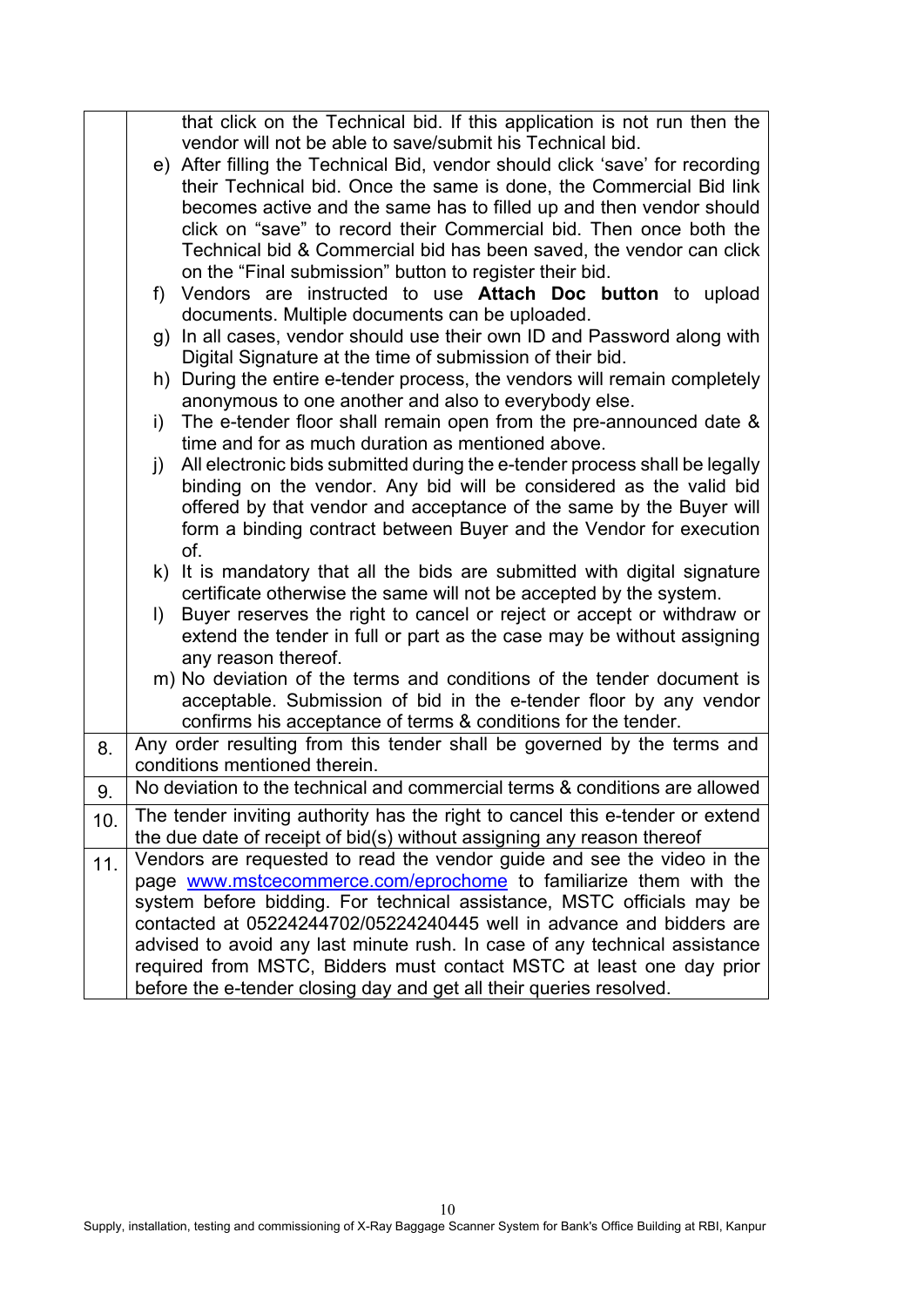| | |
|---|---|
| | that click on the Technical bid. If this application is not run then the vendor will not be able to save/submit his Technical bid.<br>e) After filling the Technical Bid, vendor should click 'save' for recording their Technical bid. Once the same is done, the Commercial Bid link becomes active and the same has to filled up and then vendor should click on "save" to record their Commercial bid. Then once both the Technical bid & Commercial bid has been saved, the vendor can click on the "Final submission" button to register their bid.<br>f) Vendors are instructed to use **Attach Doc button** to upload documents. Multiple documents can be uploaded.<br>g) In all cases, vendor should use their own ID and Password along with Digital Signature at the time of submission of their bid.<br>h) During the entire e-tender process, the vendors will remain completely anonymous to one another and also to everybody else.<br>i) The e-tender floor shall remain open from the pre-announced date & time and for as much duration as mentioned above.<br>j) All electronic bids submitted during the e-tender process shall be legally binding on the vendor. Any bid will be considered as the valid bid offered by that vendor and acceptance of the same by the Buyer will form a binding contract between Buyer and the Vendor for execution of.<br>k) It is mandatory that all the bids are submitted with digital signature certificate otherwise the same will not be accepted by the system.<br>l) Buyer reserves the right to cancel or reject or accept or withdraw or extend the tender in full or part as the case may be without assigning any reason thereof.<br>m) No deviation of the terms and conditions of the tender document is acceptable. Submission of bid in the e-tender floor by any vendor confirms his acceptance of terms & conditions for the tender. |
| 8. | Any order resulting from this tender shall be governed by the terms and conditions mentioned therein. |
| 9. | No deviation to the technical and commercial terms & conditions are allowed |
| 10. | The tender inviting authority has the right to cancel this e-tender or extend the due date of receipt of bid(s) without assigning any reason thereof |
| 11. | Vendors are requested to read the vendor guide and see the video in the page www.mstcecommerce.com/eprochome to familiarize them with the system before bidding. For technical assistance, MSTC officials may be contacted at 05224244702/05224240445 well in advance and bidders are advised to avoid any last minute rush. In case of any technical assistance required from MSTC, Bidders must contact MSTC at least one day prior before the e-tender closing day and get all their queries resolved. |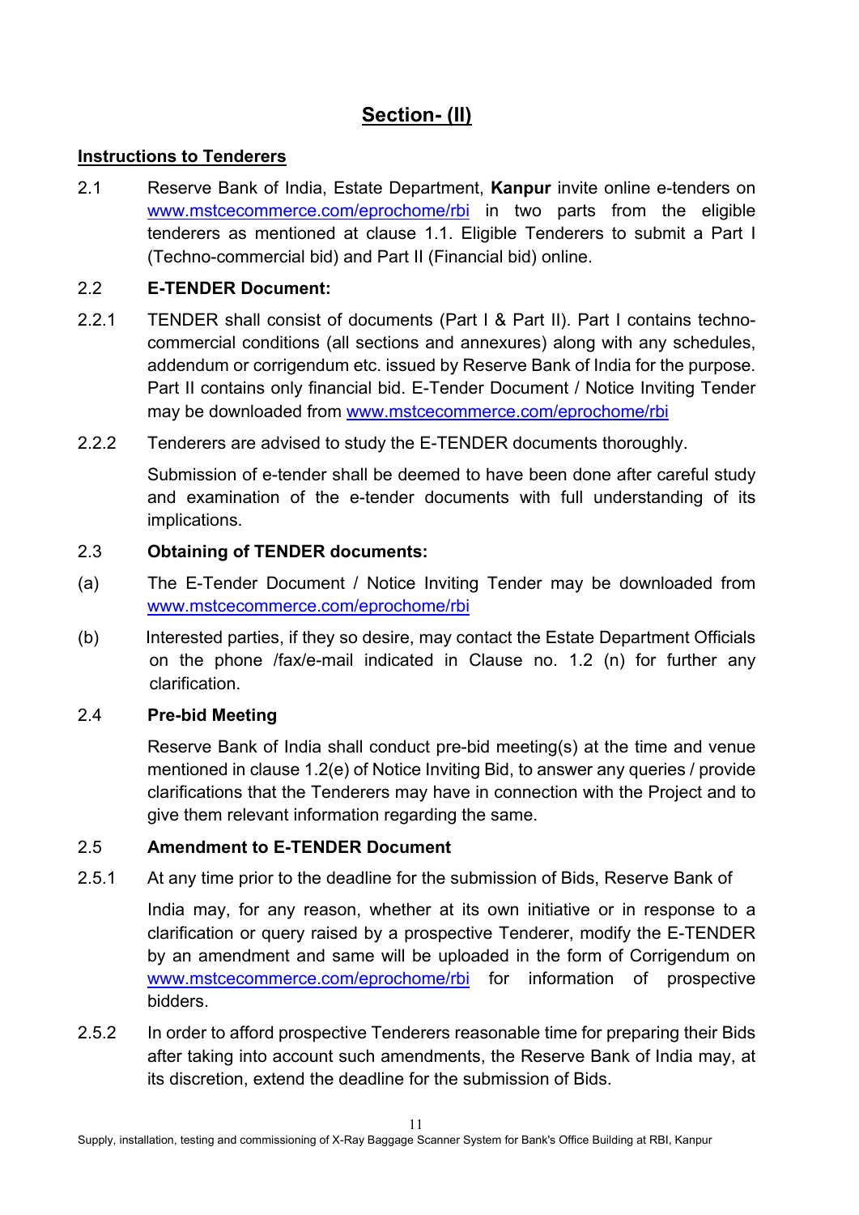## Section- (II)

**Instructions to Tenderers**

2.1 Reserve Bank of India, Estate Department, **Kanpur** invite online e-tenders on www.mstcecommerce.com/eprochome/rbi in two parts from the eligible tenderers as mentioned at clause 1.1. Eligible Tenderers to submit a Part I (Techno-commercial bid) and Part II (Financial bid) online.

2.2 **E-TENDER Document:**

2.2.1 TENDER shall consist of documents (Part I & Part II). Part I contains techno-commercial conditions (all sections and annexures) along with any schedules, addendum or corrigendum etc. issued by Reserve Bank of India for the purpose. Part II contains only financial bid. E-Tender Document / Notice Inviting Tender may be downloaded from www.mstcecommerce.com/eprochome/rbi

2.2.2 Tenderers are advised to study the E-TENDER documents thoroughly.

Submission of e-tender shall be deemed to have been done after careful study and examination of the e-tender documents with full understanding of its implications.

2.3 **Obtaining of TENDER documents:**

(a) The E-Tender Document / Notice Inviting Tender may be downloaded from www.mstcecommerce.com/eprochome/rbi

(b) Interested parties, if they so desire, may contact the Estate Department Officials on the phone /fax/e-mail indicated in Clause no. 1.2 (n) for further any clarification.

2.4 **Pre-bid Meeting**

Reserve Bank of India shall conduct pre-bid meeting(s) at the time and venue mentioned in clause 1.2(e) of Notice Inviting Bid, to answer any queries / provide clarifications that the Tenderers may have in connection with the Project and to give them relevant information regarding the same.

2.5 **Amendment to E-TENDER Document**

2.5.1 At any time prior to the deadline for the submission of Bids, Reserve Bank of

India may, for any reason, whether at its own initiative or in response to a clarification or query raised by a prospective Tenderer, modify the E-TENDER by an amendment and same will be uploaded in the form of Corrigendum on www.mstcecommerce.com/eprochome/rbi for information of prospective bidders.

2.5.2 In order to afford prospective Tenderers reasonable time for preparing their Bids after taking into account such amendments, the Reserve Bank of India may, at its discretion, extend the deadline for the submission of Bids.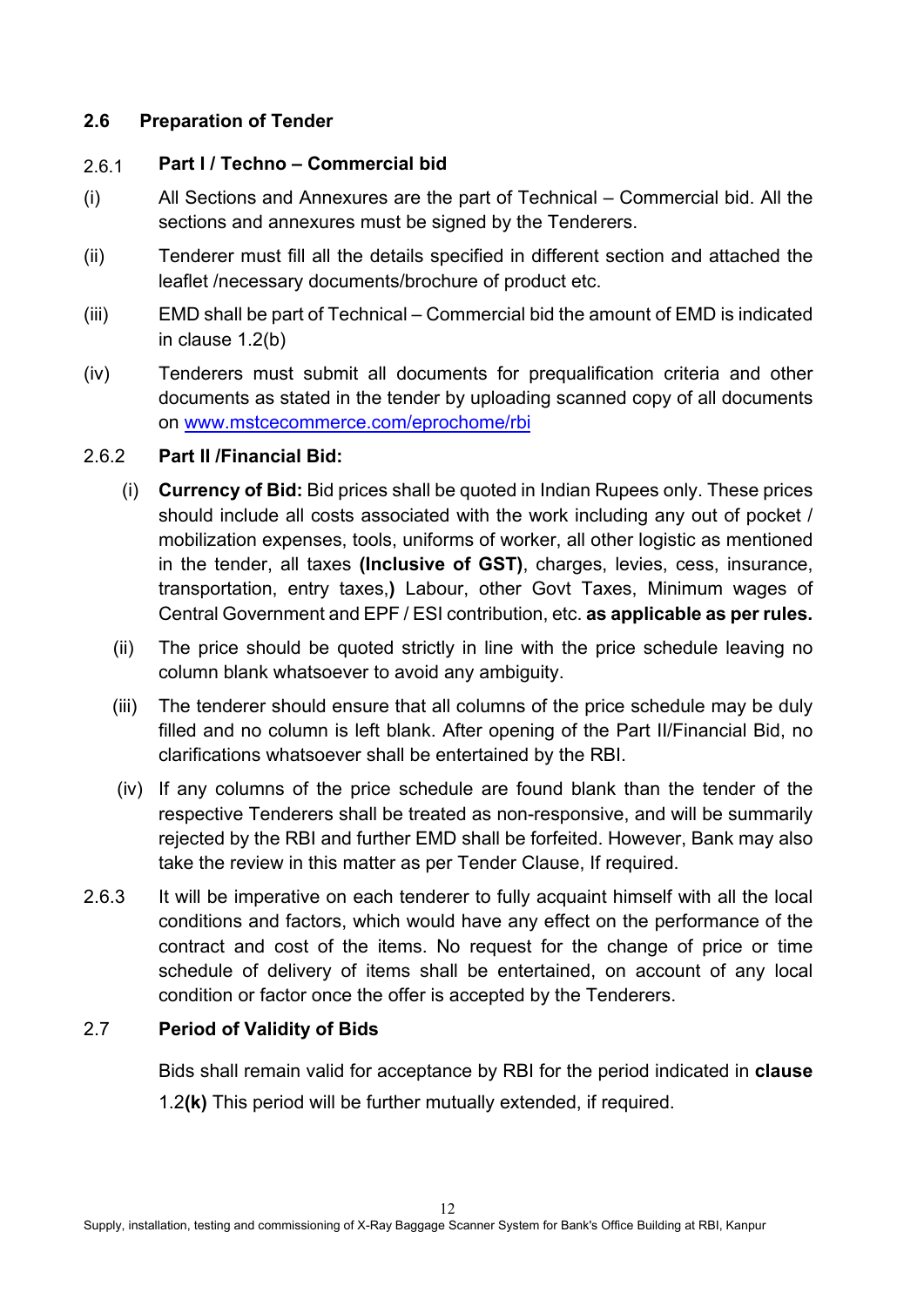## 2.6 Preparation of Tender

### 2.6.1 Part I / Techno – Commercial bid

(i) All Sections and Annexures are the part of Technical – Commercial bid. All the sections and annexures must be signed by the Tenderers.

(ii) Tenderer must fill all the details specified in different section and attached the leaflet /necessary documents/brochure of product etc.

(iii) EMD shall be part of Technical – Commercial bid the amount of EMD is indicated in clause 1.2(b)

(iv) Tenderers must submit all documents for prequalification criteria and other documents as stated in the tender by uploading scanned copy of all documents on www.mstcecommerce.com/eprochome/rbi

### 2.6.2 Part II /Financial Bid:

(i) **Currency of Bid:** Bid prices shall be quoted in Indian Rupees only. These prices should include all costs associated with the work including any out of pocket / mobilization expenses, tools, uniforms of worker, all other logistic as mentioned in the tender, all taxes **(Inclusive of GST)**, charges, levies, cess, insurance, transportation, entry taxes,**)** Labour, other Govt Taxes, Minimum wages of Central Government and EPF / ESI contribution, etc. **as applicable as per rules.**

(ii) The price should be quoted strictly in line with the price schedule leaving no column blank whatsoever to avoid any ambiguity.

(iii) The tenderer should ensure that all columns of the price schedule may be duly filled and no column is left blank. After opening of the Part II/Financial Bid, no clarifications whatsoever shall be entertained by the RBI.

(iv) If any columns of the price schedule are found blank than the tender of the respective Tenderers shall be treated as non-responsive, and will be summarily rejected by the RBI and further EMD shall be forfeited. However, Bank may also take the review in this matter as per Tender Clause, If required.

2.6.3 It will be imperative on each tenderer to fully acquaint himself with all the local conditions and factors, which would have any effect on the performance of the contract and cost of the items. No request for the change of price or time schedule of delivery of items shall be entertained, on account of any local condition or factor once the offer is accepted by the Tenderers.

### 2.7 Period of Validity of Bids

Bids shall remain valid for acceptance by RBI for the period indicated in **clause** 1.2**(k)** This period will be further mutually extended, if required.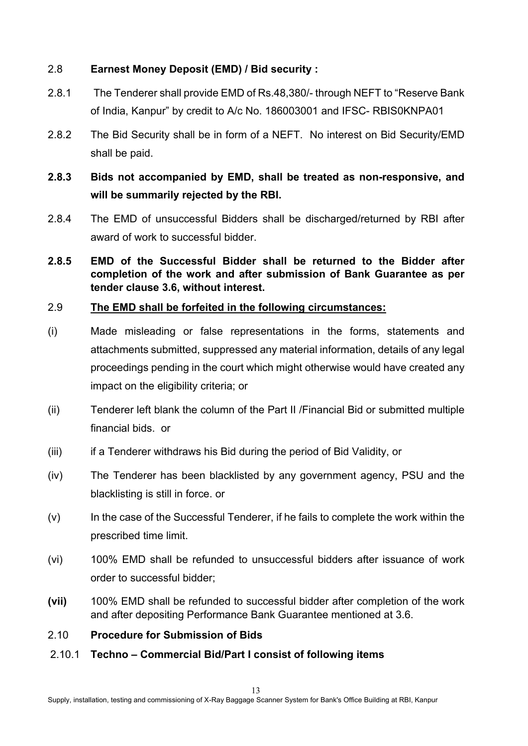2.8 **Earnest Money Deposit (EMD) / Bid security :**

2.8.1 The Tenderer shall provide EMD of Rs.48,380/- through NEFT to "Reserve Bank of India, Kanpur" by credit to A/c No. 186003001 and IFSC- RBIS0KNPA01

2.8.2 The Bid Security shall be in form of a NEFT. No interest on Bid Security/EMD shall be paid.

**2.8.3 Bids not accompanied by EMD, shall be treated as non-responsive, and will be summarily rejected by the RBI.**

2.8.4 The EMD of unsuccessful Bidders shall be discharged/returned by RBI after award of work to successful bidder.

**2.8.5 EMD of the Successful Bidder shall be returned to the Bidder after completion of the work and after submission of Bank Guarantee as per tender clause 3.6, without interest.**

2.9 **<u>The EMD shall be forfeited in the following circumstances:</u>**

(i) Made misleading or false representations in the forms, statements and attachments submitted, suppressed any material information, details of any legal proceedings pending in the court which might otherwise would have created any impact on the eligibility criteria; or

(ii) Tenderer left blank the column of the Part II /Financial Bid or submitted multiple financial bids. or

(iii) if a Tenderer withdraws his Bid during the period of Bid Validity, or

(iv) The Tenderer has been blacklisted by any government agency, PSU and the blacklisting is still in force. or

(v) In the case of the Successful Tenderer, if he fails to complete the work within the prescribed time limit.

(vi) 100% EMD shall be refunded to unsuccessful bidders after issuance of work order to successful bidder;

**(vii)** 100% EMD shall be refunded to successful bidder after completion of the work and after depositing Performance Bank Guarantee mentioned at 3.6.

2.10 **Procedure for Submission of Bids**

2.10.1 **Techno – Commercial Bid/Part I consist of following items**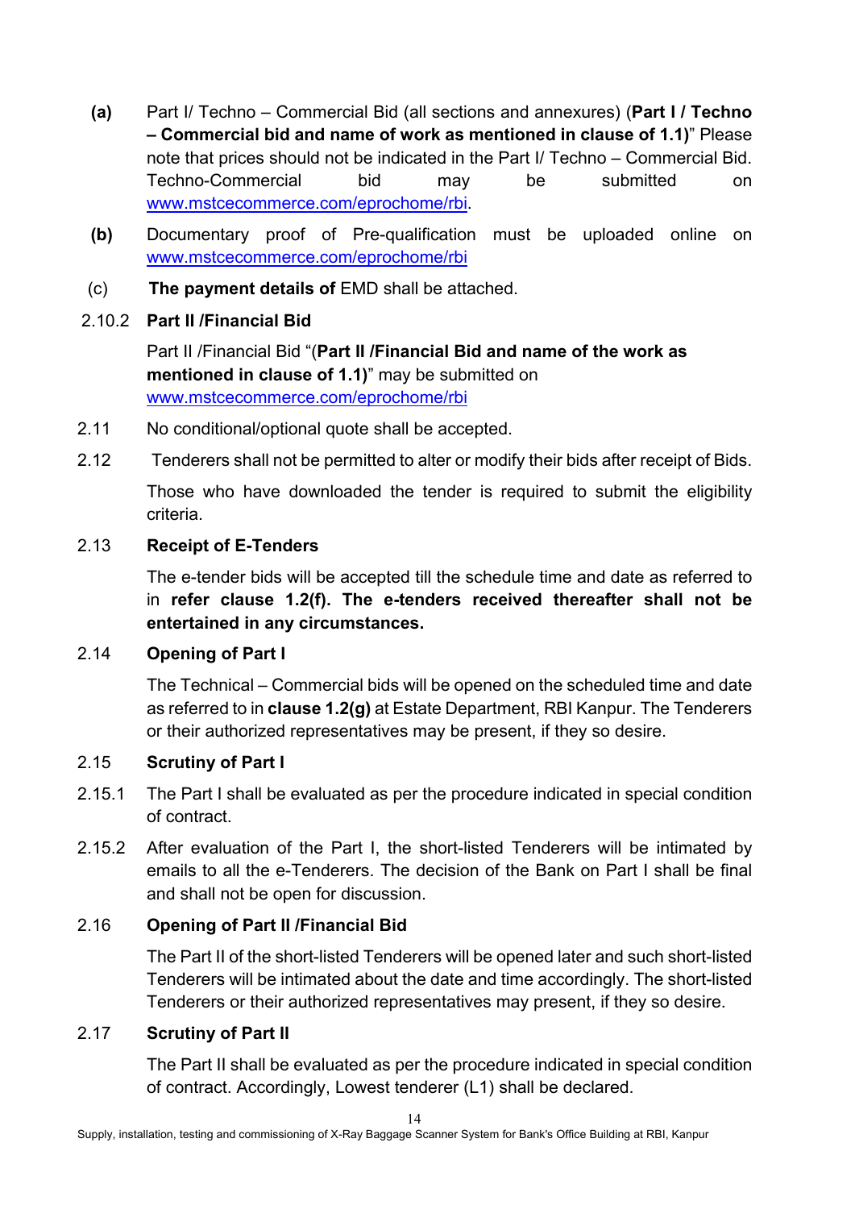**(a)** Part I/ Techno – Commercial Bid (all sections and annexures) (**Part I / Techno – Commercial bid and name of work as mentioned in clause of 1.1)**" Please note that prices should not be indicated in the Part I/ Techno – Commercial Bid. Techno-Commercial bid may be submitted on www.mstcecommerce.com/eprochome/rbi.

**(b)** Documentary proof of Pre-qualification must be uploaded online on www.mstcecommerce.com/eprochome/rbi

(c) **The payment details of** EMD shall be attached.

2.10.2 **Part II /Financial Bid**

Part II /Financial Bid "(**Part II /Financial Bid and name of the work as mentioned in clause of 1.1)**" may be submitted on www.mstcecommerce.com/eprochome/rbi

2.11 No conditional/optional quote shall be accepted.

2.12 Tenderers shall not be permitted to alter or modify their bids after receipt of Bids.

Those who have downloaded the tender is required to submit the eligibility criteria.

2.13 **Receipt of E-Tenders**

The e-tender bids will be accepted till the schedule time and date as referred to in **refer clause 1.2(f). The e-tenders received thereafter shall not be entertained in any circumstances.**

2.14 **Opening of Part I**

The Technical – Commercial bids will be opened on the scheduled time and date as referred to in **clause 1.2(g)** at Estate Department, RBI Kanpur. The Tenderers or their authorized representatives may be present, if they so desire.

2.15 **Scrutiny of Part I**

2.15.1 The Part I shall be evaluated as per the procedure indicated in special condition of contract.

2.15.2 After evaluation of the Part I, the short-listed Tenderers will be intimated by emails to all the e-Tenderers. The decision of the Bank on Part I shall be final and shall not be open for discussion.

2.16 **Opening of Part II /Financial Bid**

The Part II of the short-listed Tenderers will be opened later and such short-listed Tenderers will be intimated about the date and time accordingly. The short-listed Tenderers or their authorized representatives may present, if they so desire.

2.17 **Scrutiny of Part II**

The Part II shall be evaluated as per the procedure indicated in special condition of contract. Accordingly, Lowest tenderer (L1) shall be declared.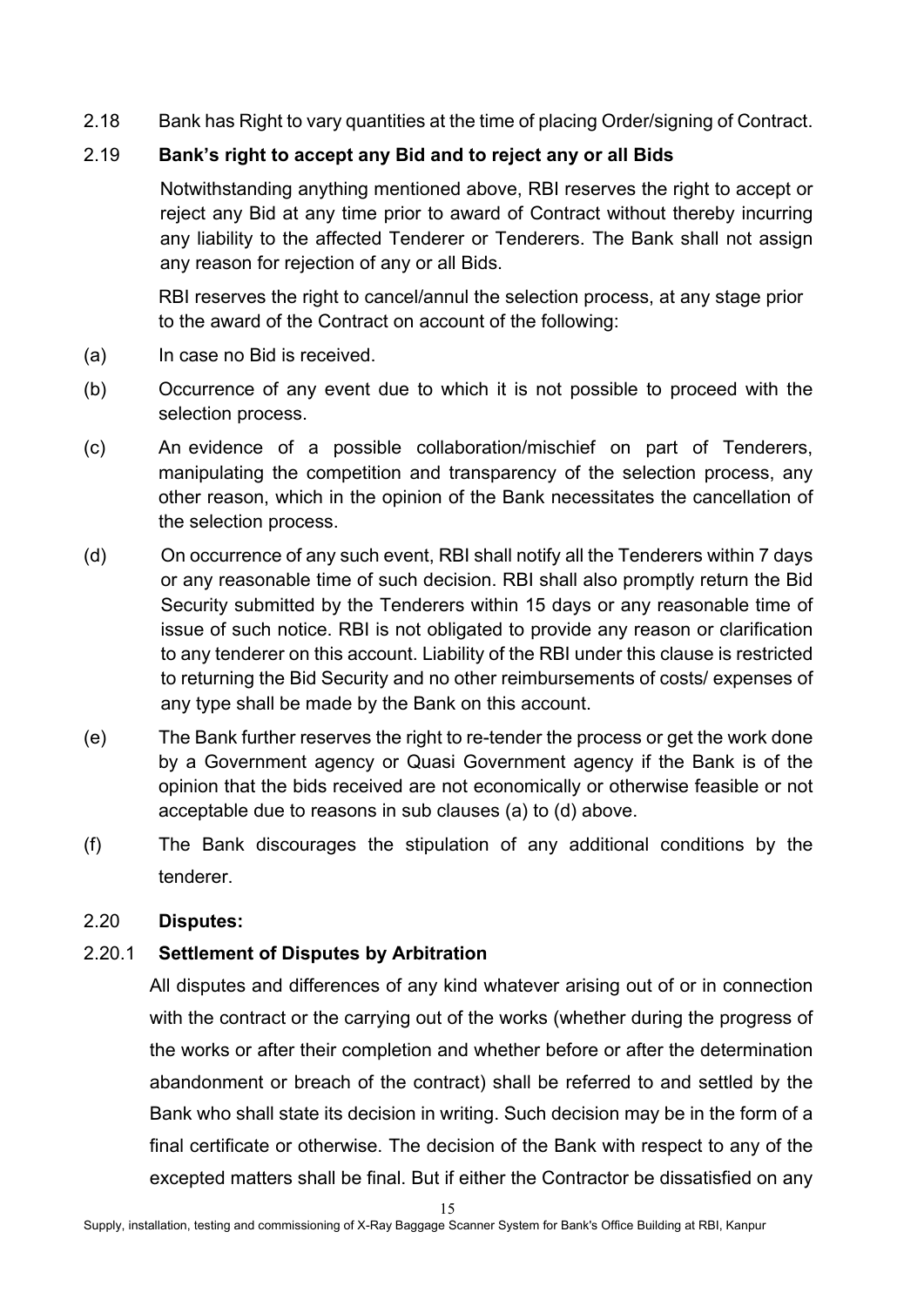2.18 Bank has Right to vary quantities at the time of placing Order/signing of Contract.

2.19 **Bank's right to accept any Bid and to reject any or all Bids**

Notwithstanding anything mentioned above, RBI reserves the right to accept or reject any Bid at any time prior to award of Contract without thereby incurring any liability to the affected Tenderer or Tenderers. The Bank shall not assign any reason for rejection of any or all Bids.

RBI reserves the right to cancel/annul the selection process, at any stage prior to the award of the Contract on account of the following:

(a) In case no Bid is received.

(b) Occurrence of any event due to which it is not possible to proceed with the selection process.

(c) An evidence of a possible collaboration/mischief on part of Tenderers, manipulating the competition and transparency of the selection process, any other reason, which in the opinion of the Bank necessitates the cancellation of the selection process.

(d) On occurrence of any such event, RBI shall notify all the Tenderers within 7 days or any reasonable time of such decision. RBI shall also promptly return the Bid Security submitted by the Tenderers within 15 days or any reasonable time of issue of such notice. RBI is not obligated to provide any reason or clarification to any tenderer on this account. Liability of the RBI under this clause is restricted to returning the Bid Security and no other reimbursements of costs/ expenses of any type shall be made by the Bank on this account.

(e) The Bank further reserves the right to re-tender the process or get the work done by a Government agency or Quasi Government agency if the Bank is of the opinion that the bids received are not economically or otherwise feasible or not acceptable due to reasons in sub clauses (a) to (d) above.

(f) The Bank discourages the stipulation of any additional conditions by the tenderer.

2.20 **Disputes:**

2.20.1 **Settlement of Disputes by Arbitration**

All disputes and differences of any kind whatever arising out of or in connection with the contract or the carrying out of the works (whether during the progress of the works or after their completion and whether before or after the determination abandonment or breach of the contract) shall be referred to and settled by the Bank who shall state its decision in writing. Such decision may be in the form of a final certificate or otherwise. The decision of the Bank with respect to any of the excepted matters shall be final. But if either the Contractor be dissatisfied on any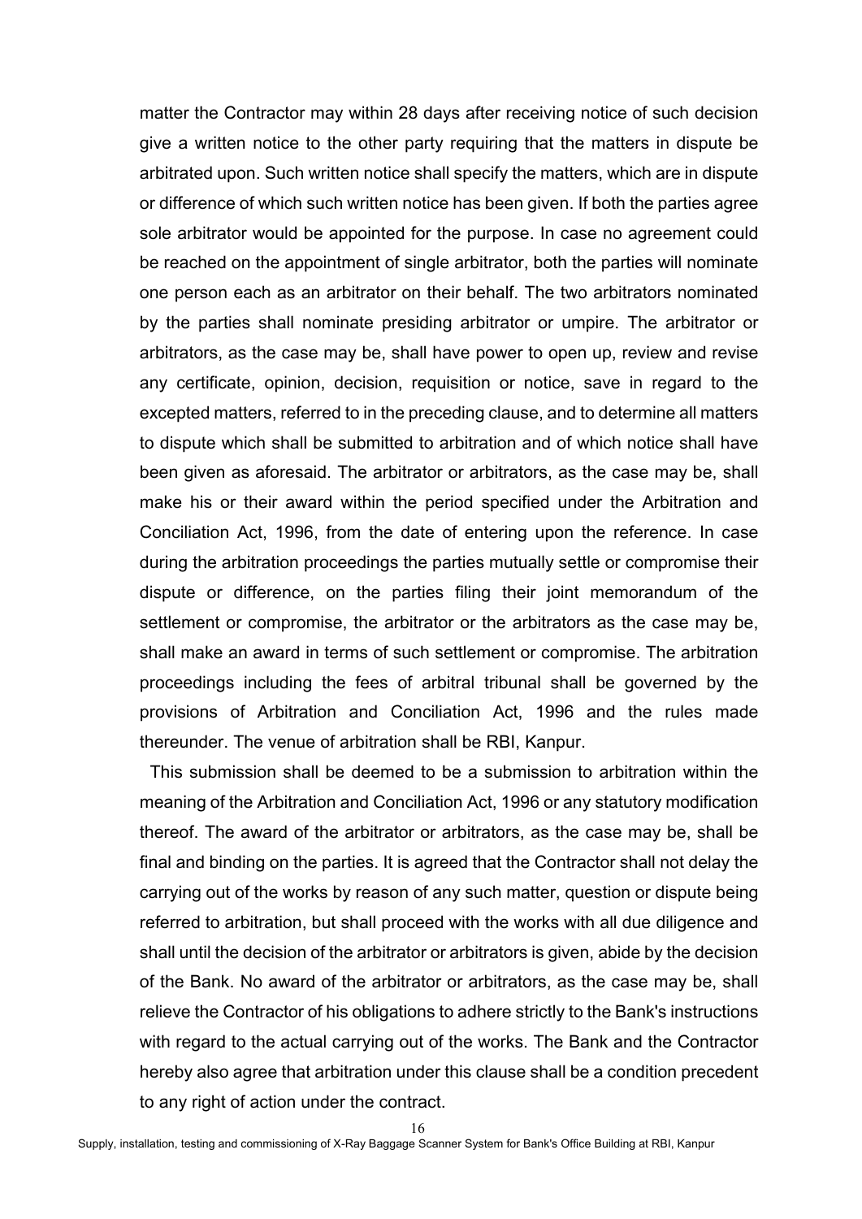matter the Contractor may within 28 days after receiving notice of such decision give a written notice to the other party requiring that the matters in dispute be arbitrated upon. Such written notice shall specify the matters, which are in dispute or difference of which such written notice has been given. If both the parties agree sole arbitrator would be appointed for the purpose. In case no agreement could be reached on the appointment of single arbitrator, both the parties will nominate one person each as an arbitrator on their behalf. The two arbitrators nominated by the parties shall nominate presiding arbitrator or umpire. The arbitrator or arbitrators, as the case may be, shall have power to open up, review and revise any certificate, opinion, decision, requisition or notice, save in regard to the excepted matters, referred to in the preceding clause, and to determine all matters to dispute which shall be submitted to arbitration and of which notice shall have been given as aforesaid. The arbitrator or arbitrators, as the case may be, shall make his or their award within the period specified under the Arbitration and Conciliation Act, 1996, from the date of entering upon the reference. In case during the arbitration proceedings the parties mutually settle or compromise their dispute or difference, on the parties filing their joint memorandum of the settlement or compromise, the arbitrator or the arbitrators as the case may be, shall make an award in terms of such settlement or compromise. The arbitration proceedings including the fees of arbitral tribunal shall be governed by the provisions of Arbitration and Conciliation Act, 1996 and the rules made thereunder. The venue of arbitration shall be RBI, Kanpur.

This submission shall be deemed to be a submission to arbitration within the meaning of the Arbitration and Conciliation Act, 1996 or any statutory modification thereof. The award of the arbitrator or arbitrators, as the case may be, shall be final and binding on the parties. It is agreed that the Contractor shall not delay the carrying out of the works by reason of any such matter, question or dispute being referred to arbitration, but shall proceed with the works with all due diligence and shall until the decision of the arbitrator or arbitrators is given, abide by the decision of the Bank. No award of the arbitrator or arbitrators, as the case may be, shall relieve the Contractor of his obligations to adhere strictly to the Bank's instructions with regard to the actual carrying out of the works. The Bank and the Contractor hereby also agree that arbitration under this clause shall be a condition precedent to any right of action under the contract.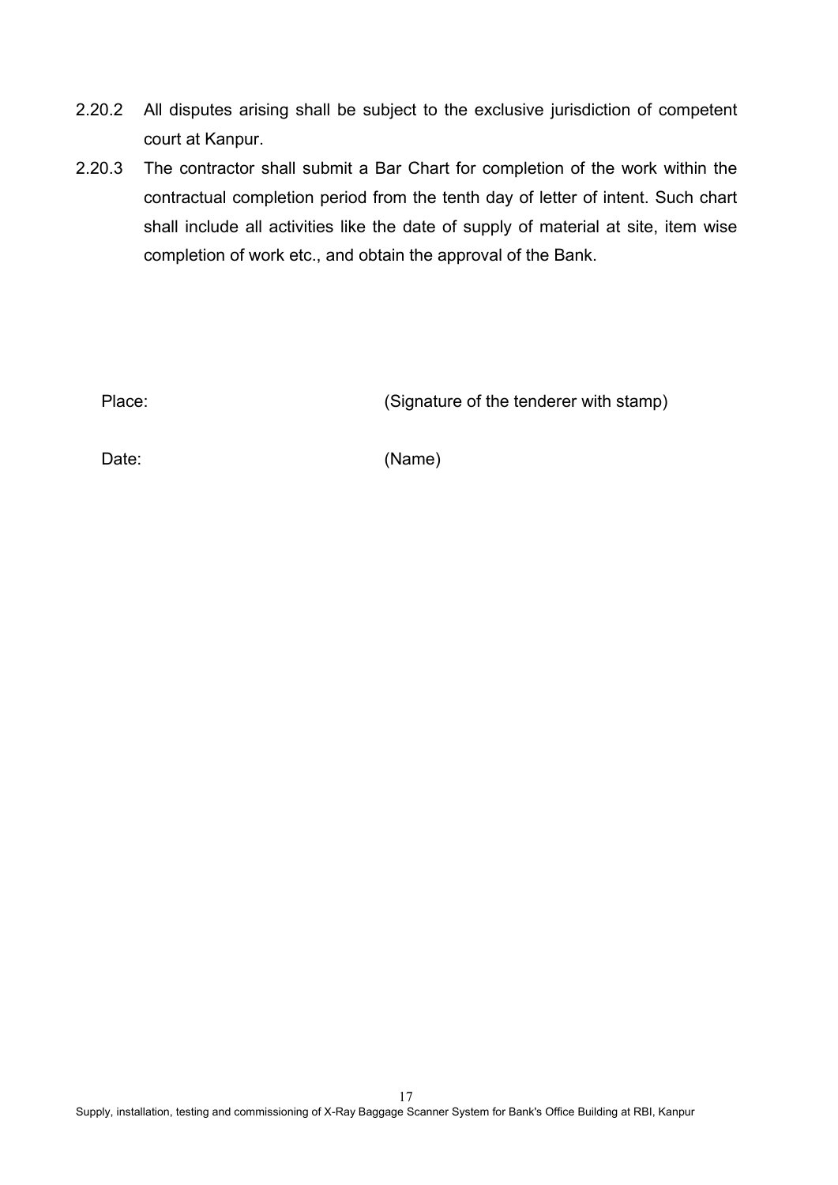2.20.2 All disputes arising shall be subject to the exclusive jurisdiction of competent court at Kanpur.

2.20.3 The contractor shall submit a Bar Chart for completion of the work within the contractual completion period from the tenth day of letter of intent. Such chart shall include all activities like the date of supply of material at site, item wise completion of work etc., and obtain the approval of the Bank.

Place: (Signature of the tenderer with stamp)

Date: (Name)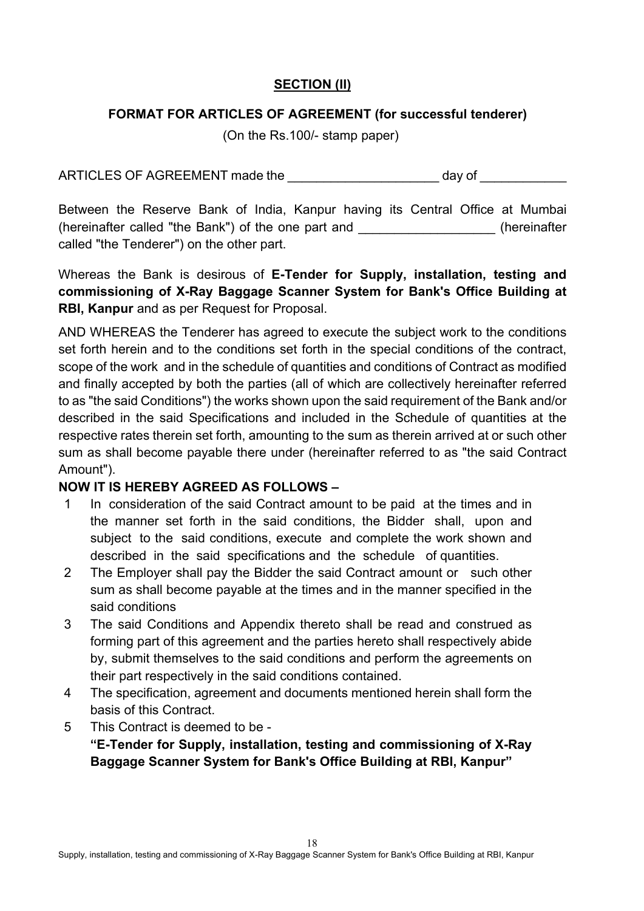## SECTION (II)

### FORMAT FOR ARTICLES OF AGREEMENT (for successful tenderer)

(On the Rs.100/- stamp paper)

ARTICLES OF AGREEMENT made the ____________________ day of ___________

Between the Reserve Bank of India, Kanpur having its Central Office at Mumbai (hereinafter called "the Bank") of the one part and __________________ (hereinafter called "the Tenderer") on the other part.

Whereas the Bank is desirous of **E-Tender for Supply, installation, testing and commissioning of X-Ray Baggage Scanner System for Bank's Office Building at RBI, Kanpur** and as per Request for Proposal.

AND WHEREAS the Tenderer has agreed to execute the subject work to the conditions set forth herein and to the conditions set forth in the special conditions of the contract, scope of the work and in the schedule of quantities and conditions of Contract as modified and finally accepted by both the parties (all of which are collectively hereinafter referred to as "the said Conditions") the works shown upon the said requirement of the Bank and/or described in the said Specifications and included in the Schedule of quantities at the respective rates therein set forth, amounting to the sum as therein arrived at or such other sum as shall become payable there under (hereinafter referred to as "the said Contract Amount").

**NOW IT IS HEREBY AGREED AS FOLLOWS –**

1. In consideration of the said Contract amount to be paid at the times and in the manner set forth in the said conditions, the Bidder shall, upon and subject to the said conditions, execute and complete the work shown and described in the said specifications and the schedule of quantities.
2. The Employer shall pay the Bidder the said Contract amount or such other sum as shall become payable at the times and in the manner specified in the said conditions
3. The said Conditions and Appendix thereto shall be read and construed as forming part of this agreement and the parties hereto shall respectively abide by, submit themselves to the said conditions and perform the agreements on their part respectively in the said conditions contained.
4. The specification, agreement and documents mentioned herein shall form the basis of this Contract.
5. This Contract is deemed to be -
   **"E-Tender for Supply, installation, testing and commissioning of X-Ray Baggage Scanner System for Bank's Office Building at RBI, Kanpur"**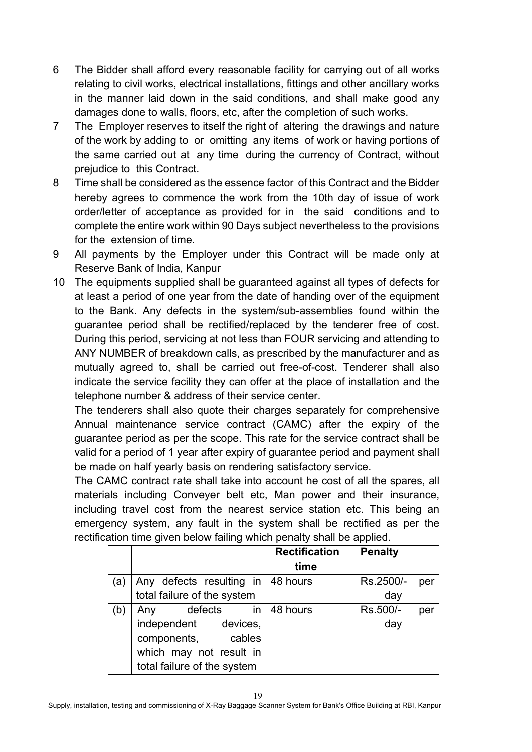6 The Bidder shall afford every reasonable facility for carrying out of all works relating to civil works, electrical installations, fittings and other ancillary works in the manner laid down in the said conditions, and shall make good any damages done to walls, floors, etc, after the completion of such works.

7 The Employer reserves to itself the right of altering the drawings and nature of the work by adding to or omitting any items of work or having portions of the same carried out at any time during the currency of Contract, without prejudice to this Contract.

8 Time shall be considered as the essence factor of this Contract and the Bidder hereby agrees to commence the work from the 10th day of issue of work order/letter of acceptance as provided for in the said conditions and to complete the entire work within 90 Days subject nevertheless to the provisions for the extension of time.

9 All payments by the Employer under this Contract will be made only at Reserve Bank of India, Kanpur

10 The equipments supplied shall be guaranteed against all types of defects for at least a period of one year from the date of handing over of the equipment to the Bank. Any defects in the system/sub-assemblies found within the guarantee period shall be rectified/replaced by the tenderer free of cost. During this period, servicing at not less than FOUR servicing and attending to ANY NUMBER of breakdown calls, as prescribed by the manufacturer and as mutually agreed to, shall be carried out free-of-cost. Tenderer shall also indicate the service facility they can offer at the place of installation and the telephone number & address of their service center.

The tenderers shall also quote their charges separately for comprehensive Annual maintenance service contract (CAMC) after the expiry of the guarantee period as per the scope. This rate for the service contract shall be valid for a period of 1 year after expiry of guarantee period and payment shall be made on half yearly basis on rendering satisfactory service.

The CAMC contract rate shall take into account he cost of all the spares, all materials including Conveyer belt etc, Man power and their insurance, including travel cost from the nearest service station etc. This being an emergency system, any fault in the system shall be rectified as per the rectification time given below failing which penalty shall be applied.

| | | **Rectification time** | **Penalty** |
|---|---|---|---|
| (a) | Any defects resulting in total failure of the system | 48 hours | Rs.2500/- per day |
| (b) | Any defects in independent devices, components, cables which may not result in total failure of the system | 48 hours | Rs.500/- per day |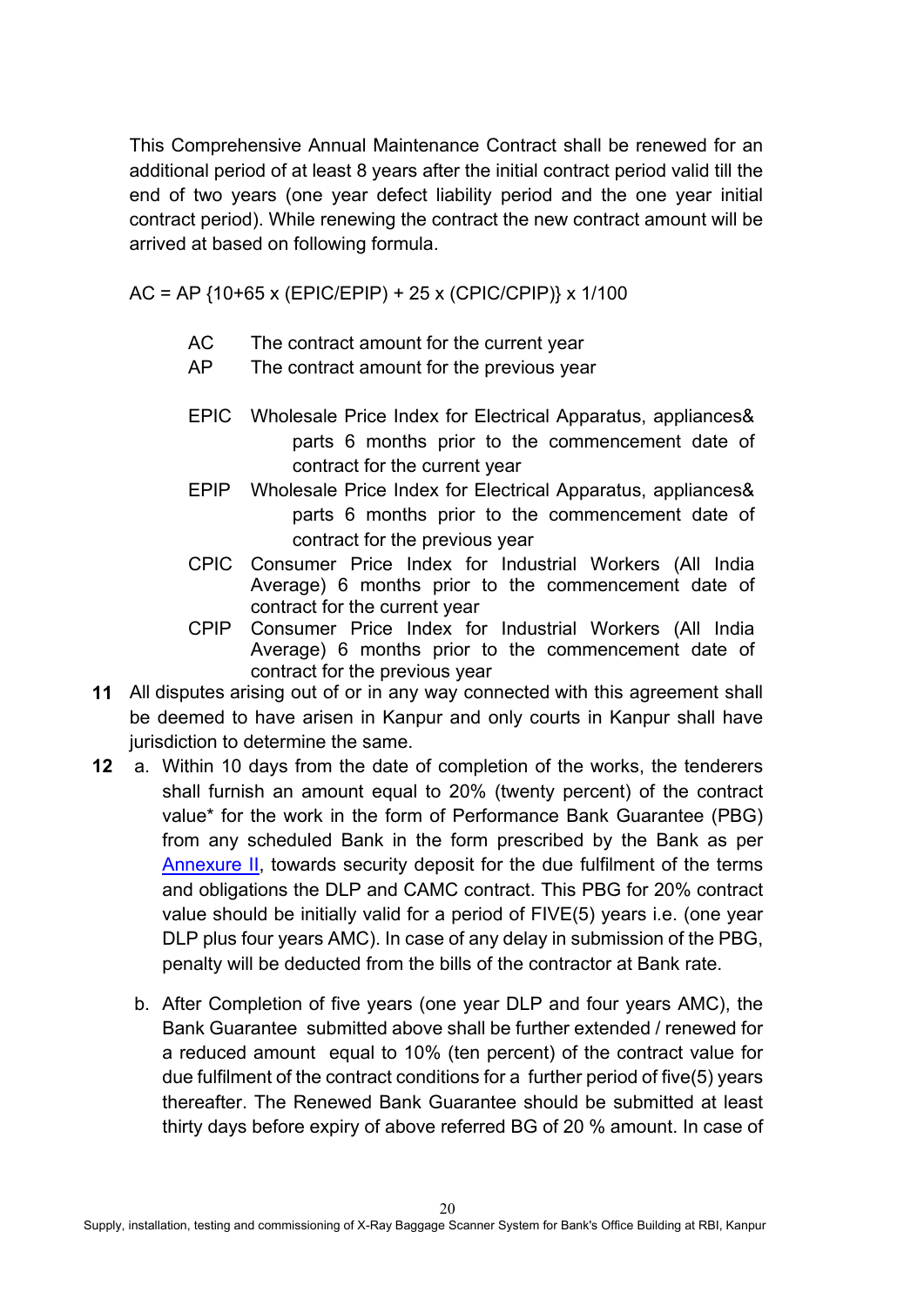This Comprehensive Annual Maintenance Contract shall be renewed for an additional period of at least 8 years after the initial contract period valid till the end of two years (one year defect liability period and the one year initial contract period). While renewing the contract the new contract amount will be arrived at based on following formula.

$$AC = AP \{10+65 \times (EPIC/EPIP) + 25 \times (CPIC/CPIP)\} \times 1/100$$

- AC The contract amount for the current year
- AP The contract amount for the previous year
- EPIC Wholesale Price Index for Electrical Apparatus, appliances& parts 6 months prior to the commencement date of contract for the current year
- EPIP Wholesale Price Index for Electrical Apparatus, appliances& parts 6 months prior to the commencement date of contract for the previous year
- CPIC Consumer Price Index for Industrial Workers (All India Average) 6 months prior to the commencement date of contract for the current year
- CPIP Consumer Price Index for Industrial Workers (All India Average) 6 months prior to the commencement date of contract for the previous year

**11** All disputes arising out of or in any way connected with this agreement shall be deemed to have arisen in Kanpur and only courts in Kanpur shall have jurisdiction to determine the same.

**12**
a. Within 10 days from the date of completion of the works, the tenderers shall furnish an amount equal to 20% (twenty percent) of the contract value* for the work in the form of Performance Bank Guarantee (PBG) from any scheduled Bank in the form prescribed by the Bank as per Annexure II, towards security deposit for the due fulfilment of the terms and obligations the DLP and CAMC contract. This PBG for 20% contract value should be initially valid for a period of FIVE(5) years i.e. (one year DLP plus four years AMC). In case of any delay in submission of the PBG, penalty will be deducted from the bills of the contractor at Bank rate.

b. After Completion of five years (one year DLP and four years AMC), the Bank Guarantee submitted above shall be further extended / renewed for a reduced amount equal to 10% (ten percent) of the contract value for due fulfilment of the contract conditions for a further period of five(5) years thereafter. The Renewed Bank Guarantee should be submitted at least thirty days before expiry of above referred BG of 20 % amount. In case of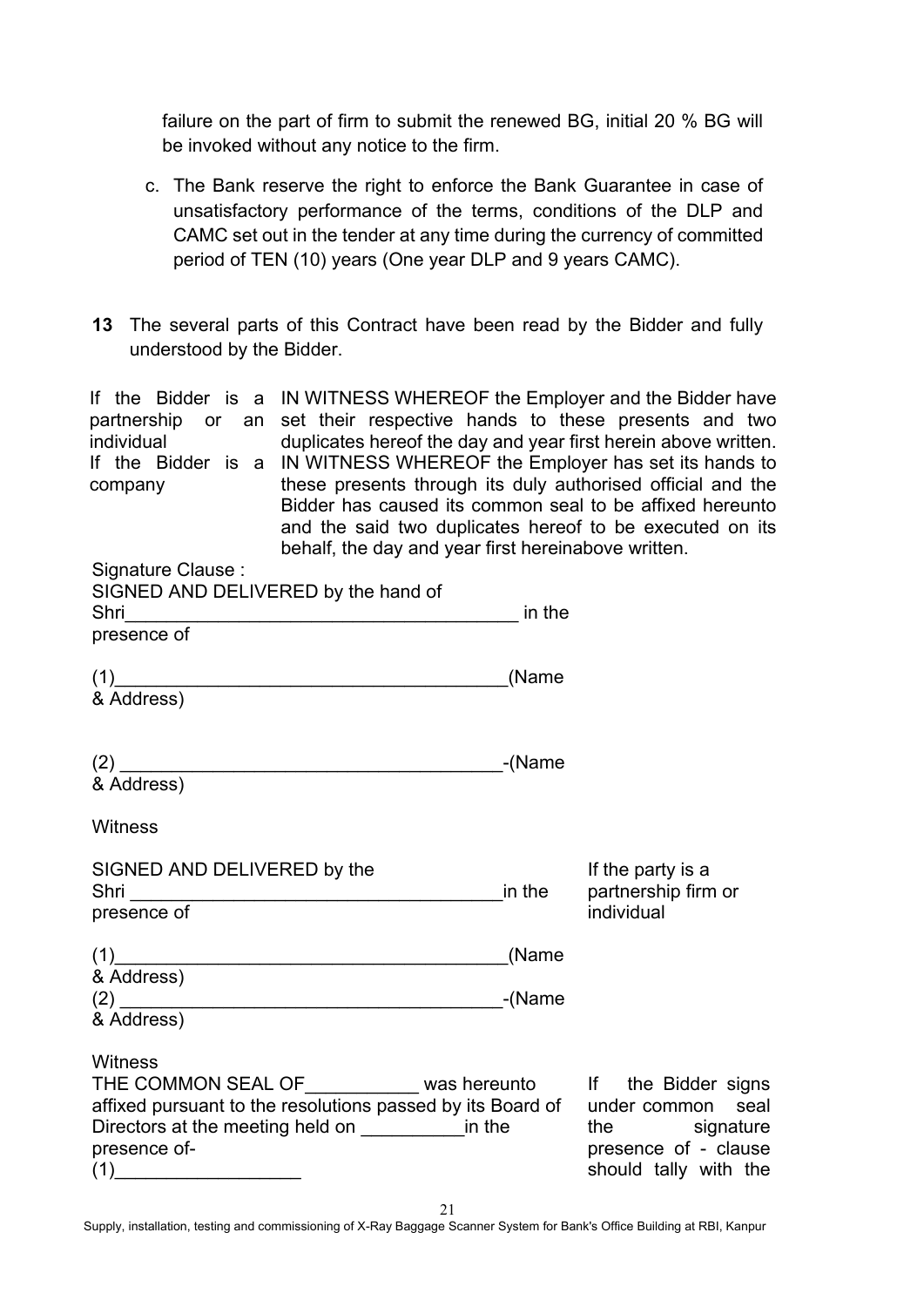failure on the part of firm to submit the renewed BG, initial 20 % BG will be invoked without any notice to the firm.

c. The Bank reserve the right to enforce the Bank Guarantee in case of unsatisfactory performance of the terms, conditions of the DLP and CAMC set out in the tender at any time during the currency of committed period of TEN (10) years (One year DLP and 9 years CAMC).

**13** The several parts of this Contract have been read by the Bidder and fully understood by the Bidder.

| | |
|---|---|
| If the Bidder is a partnership or an individual | IN WITNESS WHEREOF the Employer and the Bidder have set their respective hands to these presents and two duplicates hereof the day and year first herein above written. |
| If the Bidder is a company | IN WITNESS WHEREOF the Employer has set its hands to these presents through its duly authorised official and the Bidder has caused its common seal to be affixed hereunto and the said two duplicates hereof to be executed on its behalf, the day and year first hereinabove written. |

Signature Clause :
SIGNED AND DELIVERED by the hand of
Shri______________________________________ in the presence of

(1)______________________________________(Name & Address)

(2) _____________________________________-(Name & Address)

Witness

SIGNED AND DELIVERED by the
Shri ____________________________________in the presence of

If the party is a partnership firm or individual

(1)______________________________________(Name & Address)

(2) _____________________________________-(Name & Address)

Witness

THE COMMON SEAL OF___________ was hereunto affixed pursuant to the resolutions passed by its Board of Directors at the meeting held on __________in the presence of-

(1)_________________

If the Bidder signs under common seal the signature presence of - clause should tally with the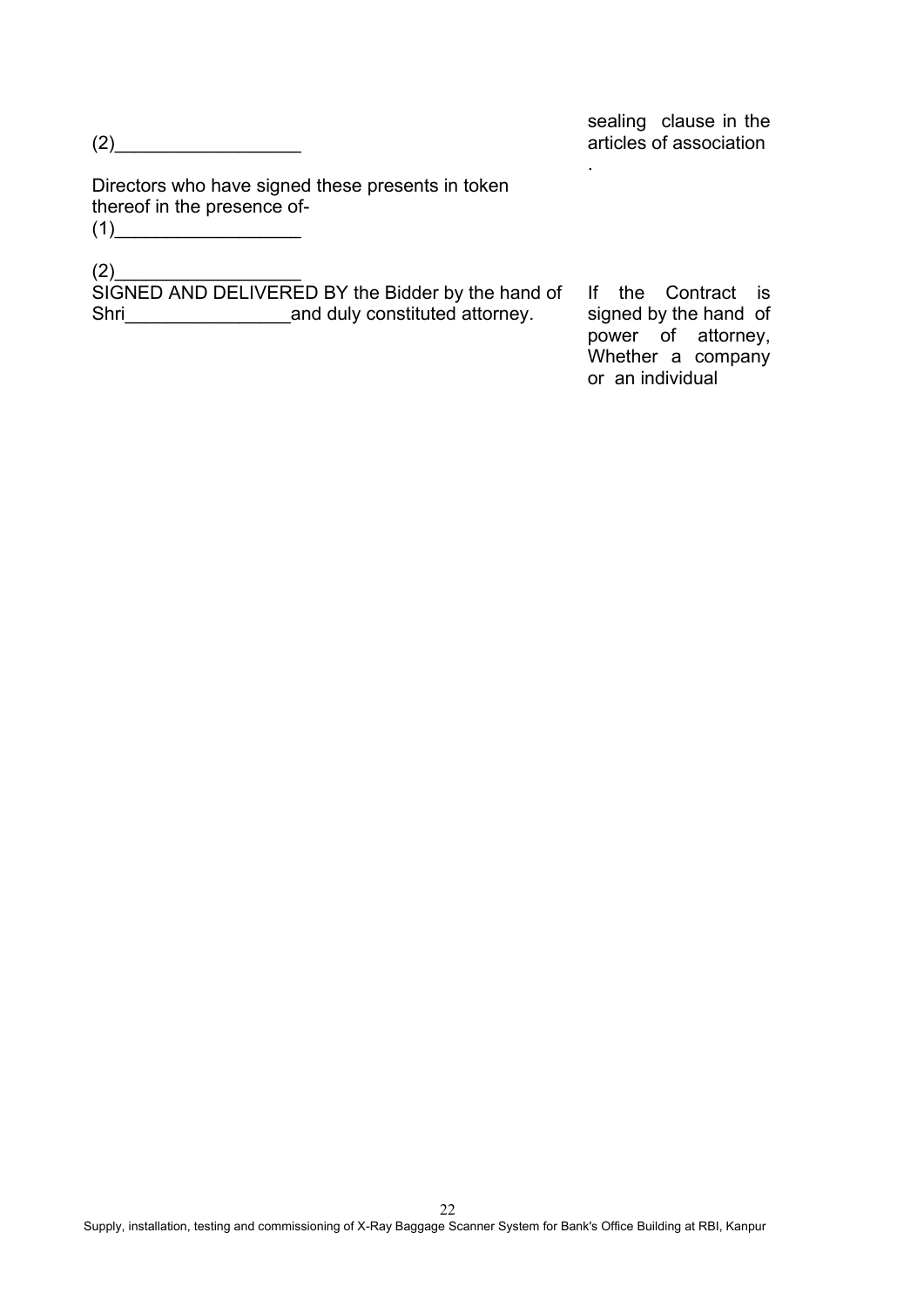| | |
|---|---|
| (2)__________________ | sealing clause in the articles of association . |
| Directors who have signed these presents in token thereof in the presence of-<br>(1)__________________<br><br>(2)__________________ | |
| SIGNED AND DELIVERED BY the Bidder by the hand of Shri________________and duly constituted attorney. | If the Contract is signed by the hand of power of attorney, Whether a company or an individual |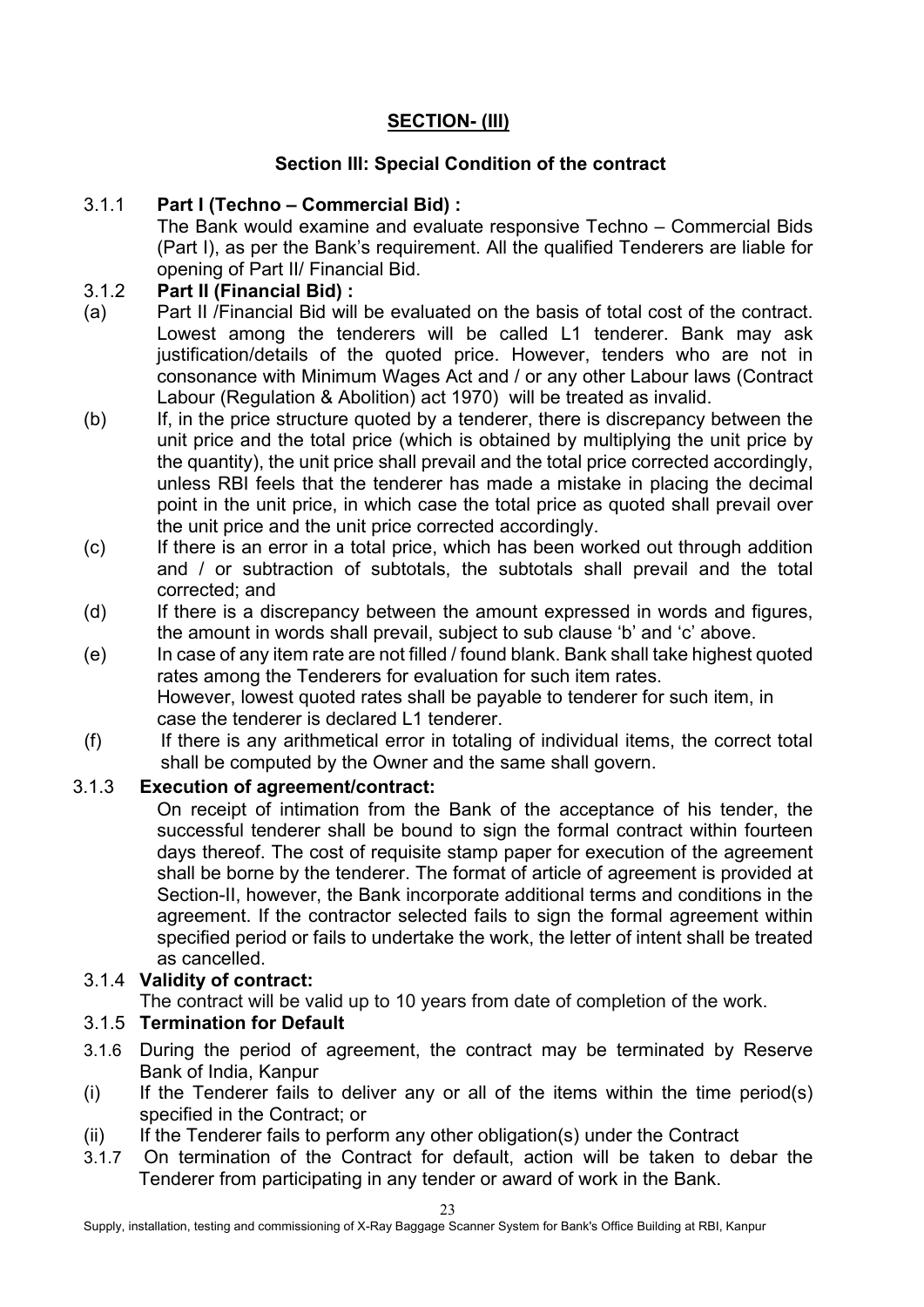## SECTION- (III)

### Section III: Special Condition of the contract

3.1.1 **Part I (Techno – Commercial Bid) :**

The Bank would examine and evaluate responsive Techno – Commercial Bids (Part I), as per the Bank's requirement. All the qualified Tenderers are liable for opening of Part II/ Financial Bid.

3.1.2 **Part II (Financial Bid) :**

(a) Part II /Financial Bid will be evaluated on the basis of total cost of the contract. Lowest among the tenderers will be called L1 tenderer. Bank may ask justification/details of the quoted price. However, tenders who are not in consonance with Minimum Wages Act and / or any other Labour laws (Contract Labour (Regulation & Abolition) act 1970) will be treated as invalid.

(b) If, in the price structure quoted by a tenderer, there is discrepancy between the unit price and the total price (which is obtained by multiplying the unit price by the quantity), the unit price shall prevail and the total price corrected accordingly, unless RBI feels that the tenderer has made a mistake in placing the decimal point in the unit price, in which case the total price as quoted shall prevail over the unit price and the unit price corrected accordingly.

(c) If there is an error in a total price, which has been worked out through addition and / or subtraction of subtotals, the subtotals shall prevail and the total corrected; and

(d) If there is a discrepancy between the amount expressed in words and figures, the amount in words shall prevail, subject to sub clause 'b' and 'c' above.

(e) In case of any item rate are not filled / found blank. Bank shall take highest quoted rates among the Tenderers for evaluation for such item rates.
However, lowest quoted rates shall be payable to tenderer for such item, in case the tenderer is declared L1 tenderer.

(f) If there is any arithmetical error in totaling of individual items, the correct total shall be computed by the Owner and the same shall govern.

3.1.3 **Execution of agreement/contract:**

On receipt of intimation from the Bank of the acceptance of his tender, the successful tenderer shall be bound to sign the formal contract within fourteen days thereof. The cost of requisite stamp paper for execution of the agreement shall be borne by the tenderer. The format of article of agreement is provided at Section-II, however, the Bank incorporate additional terms and conditions in the agreement. If the contractor selected fails to sign the formal agreement within specified period or fails to undertake the work, the letter of intent shall be treated as cancelled.

3.1.4 **Validity of contract:**

The contract will be valid up to 10 years from date of completion of the work.

3.1.5 **Termination for Default**

3.1.6 During the period of agreement, the contract may be terminated by Reserve Bank of India, Kanpur

(i) If the Tenderer fails to deliver any or all of the items within the time period(s) specified in the Contract; or

(ii) If the Tenderer fails to perform any other obligation(s) under the Contract

3.1.7 On termination of the Contract for default, action will be taken to debar the Tenderer from participating in any tender or award of work in the Bank.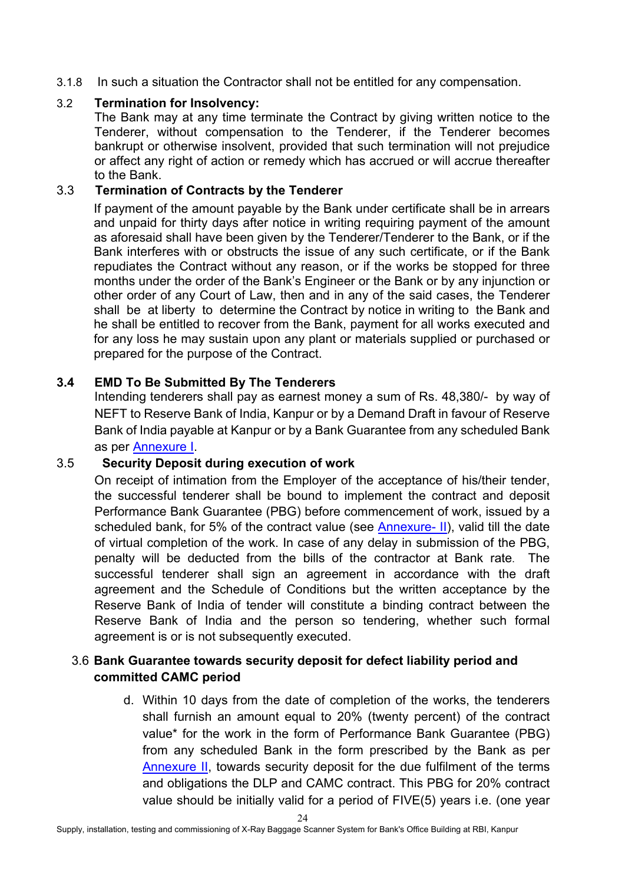3.1.8 In such a situation the Contractor shall not be entitled for any compensation.

3.2 **Termination for Insolvency:**

The Bank may at any time terminate the Contract by giving written notice to the Tenderer, without compensation to the Tenderer, if the Tenderer becomes bankrupt or otherwise insolvent, provided that such termination will not prejudice or affect any right of action or remedy which has accrued or will accrue thereafter to the Bank.

3.3 **Termination of Contracts by the Tenderer**

If payment of the amount payable by the Bank under certificate shall be in arrears and unpaid for thirty days after notice in writing requiring payment of the amount as aforesaid shall have been given by the Tenderer/Tenderer to the Bank, or if the Bank interferes with or obstructs the issue of any such certificate, or if the Bank repudiates the Contract without any reason, or if the works be stopped for three months under the order of the Bank's Engineer or the Bank or by any injunction or other order of any Court of Law, then and in any of the said cases, the Tenderer shall be at liberty to determine the Contract by notice in writing to the Bank and he shall be entitled to recover from the Bank, payment for all works executed and for any loss he may sustain upon any plant or materials supplied or purchased or prepared for the purpose of the Contract.

**3.4 EMD To Be Submitted By The Tenderers**

Intending tenderers shall pay as earnest money a sum of Rs. 48,380/- by way of NEFT to Reserve Bank of India, Kanpur or by a Demand Draft in favour of Reserve Bank of India payable at Kanpur or by a Bank Guarantee from any scheduled Bank as per Annexure I.

3.5 **Security Deposit during execution of work**

On receipt of intimation from the Employer of the acceptance of his/their tender, the successful tenderer shall be bound to implement the contract and deposit Performance Bank Guarantee (PBG) before commencement of work, issued by a scheduled bank, for 5% of the contract value (see Annexure- II), valid till the date of virtual completion of the work. In case of any delay in submission of the PBG, penalty will be deducted from the bills of the contractor at Bank rate. The successful tenderer shall sign an agreement in accordance with the draft agreement and the Schedule of Conditions but the written acceptance by the Reserve Bank of India of tender will constitute a binding contract between the Reserve Bank of India and the person so tendering, whether such formal agreement is or is not subsequently executed.

3.6 **Bank Guarantee towards security deposit for defect liability period and committed CAMC period**

d. Within 10 days from the date of completion of the works, the tenderers shall furnish an amount equal to 20% (twenty percent) of the contract value* for the work in the form of Performance Bank Guarantee (PBG) from any scheduled Bank in the form prescribed by the Bank as per Annexure II, towards security deposit for the due fulfilment of the terms and obligations the DLP and CAMC contract. This PBG for 20% contract value should be initially valid for a period of FIVE(5) years i.e. (one year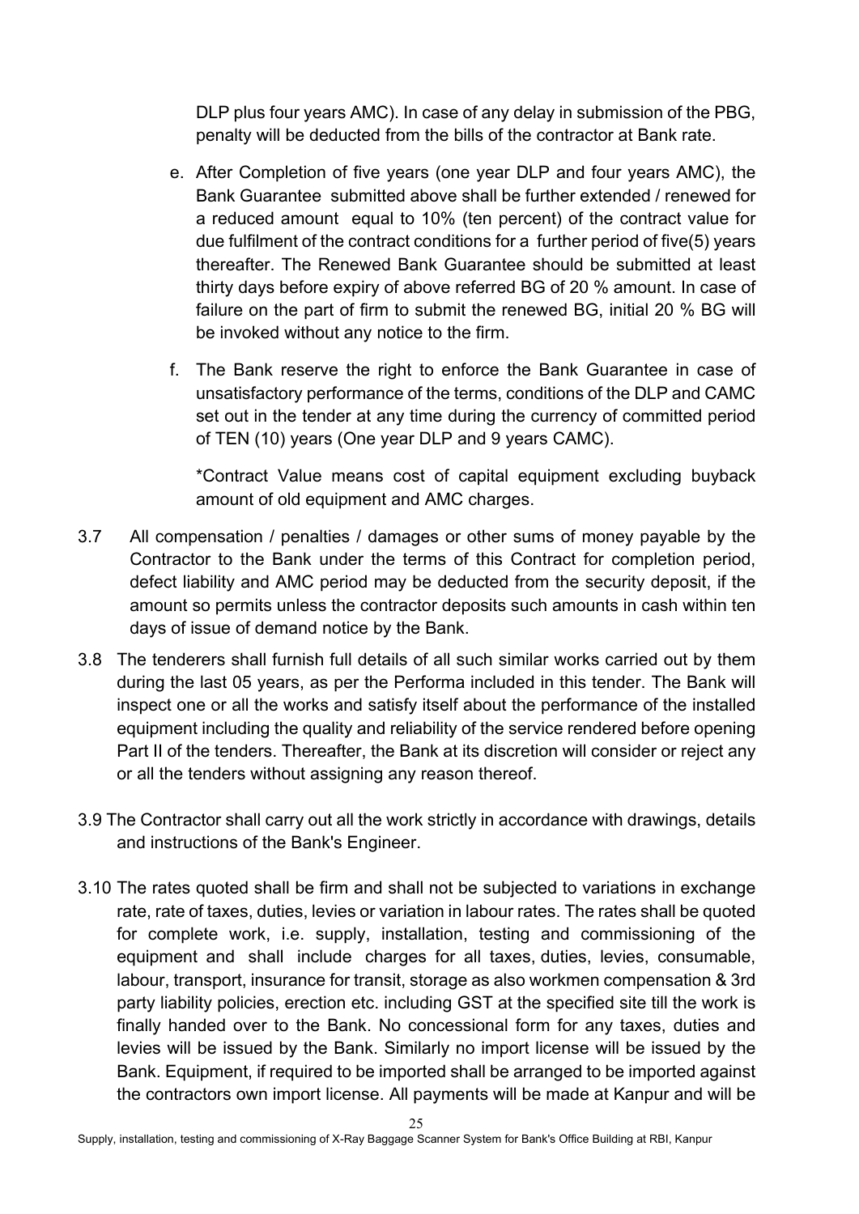DLP plus four years AMC). In case of any delay in submission of the PBG, penalty will be deducted from the bills of the contractor at Bank rate.

e. After Completion of five years (one year DLP and four years AMC), the Bank Guarantee submitted above shall be further extended / renewed for a reduced amount equal to 10% (ten percent) of the contract value for due fulfilment of the contract conditions for a further period of five(5) years thereafter. The Renewed Bank Guarantee should be submitted at least thirty days before expiry of above referred BG of 20 % amount. In case of failure on the part of firm to submit the renewed BG, initial 20 % BG will be invoked without any notice to the firm.

f. The Bank reserve the right to enforce the Bank Guarantee in case of unsatisfactory performance of the terms, conditions of the DLP and CAMC set out in the tender at any time during the currency of committed period of TEN (10) years (One year DLP and 9 years CAMC).

*Contract Value means cost of capital equipment excluding buyback amount of old equipment and AMC charges.

3.7 All compensation / penalties / damages or other sums of money payable by the Contractor to the Bank under the terms of this Contract for completion period, defect liability and AMC period may be deducted from the security deposit, if the amount so permits unless the contractor deposits such amounts in cash within ten days of issue of demand notice by the Bank.

3.8 The tenderers shall furnish full details of all such similar works carried out by them during the last 05 years, as per the Performa included in this tender. The Bank will inspect one or all the works and satisfy itself about the performance of the installed equipment including the quality and reliability of the service rendered before opening Part II of the tenders. Thereafter, the Bank at its discretion will consider or reject any or all the tenders without assigning any reason thereof.

3.9 The Contractor shall carry out all the work strictly in accordance with drawings, details and instructions of the Bank's Engineer.

3.10 The rates quoted shall be firm and shall not be subjected to variations in exchange rate, rate of taxes, duties, levies or variation in labour rates. The rates shall be quoted for complete work, i.e. supply, installation, testing and commissioning of the equipment and shall include charges for all taxes, duties, levies, consumable, labour, transport, insurance for transit, storage as also workmen compensation & 3rd party liability policies, erection etc. including GST at the specified site till the work is finally handed over to the Bank. No concessional form for any taxes, duties and levies will be issued by the Bank. Similarly no import license will be issued by the Bank. Equipment, if required to be imported shall be arranged to be imported against the contractors own import license. All payments will be made at Kanpur and will be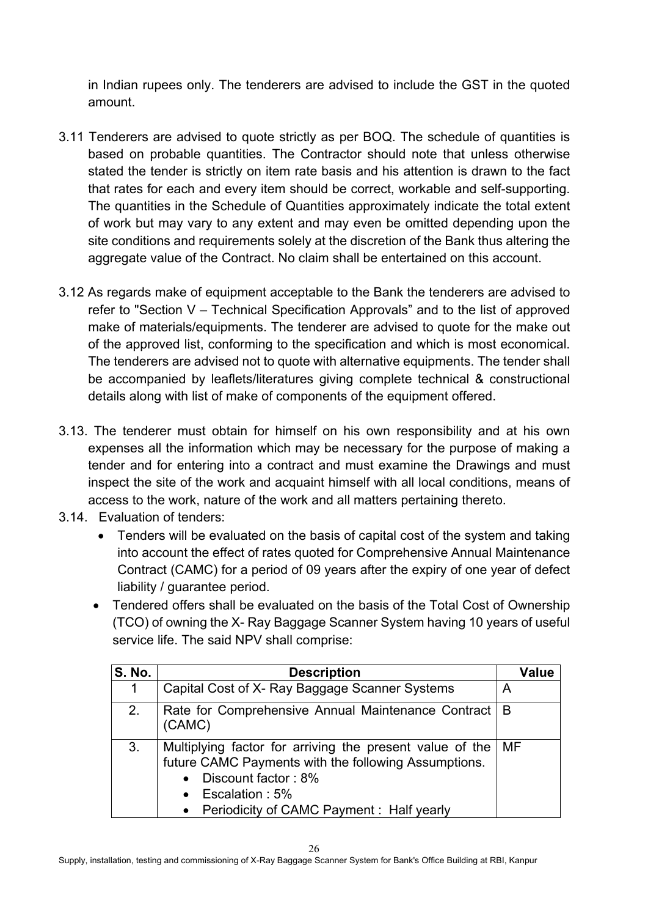in Indian rupees only. The tenderers are advised to include the GST in the quoted amount.

3.11 Tenderers are advised to quote strictly as per BOQ. The schedule of quantities is based on probable quantities. The Contractor should note that unless otherwise stated the tender is strictly on item rate basis and his attention is drawn to the fact that rates for each and every item should be correct, workable and self-supporting. The quantities in the Schedule of Quantities approximately indicate the total extent of work but may vary to any extent and may even be omitted depending upon the site conditions and requirements solely at the discretion of the Bank thus altering the aggregate value of the Contract. No claim shall be entertained on this account.

3.12 As regards make of equipment acceptable to the Bank the tenderers are advised to refer to "Section V – Technical Specification Approvals" and to the list of approved make of materials/equipments. The tenderer are advised to quote for the make out of the approved list, conforming to the specification and which is most economical. The tenderers are advised not to quote with alternative equipments. The tender shall be accompanied by leaflets/literatures giving complete technical & constructional details along with list of make of components of the equipment offered.

3.13. The tenderer must obtain for himself on his own responsibility and at his own expenses all the information which may be necessary for the purpose of making a tender and for entering into a contract and must examine the Drawings and must inspect the site of the work and acquaint himself with all local conditions, means of access to the work, nature of the work and all matters pertaining thereto.

3.14. Evaluation of tenders:

- Tenders will be evaluated on the basis of capital cost of the system and taking into account the effect of rates quoted for Comprehensive Annual Maintenance Contract (CAMC) for a period of 09 years after the expiry of one year of defect liability / guarantee period.
- Tendered offers shall be evaluated on the basis of the Total Cost of Ownership (TCO) of owning the X- Ray Baggage Scanner System having 10 years of useful service life. The said NPV shall comprise:

| S. No. | Description | Value |
|---|---|---|
| 1 | Capital Cost of X- Ray Baggage Scanner Systems | A |
| 2. | Rate for Comprehensive Annual Maintenance Contract (CAMC) | B |
| 3. | Multiplying factor for arriving the present value of the future CAMC Payments with the following Assumptions.<br>• Discount factor : 8%<br>• Escalation : 5%<br>• Periodicity of CAMC Payment : Half yearly | MF |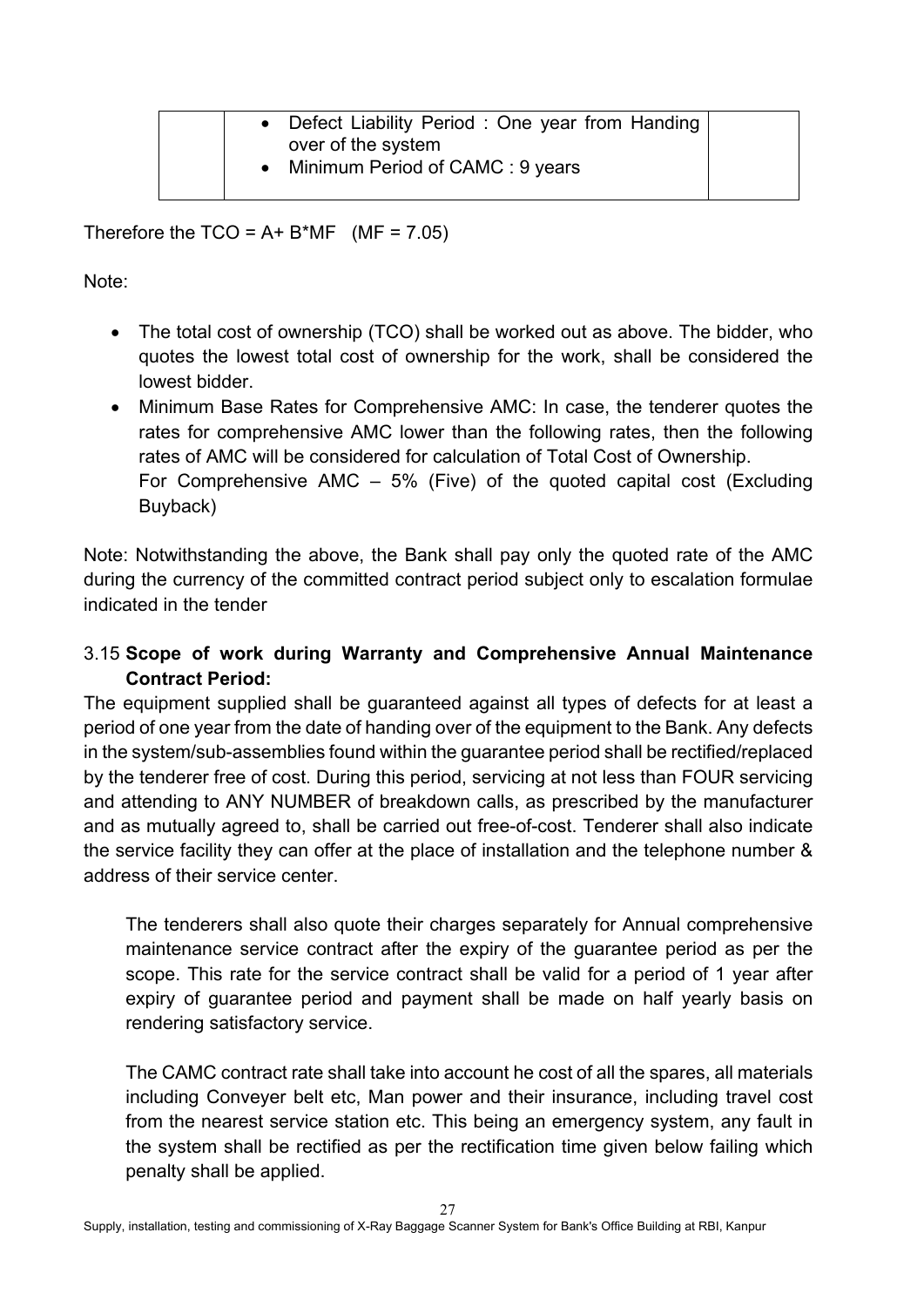|  | • Defect Liability Period : One year from Handing over of the system<br>• Minimum Period of CAMC : 9 years |  |
|---|---|---|

Therefore the TCO = A+ B*MF (MF = 7.05)

Note:

- The total cost of ownership (TCO) shall be worked out as above. The bidder, who quotes the lowest total cost of ownership for the work, shall be considered the lowest bidder.
- Minimum Base Rates for Comprehensive AMC: In case, the tenderer quotes the rates for comprehensive AMC lower than the following rates, then the following rates of AMC will be considered for calculation of Total Cost of Ownership.
  For Comprehensive AMC – 5% (Five) of the quoted capital cost (Excluding Buyback)

Note: Notwithstanding the above, the Bank shall pay only the quoted rate of the AMC during the currency of the committed contract period subject only to escalation formulae indicated in the tender

### 3.15 **Scope of work during Warranty and Comprehensive Annual Maintenance Contract Period:**

The equipment supplied shall be guaranteed against all types of defects for at least a period of one year from the date of handing over of the equipment to the Bank. Any defects in the system/sub-assemblies found within the guarantee period shall be rectified/replaced by the tenderer free of cost. During this period, servicing at not less than FOUR servicing and attending to ANY NUMBER of breakdown calls, as prescribed by the manufacturer and as mutually agreed to, shall be carried out free-of-cost. Tenderer shall also indicate the service facility they can offer at the place of installation and the telephone number & address of their service center.

The tenderers shall also quote their charges separately for Annual comprehensive maintenance service contract after the expiry of the guarantee period as per the scope. This rate for the service contract shall be valid for a period of 1 year after expiry of guarantee period and payment shall be made on half yearly basis on rendering satisfactory service.

The CAMC contract rate shall take into account he cost of all the spares, all materials including Conveyer belt etc, Man power and their insurance, including travel cost from the nearest service station etc. This being an emergency system, any fault in the system shall be rectified as per the rectification time given below failing which penalty shall be applied.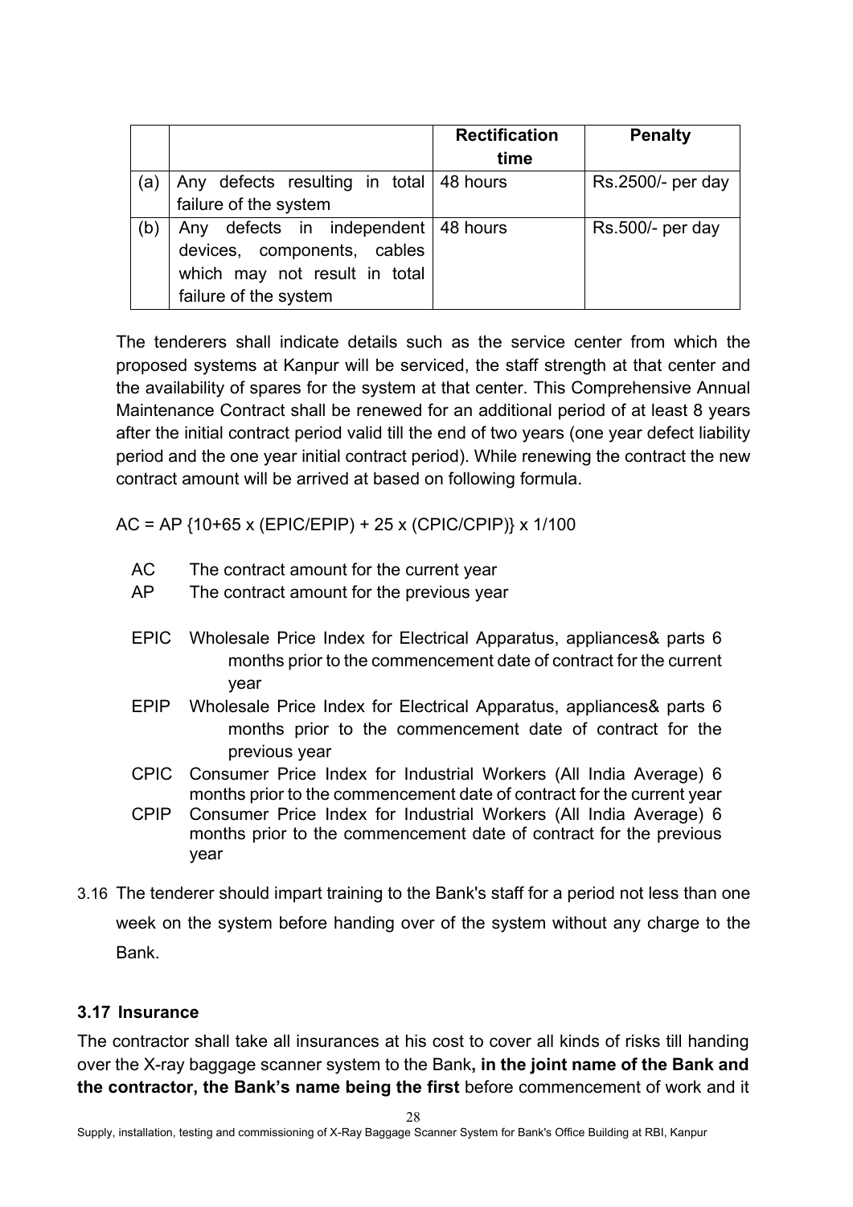| | | Rectification time | Penalty |
|---|---|---|---|
| (a) | Any defects resulting in total failure of the system | 48 hours | Rs.2500/- per day |
| (b) | Any defects in independent devices, components, cables which may not result in total failure of the system | 48 hours | Rs.500/- per day |

The tenderers shall indicate details such as the service center from which the proposed systems at Kanpur will be serviced, the staff strength at that center and the availability of spares for the system at that center. This Comprehensive Annual Maintenance Contract shall be renewed for an additional period of at least 8 years after the initial contract period valid till the end of two years (one year defect liability period and the one year initial contract period). While renewing the contract the new contract amount will be arrived at based on following formula.

$$AC = AP \{10+65 \times (EPIC/EPIP) + 25 \times (CPIC/CPIP)\} \times 1/100$$

- AC The contract amount for the current year
- AP The contract amount for the previous year

- EPIC Wholesale Price Index for Electrical Apparatus, appliances& parts 6 months prior to the commencement date of contract for the current year
- EPIP Wholesale Price Index for Electrical Apparatus, appliances& parts 6 months prior to the commencement date of contract for the previous year
- CPIC Consumer Price Index for Industrial Workers (All India Average) 6 months prior to the commencement date of contract for the current year
- CPIP Consumer Price Index for Industrial Workers (All India Average) 6 months prior to the commencement date of contract for the previous year

3.16 The tenderer should impart training to the Bank's staff for a period not less than one week on the system before handing over of the system without any charge to the Bank.

### 3.17 Insurance

The contractor shall take all insurances at his cost to cover all kinds of risks till handing over the X-ray baggage scanner system to the Bank**, in the joint name of the Bank and the contractor, the Bank's name being the first** before commencement of work and it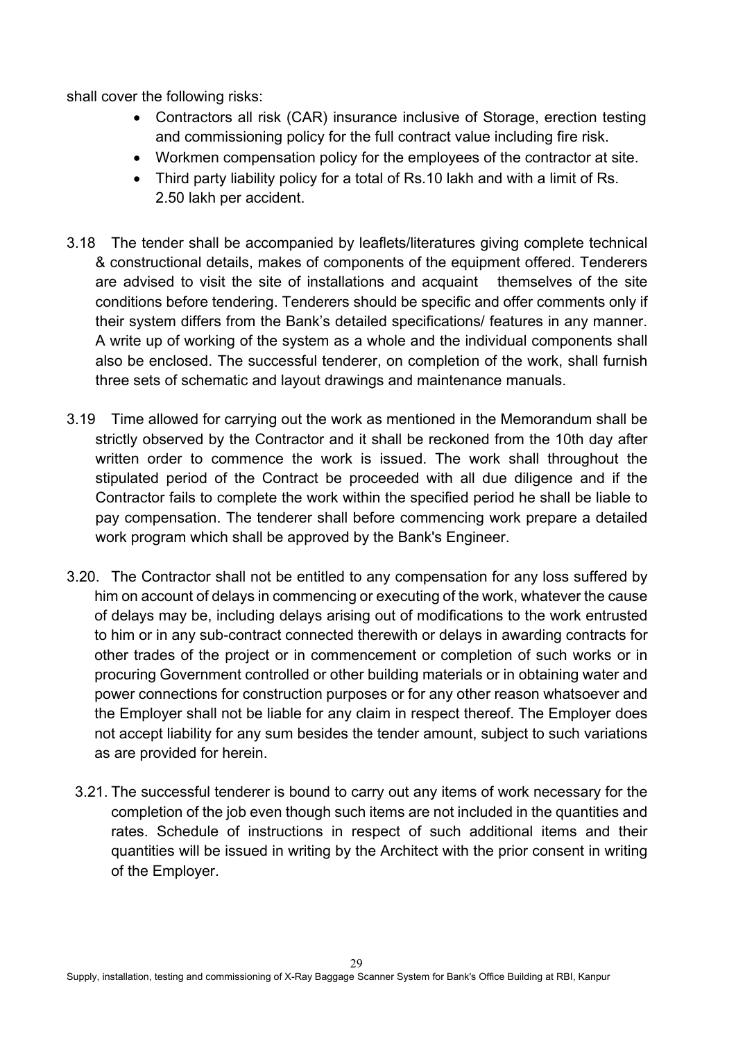shall cover the following risks:

- Contractors all risk (CAR) insurance inclusive of Storage, erection testing and commissioning policy for the full contract value including fire risk.
- Workmen compensation policy for the employees of the contractor at site.
- Third party liability policy for a total of Rs.10 lakh and with a limit of Rs. 2.50 lakh per accident.

3.18 The tender shall be accompanied by leaflets/literatures giving complete technical & constructional details, makes of components of the equipment offered. Tenderers are advised to visit the site of installations and acquaint themselves of the site conditions before tendering. Tenderers should be specific and offer comments only if their system differs from the Bank's detailed specifications/ features in any manner. A write up of working of the system as a whole and the individual components shall also be enclosed. The successful tenderer, on completion of the work, shall furnish three sets of schematic and layout drawings and maintenance manuals.

3.19 Time allowed for carrying out the work as mentioned in the Memorandum shall be strictly observed by the Contractor and it shall be reckoned from the 10th day after written order to commence the work is issued. The work shall throughout the stipulated period of the Contract be proceeded with all due diligence and if the Contractor fails to complete the work within the specified period he shall be liable to pay compensation. The tenderer shall before commencing work prepare a detailed work program which shall be approved by the Bank's Engineer.

3.20. The Contractor shall not be entitled to any compensation for any loss suffered by him on account of delays in commencing or executing of the work, whatever the cause of delays may be, including delays arising out of modifications to the work entrusted to him or in any sub-contract connected therewith or delays in awarding contracts for other trades of the project or in commencement or completion of such works or in procuring Government controlled or other building materials or in obtaining water and power connections for construction purposes or for any other reason whatsoever and the Employer shall not be liable for any claim in respect thereof. The Employer does not accept liability for any sum besides the tender amount, subject to such variations as are provided for herein.

3.21. The successful tenderer is bound to carry out any items of work necessary for the completion of the job even though such items are not included in the quantities and rates. Schedule of instructions in respect of such additional items and their quantities will be issued in writing by the Architect with the prior consent in writing of the Employer.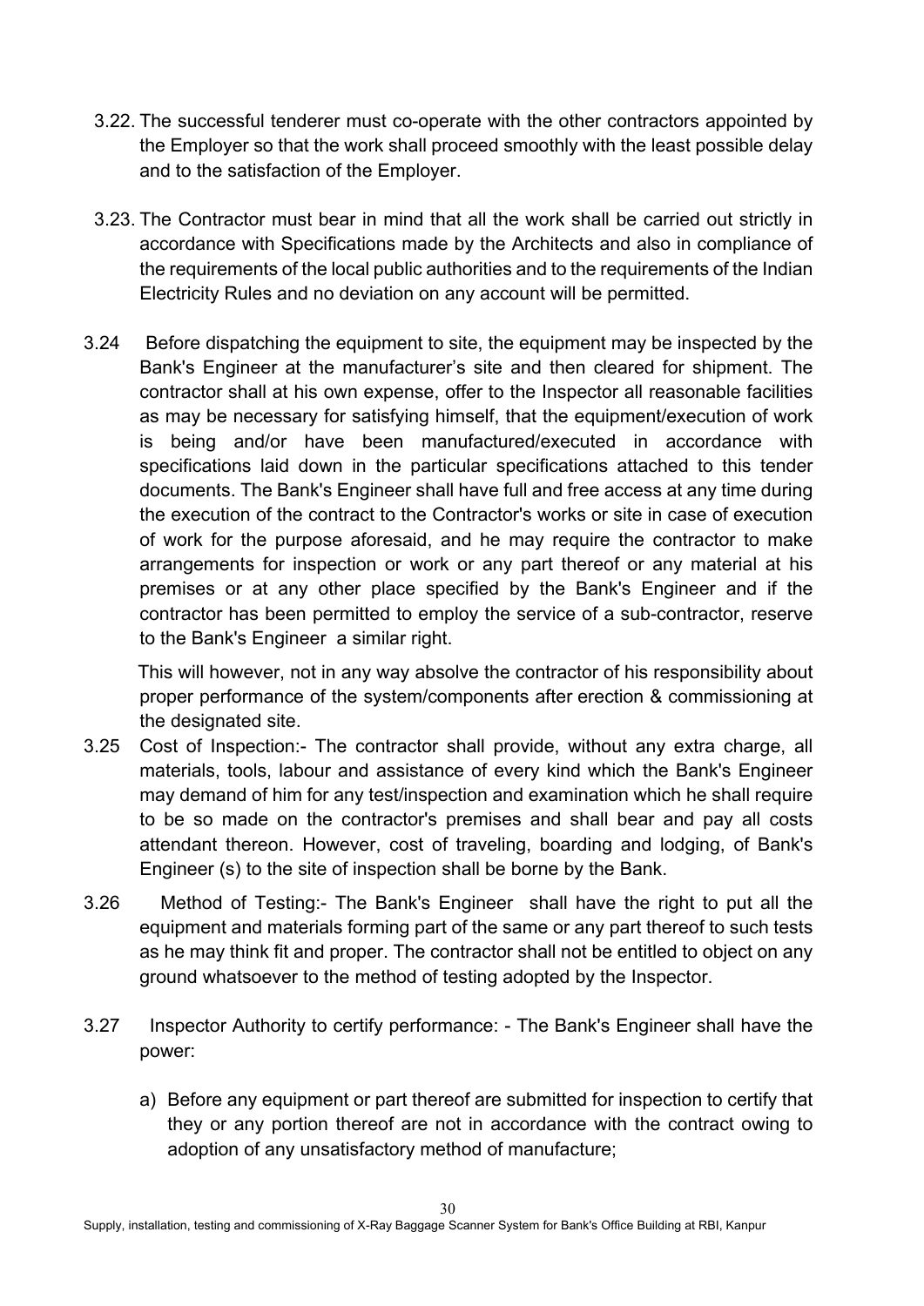3.22. The successful tenderer must co-operate with the other contractors appointed by the Employer so that the work shall proceed smoothly with the least possible delay and to the satisfaction of the Employer.

3.23. The Contractor must bear in mind that all the work shall be carried out strictly in accordance with Specifications made by the Architects and also in compliance of the requirements of the local public authorities and to the requirements of the Indian Electricity Rules and no deviation on any account will be permitted.

3.24 Before dispatching the equipment to site, the equipment may be inspected by the Bank's Engineer at the manufacturer's site and then cleared for shipment. The contractor shall at his own expense, offer to the Inspector all reasonable facilities as may be necessary for satisfying himself, that the equipment/execution of work is being and/or have been manufactured/executed in accordance with specifications laid down in the particular specifications attached to this tender documents. The Bank's Engineer shall have full and free access at any time during the execution of the contract to the Contractor's works or site in case of execution of work for the purpose aforesaid, and he may require the contractor to make arrangements for inspection or work or any part thereof or any material at his premises or at any other place specified by the Bank's Engineer and if the contractor has been permitted to employ the service of a sub-contractor, reserve to the Bank's Engineer a similar right.

This will however, not in any way absolve the contractor of his responsibility about proper performance of the system/components after erection & commissioning at the designated site.

3.25 Cost of Inspection:- The contractor shall provide, without any extra charge, all materials, tools, labour and assistance of every kind which the Bank's Engineer may demand of him for any test/inspection and examination which he shall require to be so made on the contractor's premises and shall bear and pay all costs attendant thereon. However, cost of traveling, boarding and lodging, of Bank's Engineer (s) to the site of inspection shall be borne by the Bank.

3.26 Method of Testing:- The Bank's Engineer shall have the right to put all the equipment and materials forming part of the same or any part thereof to such tests as he may think fit and proper. The contractor shall not be entitled to object on any ground whatsoever to the method of testing adopted by the Inspector.

3.27 Inspector Authority to certify performance: - The Bank's Engineer shall have the power:

a) Before any equipment or part thereof are submitted for inspection to certify that they or any portion thereof are not in accordance with the contract owing to adoption of any unsatisfactory method of manufacture;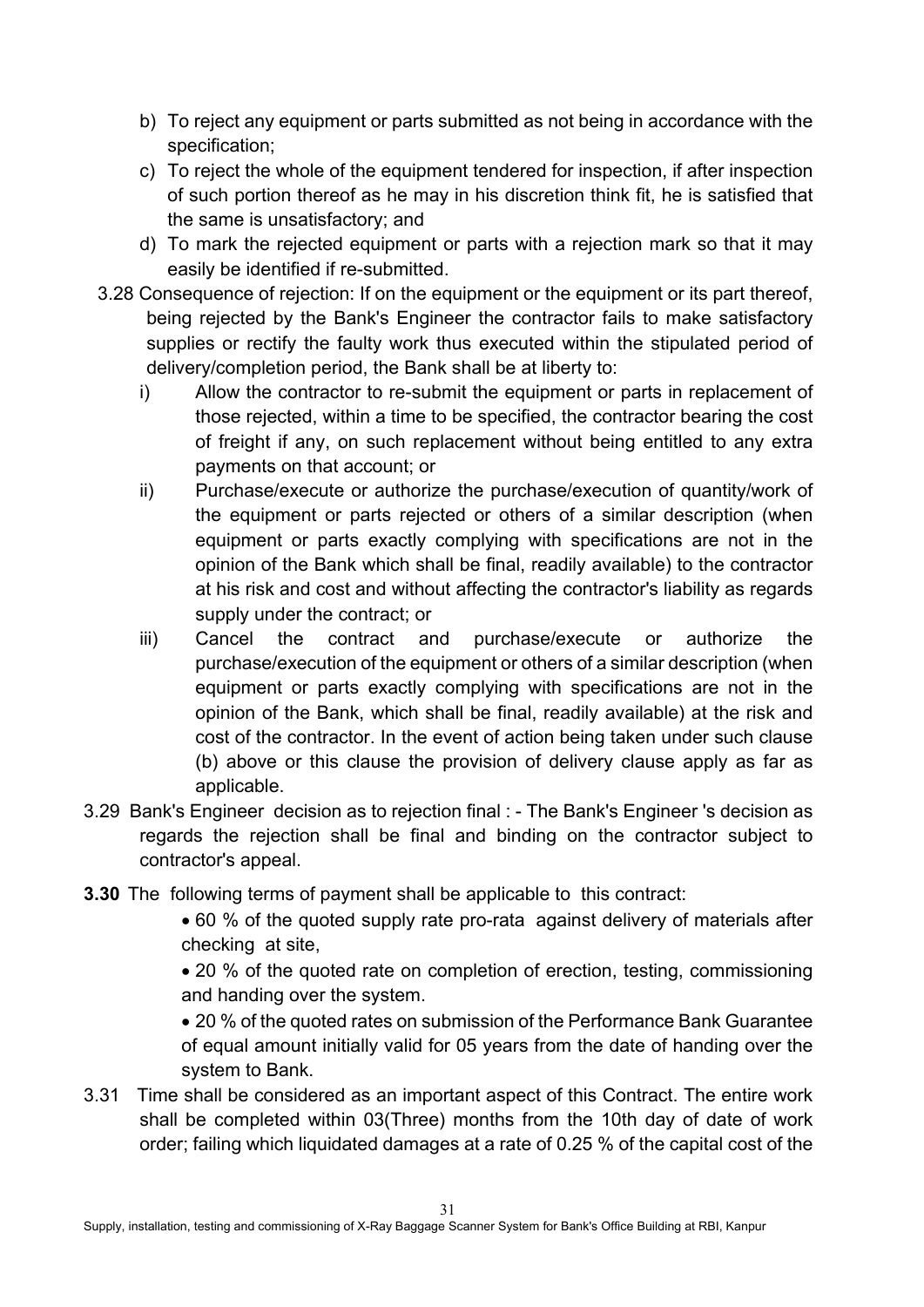b) To reject any equipment or parts submitted as not being in accordance with the specification;

c) To reject the whole of the equipment tendered for inspection, if after inspection of such portion thereof as he may in his discretion think fit, he is satisfied that the same is unsatisfactory; and

d) To mark the rejected equipment or parts with a rejection mark so that it may easily be identified if re-submitted.

3.28 Consequence of rejection: If on the equipment or the equipment or its part thereof, being rejected by the Bank's Engineer the contractor fails to make satisfactory supplies or rectify the faulty work thus executed within the stipulated period of delivery/completion period, the Bank shall be at liberty to:

i) Allow the contractor to re-submit the equipment or parts in replacement of those rejected, within a time to be specified, the contractor bearing the cost of freight if any, on such replacement without being entitled to any extra payments on that account; or

ii) Purchase/execute or authorize the purchase/execution of quantity/work of the equipment or parts rejected or others of a similar description (when equipment or parts exactly complying with specifications are not in the opinion of the Bank which shall be final, readily available) to the contractor at his risk and cost and without affecting the contractor's liability as regards supply under the contract; or

iii) Cancel the contract and purchase/execute or authorize the purchase/execution of the equipment or others of a similar description (when equipment or parts exactly complying with specifications are not in the opinion of the Bank, which shall be final, readily available) at the risk and cost of the contractor. In the event of action being taken under such clause (b) above or this clause the provision of delivery clause apply as far as applicable.

3.29 Bank's Engineer decision as to rejection final : - The Bank's Engineer 's decision as regards the rejection shall be final and binding on the contractor subject to contractor's appeal.

**3.30** The following terms of payment shall be applicable to this contract:

- 60 % of the quoted supply rate pro-rata against delivery of materials after checking at site,
- 20 % of the quoted rate on completion of erection, testing, commissioning and handing over the system.
- 20 % of the quoted rates on submission of the Performance Bank Guarantee of equal amount initially valid for 05 years from the date of handing over the system to Bank.

3.31 Time shall be considered as an important aspect of this Contract. The entire work shall be completed within 03(Three) months from the 10th day of date of work order; failing which liquidated damages at a rate of 0.25 % of the capital cost of the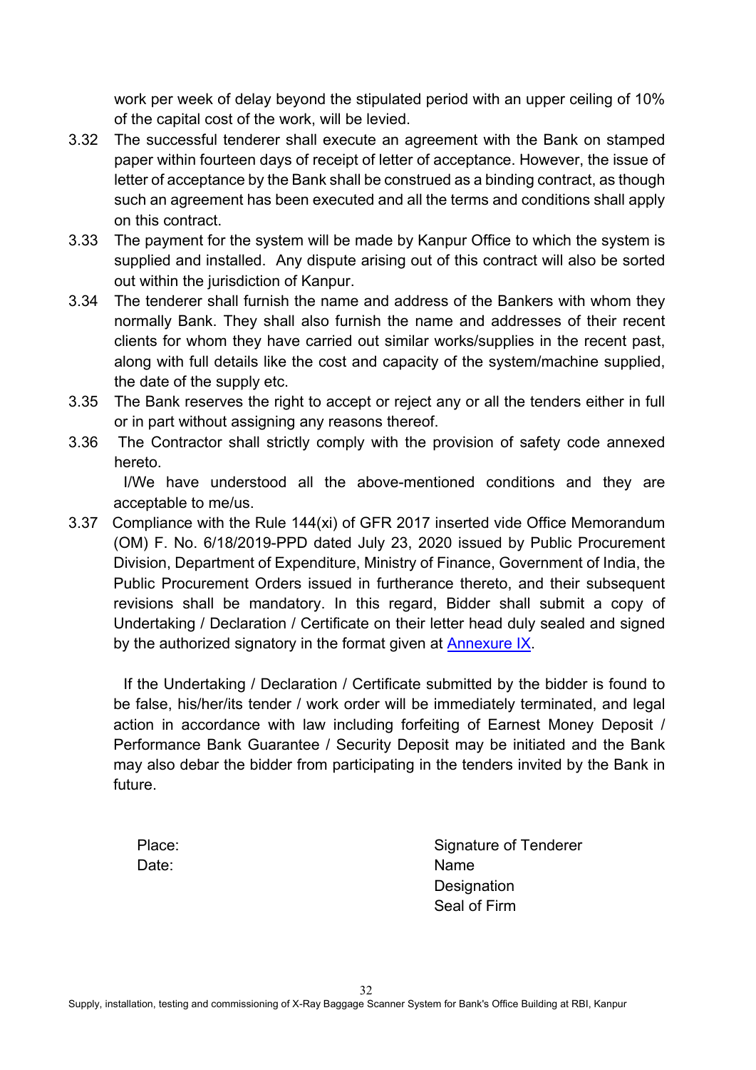work per week of delay beyond the stipulated period with an upper ceiling of 10% of the capital cost of the work, will be levied.

3.32 The successful tenderer shall execute an agreement with the Bank on stamped paper within fourteen days of receipt of letter of acceptance. However, the issue of letter of acceptance by the Bank shall be construed as a binding contract, as though such an agreement has been executed and all the terms and conditions shall apply on this contract.

3.33 The payment for the system will be made by Kanpur Office to which the system is supplied and installed. Any dispute arising out of this contract will also be sorted out within the jurisdiction of Kanpur.

3.34 The tenderer shall furnish the name and address of the Bankers with whom they normally Bank. They shall also furnish the name and addresses of their recent clients for whom they have carried out similar works/supplies in the recent past, along with full details like the cost and capacity of the system/machine supplied, the date of the supply etc.

3.35 The Bank reserves the right to accept or reject any or all the tenders either in full or in part without assigning any reasons thereof.

3.36 The Contractor shall strictly comply with the provision of safety code annexed hereto.

I/We have understood all the above-mentioned conditions and they are acceptable to me/us.

3.37 Compliance with the Rule 144(xi) of GFR 2017 inserted vide Office Memorandum (OM) F. No. 6/18/2019-PPD dated July 23, 2020 issued by Public Procurement Division, Department of Expenditure, Ministry of Finance, Government of India, the Public Procurement Orders issued in furtherance thereto, and their subsequent revisions shall be mandatory. In this regard, Bidder shall submit a copy of Undertaking / Declaration / Certificate on their letter head duly sealed and signed by the authorized signatory in the format given at Annexure IX.

If the Undertaking / Declaration / Certificate submitted by the bidder is found to be false, his/her/its tender / work order will be immediately terminated, and legal action in accordance with law including forfeiting of Earnest Money Deposit / Performance Bank Guarantee / Security Deposit may be initiated and the Bank may also debar the bidder from participating in the tenders invited by the Bank in future.

Place:
Date:

Signature of Tenderer
Name
Designation
Seal of Firm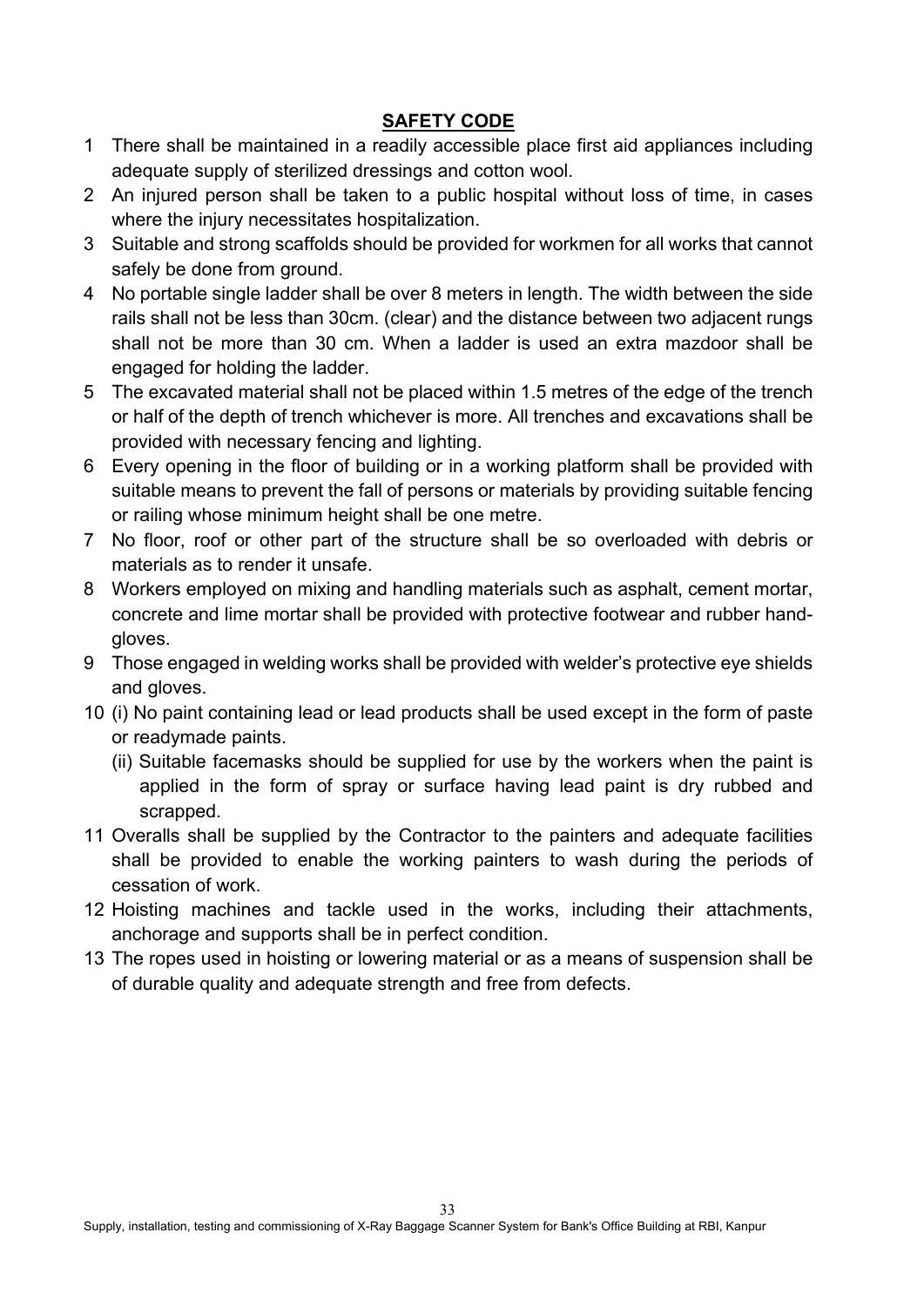## SAFETY CODE

1. There shall be maintained in a readily accessible place first aid appliances including adequate supply of sterilized dressings and cotton wool.
2. An injured person shall be taken to a public hospital without loss of time, in cases where the injury necessitates hospitalization.
3. Suitable and strong scaffolds should be provided for workmen for all works that cannot safely be done from ground.
4. No portable single ladder shall be over 8 meters in length. The width between the side rails shall not be less than 30cm. (clear) and the distance between two adjacent rungs shall not be more than 30 cm. When a ladder is used an extra mazdoor shall be engaged for holding the ladder.
5. The excavated material shall not be placed within 1.5 metres of the edge of the trench or half of the depth of trench whichever is more. All trenches and excavations shall be provided with necessary fencing and lighting.
6. Every opening in the floor of building or in a working platform shall be provided with suitable means to prevent the fall of persons or materials by providing suitable fencing or railing whose minimum height shall be one metre.
7. No floor, roof or other part of the structure shall be so overloaded with debris or materials as to render it unsafe.
8. Workers employed on mixing and handling materials such as asphalt, cement mortar, concrete and lime mortar shall be provided with protective footwear and rubber hand-gloves.
9. Those engaged in welding works shall be provided with welder's protective eye shields and gloves.
10. (i) No paint containing lead or lead products shall be used except in the form of paste or readymade paints.
    (ii) Suitable facemasks should be supplied for use by the workers when the paint is applied in the form of spray or surface having lead paint is dry rubbed and scrapped.
11. Overalls shall be supplied by the Contractor to the painters and adequate facilities shall be provided to enable the working painters to wash during the periods of cessation of work.
12. Hoisting machines and tackle used in the works, including their attachments, anchorage and supports shall be in perfect condition.
13. The ropes used in hoisting or lowering material or as a means of suspension shall be of durable quality and adequate strength and free from defects.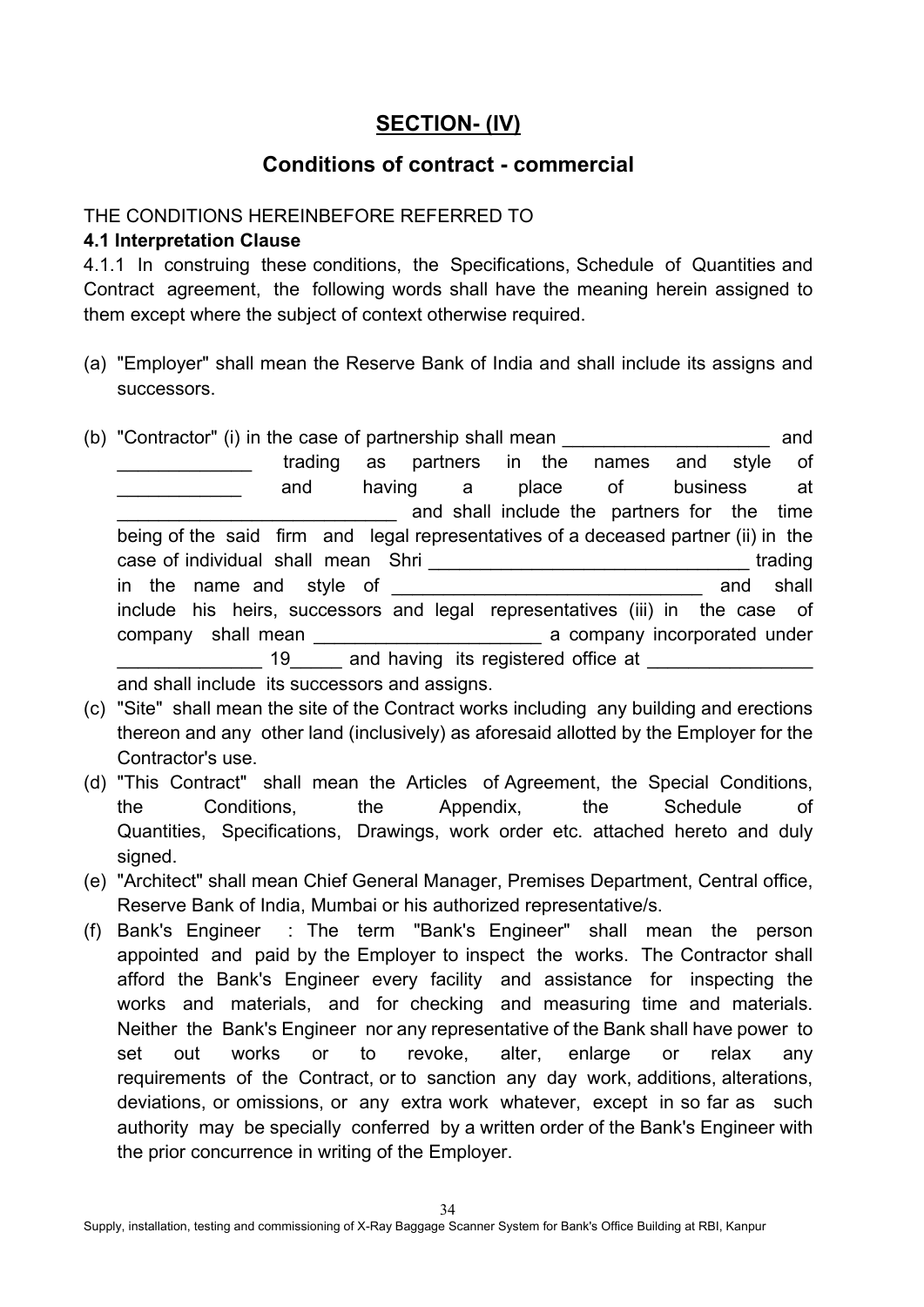## SECTION- (IV)

## Conditions of contract - commercial

THE CONDITIONS HEREINBEFORE REFERRED TO

**4.1 Interpretation Clause**

4.1.1 In construing these conditions, the Specifications, Schedule of Quantities and Contract agreement, the following words shall have the meaning herein assigned to them except where the subject of context otherwise required.

(a) "Employer" shall mean the Reserve Bank of India and shall include its assigns and successors.

(b) "Contractor" (i) in the case of partnership shall mean ____________________ and _____________ trading as partners in the names and style of ____________ and having a place of business at __________________________ and shall include the partners for the time being of the said firm and legal representatives of a deceased partner (ii) in the case of individual shall mean Shri ________________________________ trading in the name and style of ______________________________ and shall include his heirs, successors and legal representatives (iii) in the case of company shall mean ______________________ a company incorporated under ______________ 19_____ and having its registered office at ________________ and shall include its successors and assigns.

(c) "Site" shall mean the site of the Contract works including any building and erections thereon and any other land (inclusively) as aforesaid allotted by the Employer for the Contractor's use.

(d) "This Contract" shall mean the Articles of Agreement, the Special Conditions, the Conditions, the Appendix, the Schedule of Quantities, Specifications, Drawings, work order etc. attached hereto and duly signed.

(e) "Architect" shall mean Chief General Manager, Premises Department, Central office, Reserve Bank of India, Mumbai or his authorized representative/s.

(f) Bank's Engineer : The term "Bank's Engineer" shall mean the person appointed and paid by the Employer to inspect the works. The Contractor shall afford the Bank's Engineer every facility and assistance for inspecting the works and materials, and for checking and measuring time and materials. Neither the Bank's Engineer nor any representative of the Bank shall have power to set out works or to revoke, alter, enlarge or relax any requirements of the Contract, or to sanction any day work, additions, alterations, deviations, or omissions, or any extra work whatever, except in so far as such authority may be specially conferred by a written order of the Bank's Engineer with the prior concurrence in writing of the Employer.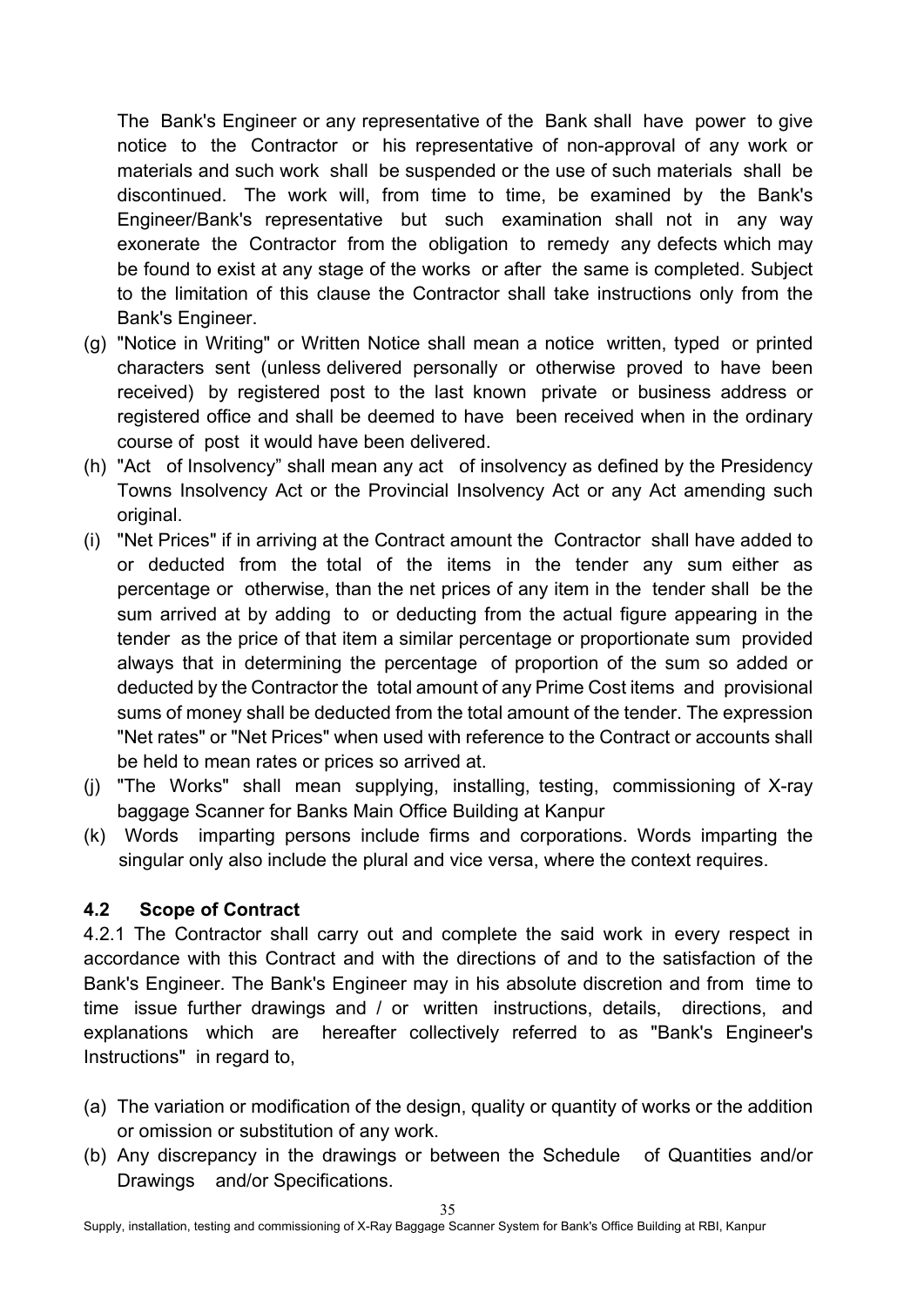The Bank's Engineer or any representative of the Bank shall have power to give notice to the Contractor or his representative of non-approval of any work or materials and such work shall be suspended or the use of such materials shall be discontinued. The work will, from time to time, be examined by the Bank's Engineer/Bank's representative but such examination shall not in any way exonerate the Contractor from the obligation to remedy any defects which may be found to exist at any stage of the works or after the same is completed. Subject to the limitation of this clause the Contractor shall take instructions only from the Bank's Engineer.

(g) "Notice in Writing" or Written Notice shall mean a notice written, typed or printed characters sent (unless delivered personally or otherwise proved to have been received) by registered post to the last known private or business address or registered office and shall be deemed to have been received when in the ordinary course of post it would have been delivered.

(h) "Act of Insolvency" shall mean any act of insolvency as defined by the Presidency Towns Insolvency Act or the Provincial Insolvency Act or any Act amending such original.

(i) "Net Prices" if in arriving at the Contract amount the Contractor shall have added to or deducted from the total of the items in the tender any sum either as percentage or otherwise, than the net prices of any item in the tender shall be the sum arrived at by adding to or deducting from the actual figure appearing in the tender as the price of that item a similar percentage or proportionate sum provided always that in determining the percentage of proportion of the sum so added or deducted by the Contractor the total amount of any Prime Cost items and provisional sums of money shall be deducted from the total amount of the tender. The expression "Net rates" or "Net Prices" when used with reference to the Contract or accounts shall be held to mean rates or prices so arrived at.

(j) "The Works" shall mean supplying, installing, testing, commissioning of X-ray baggage Scanner for Banks Main Office Building at Kanpur

(k) Words imparting persons include firms and corporations. Words imparting the singular only also include the plural and vice versa, where the context requires.

### 4.2 Scope of Contract

4.2.1 The Contractor shall carry out and complete the said work in every respect in accordance with this Contract and with the directions of and to the satisfaction of the Bank's Engineer. The Bank's Engineer may in his absolute discretion and from time to time issue further drawings and / or written instructions, details, directions, and explanations which are hereafter collectively referred to as "Bank's Engineer's Instructions" in regard to,

(a) The variation or modification of the design, quality or quantity of works or the addition or omission or substitution of any work.

(b) Any discrepancy in the drawings or between the Schedule of Quantities and/or Drawings and/or Specifications.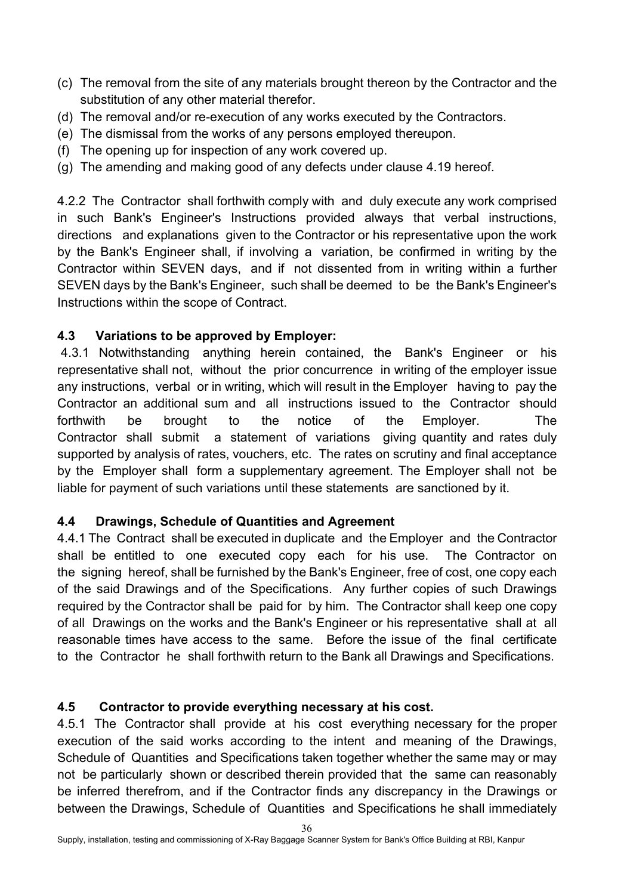(c) The removal from the site of any materials brought thereon by the Contractor and the substitution of any other material therefor.
(d) The removal and/or re-execution of any works executed by the Contractors.
(e) The dismissal from the works of any persons employed thereupon.
(f) The opening up for inspection of any work covered up.
(g) The amending and making good of any defects under clause 4.19 hereof.

4.2.2 The Contractor shall forthwith comply with and duly execute any work comprised in such Bank's Engineer's Instructions provided always that verbal instructions, directions and explanations given to the Contractor or his representative upon the work by the Bank's Engineer shall, if involving a variation, be confirmed in writing by the Contractor within SEVEN days, and if not dissented from in writing within a further SEVEN days by the Bank's Engineer, such shall be deemed to be the Bank's Engineer's Instructions within the scope of Contract.

### 4.3 Variations to be approved by Employer:

4.3.1 Notwithstanding anything herein contained, the Bank's Engineer or his representative shall not, without the prior concurrence in writing of the employer issue any instructions, verbal or in writing, which will result in the Employer having to pay the Contractor an additional sum and all instructions issued to the Contractor should forthwith be brought to the notice of the Employer. The Contractor shall submit a statement of variations giving quantity and rates duly supported by analysis of rates, vouchers, etc. The rates on scrutiny and final acceptance by the Employer shall form a supplementary agreement. The Employer shall not be liable for payment of such variations until these statements are sanctioned by it.

### 4.4 Drawings, Schedule of Quantities and Agreement

4.4.1 The Contract shall be executed in duplicate and the Employer and the Contractor shall be entitled to one executed copy each for his use. The Contractor on the signing hereof, shall be furnished by the Bank's Engineer, free of cost, one copy each of the said Drawings and of the Specifications. Any further copies of such Drawings required by the Contractor shall be paid for by him. The Contractor shall keep one copy of all Drawings on the works and the Bank's Engineer or his representative shall at all reasonable times have access to the same. Before the issue of the final certificate to the Contractor he shall forthwith return to the Bank all Drawings and Specifications.

### 4.5 Contractor to provide everything necessary at his cost.

4.5.1 The Contractor shall provide at his cost everything necessary for the proper execution of the said works according to the intent and meaning of the Drawings, Schedule of Quantities and Specifications taken together whether the same may or may not be particularly shown or described therein provided that the same can reasonably be inferred therefrom, and if the Contractor finds any discrepancy in the Drawings or between the Drawings, Schedule of Quantities and Specifications he shall immediately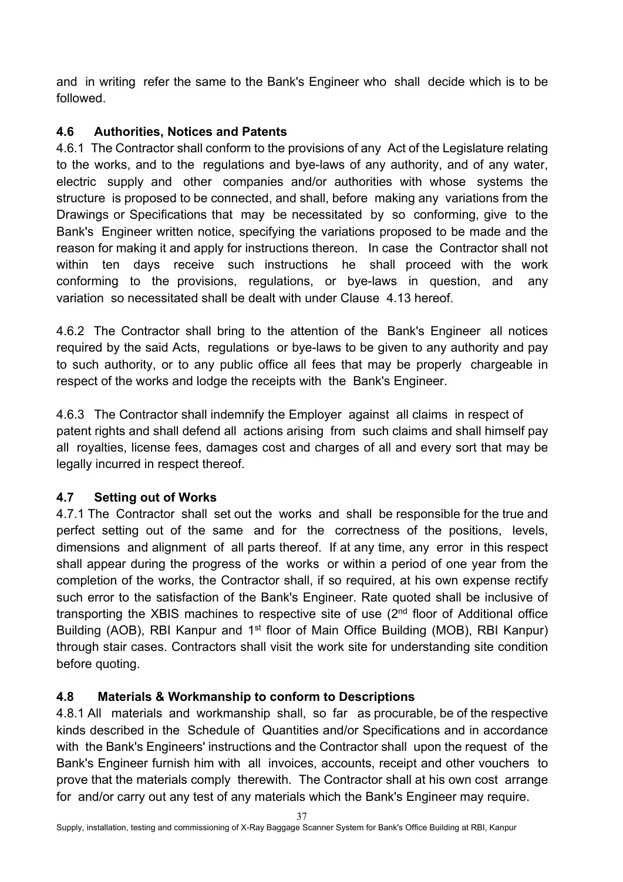and in writing refer the same to the Bank's Engineer who shall decide which is to be followed.

### 4.6 Authorities, Notices and Patents

4.6.1 The Contractor shall conform to the provisions of any Act of the Legislature relating to the works, and to the regulations and bye-laws of any authority, and of any water, electric supply and other companies and/or authorities with whose systems the structure is proposed to be connected, and shall, before making any variations from the Drawings or Specifications that may be necessitated by so conforming, give to the Bank's Engineer written notice, specifying the variations proposed to be made and the reason for making it and apply for instructions thereon. In case the Contractor shall not within ten days receive such instructions he shall proceed with the work conforming to the provisions, regulations, or bye-laws in question, and any variation so necessitated shall be dealt with under Clause 4.13 hereof.

4.6.2 The Contractor shall bring to the attention of the Bank's Engineer all notices required by the said Acts, regulations or bye-laws to be given to any authority and pay to such authority, or to any public office all fees that may be properly chargeable in respect of the works and lodge the receipts with the Bank's Engineer.

4.6.3 The Contractor shall indemnify the Employer against all claims in respect of patent rights and shall defend all actions arising from such claims and shall himself pay all royalties, license fees, damages cost and charges of all and every sort that may be legally incurred in respect thereof.

### 4.7 Setting out of Works

4.7.1 The Contractor shall set out the works and shall be responsible for the true and perfect setting out of the same and for the correctness of the positions, levels, dimensions and alignment of all parts thereof. If at any time, any error in this respect shall appear during the progress of the works or within a period of one year from the completion of the works, the Contractor shall, if so required, at his own expense rectify such error to the satisfaction of the Bank's Engineer. Rate quoted shall be inclusive of transporting the XBIS machines to respective site of use (2nd floor of Additional office Building (AOB), RBI Kanpur and 1st floor of Main Office Building (MOB), RBI Kanpur) through stair cases. Contractors shall visit the work site for understanding site condition before quoting.

### 4.8 Materials & Workmanship to conform to Descriptions

4.8.1 All materials and workmanship shall, so far as procurable, be of the respective kinds described in the Schedule of Quantities and/or Specifications and in accordance with the Bank's Engineers' instructions and the Contractor shall upon the request of the Bank's Engineer furnish him with all invoices, accounts, receipt and other vouchers to prove that the materials comply therewith. The Contractor shall at his own cost arrange for and/or carry out any test of any materials which the Bank's Engineer may require.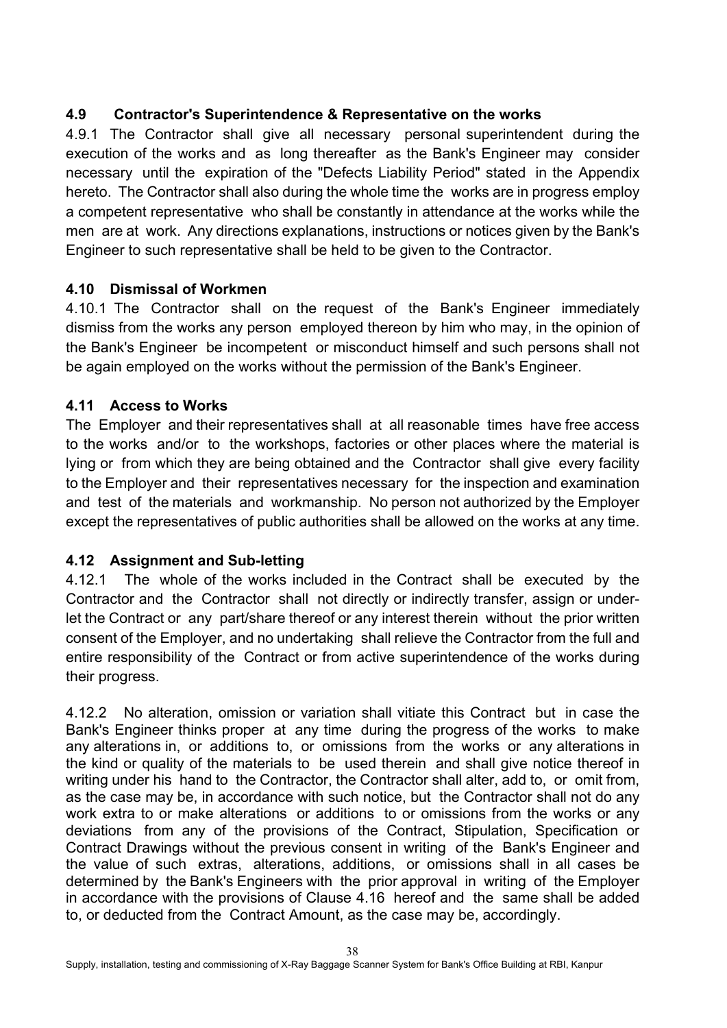### 4.9 Contractor's Superintendence & Representative on the works

4.9.1 The Contractor shall give all necessary personal superintendent during the execution of the works and as long thereafter as the Bank's Engineer may consider necessary until the expiration of the "Defects Liability Period" stated in the Appendix hereto. The Contractor shall also during the whole time the works are in progress employ a competent representative who shall be constantly in attendance at the works while the men are at work. Any directions explanations, instructions or notices given by the Bank's Engineer to such representative shall be held to be given to the Contractor.

### 4.10 Dismissal of Workmen

4.10.1 The Contractor shall on the request of the Bank's Engineer immediately dismiss from the works any person employed thereon by him who may, in the opinion of the Bank's Engineer be incompetent or misconduct himself and such persons shall not be again employed on the works without the permission of the Bank's Engineer.

### 4.11 Access to Works

The Employer and their representatives shall at all reasonable times have free access to the works and/or to the workshops, factories or other places where the material is lying or from which they are being obtained and the Contractor shall give every facility to the Employer and their representatives necessary for the inspection and examination and test of the materials and workmanship. No person not authorized by the Employer except the representatives of public authorities shall be allowed on the works at any time.

### 4.12 Assignment and Sub-letting

4.12.1 The whole of the works included in the Contract shall be executed by the Contractor and the Contractor shall not directly or indirectly transfer, assign or under-let the Contract or any part/share thereof or any interest therein without the prior written consent of the Employer, and no undertaking shall relieve the Contractor from the full and entire responsibility of the Contract or from active superintendence of the works during their progress.

4.12.2 No alteration, omission or variation shall vitiate this Contract but in case the Bank's Engineer thinks proper at any time during the progress of the works to make any alterations in, or additions to, or omissions from the works or any alterations in the kind or quality of the materials to be used therein and shall give notice thereof in writing under his hand to the Contractor, the Contractor shall alter, add to, or omit from, as the case may be, in accordance with such notice, but the Contractor shall not do any work extra to or make alterations or additions to or omissions from the works or any deviations from any of the provisions of the Contract, Stipulation, Specification or Contract Drawings without the previous consent in writing of the Bank's Engineer and the value of such extras, alterations, additions, or omissions shall in all cases be determined by the Bank's Engineers with the prior approval in writing of the Employer in accordance with the provisions of Clause 4.16 hereof and the same shall be added to, or deducted from the Contract Amount, as the case may be, accordingly.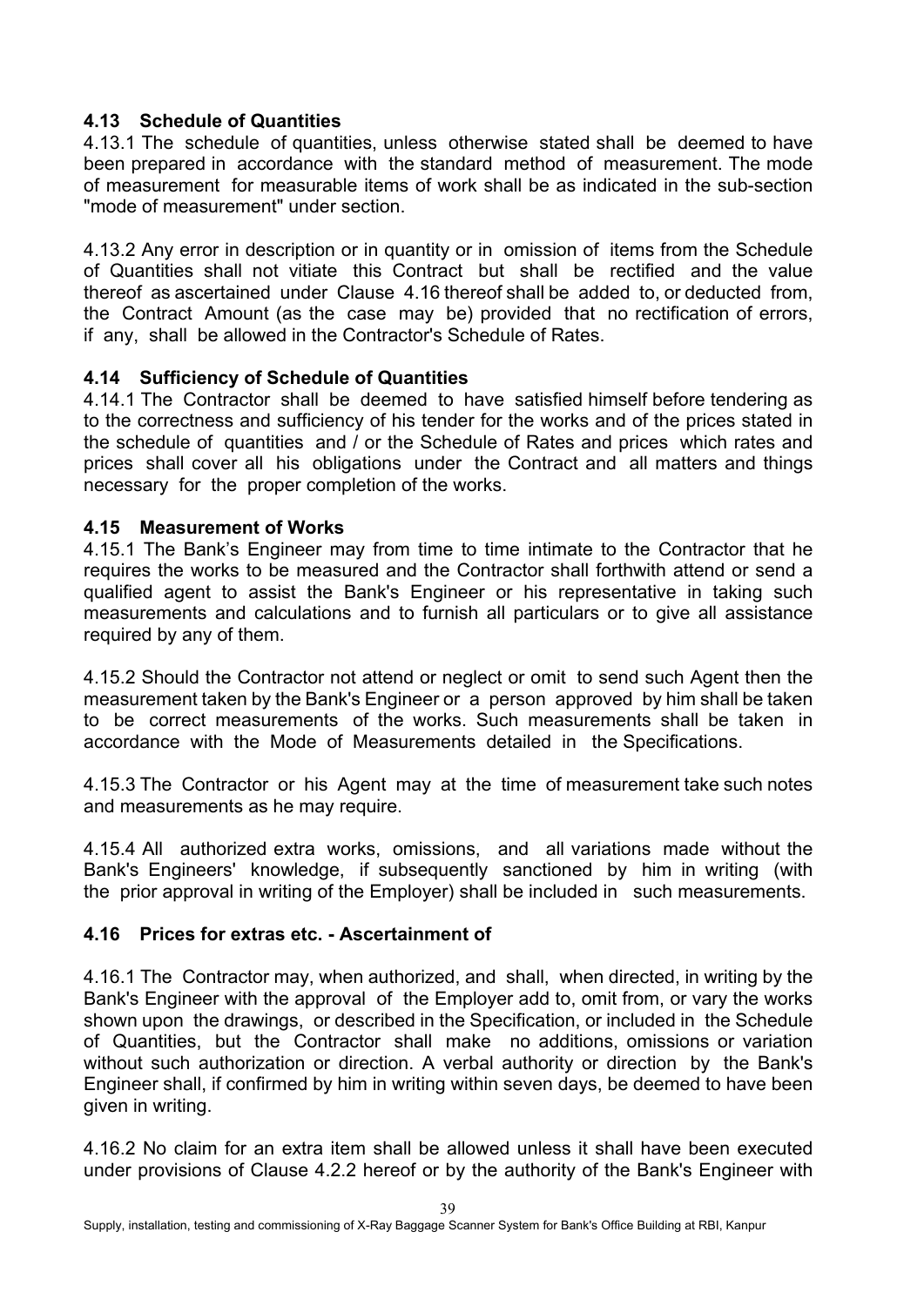### 4.13 Schedule of Quantities

4.13.1 The schedule of quantities, unless otherwise stated shall be deemed to have been prepared in accordance with the standard method of measurement. The mode of measurement for measurable items of work shall be as indicated in the sub-section "mode of measurement" under section.

4.13.2 Any error in description or in quantity or in omission of items from the Schedule of Quantities shall not vitiate this Contract but shall be rectified and the value thereof as ascertained under Clause 4.16 thereof shall be added to, or deducted from, the Contract Amount (as the case may be) provided that no rectification of errors, if any, shall be allowed in the Contractor's Schedule of Rates.

### 4.14 Sufficiency of Schedule of Quantities

4.14.1 The Contractor shall be deemed to have satisfied himself before tendering as to the correctness and sufficiency of his tender for the works and of the prices stated in the schedule of quantities and / or the Schedule of Rates and prices which rates and prices shall cover all his obligations under the Contract and all matters and things necessary for the proper completion of the works.

### 4.15 Measurement of Works

4.15.1 The Bank's Engineer may from time to time intimate to the Contractor that he requires the works to be measured and the Contractor shall forthwith attend or send a qualified agent to assist the Bank's Engineer or his representative in taking such measurements and calculations and to furnish all particulars or to give all assistance required by any of them.

4.15.2 Should the Contractor not attend or neglect or omit to send such Agent then the measurement taken by the Bank's Engineer or a person approved by him shall be taken to be correct measurements of the works. Such measurements shall be taken in accordance with the Mode of Measurements detailed in the Specifications.

4.15.3 The Contractor or his Agent may at the time of measurement take such notes and measurements as he may require.

4.15.4 All authorized extra works, omissions, and all variations made without the Bank's Engineers' knowledge, if subsequently sanctioned by him in writing (with the prior approval in writing of the Employer) shall be included in such measurements.

### 4.16 Prices for extras etc. - Ascertainment of

4.16.1 The Contractor may, when authorized, and shall, when directed, in writing by the Bank's Engineer with the approval of the Employer add to, omit from, or vary the works shown upon the drawings, or described in the Specification, or included in the Schedule of Quantities, but the Contractor shall make no additions, omissions or variation without such authorization or direction. A verbal authority or direction by the Bank's Engineer shall, if confirmed by him in writing within seven days, be deemed to have been given in writing.

4.16.2 No claim for an extra item shall be allowed unless it shall have been executed under provisions of Clause 4.2.2 hereof or by the authority of the Bank's Engineer with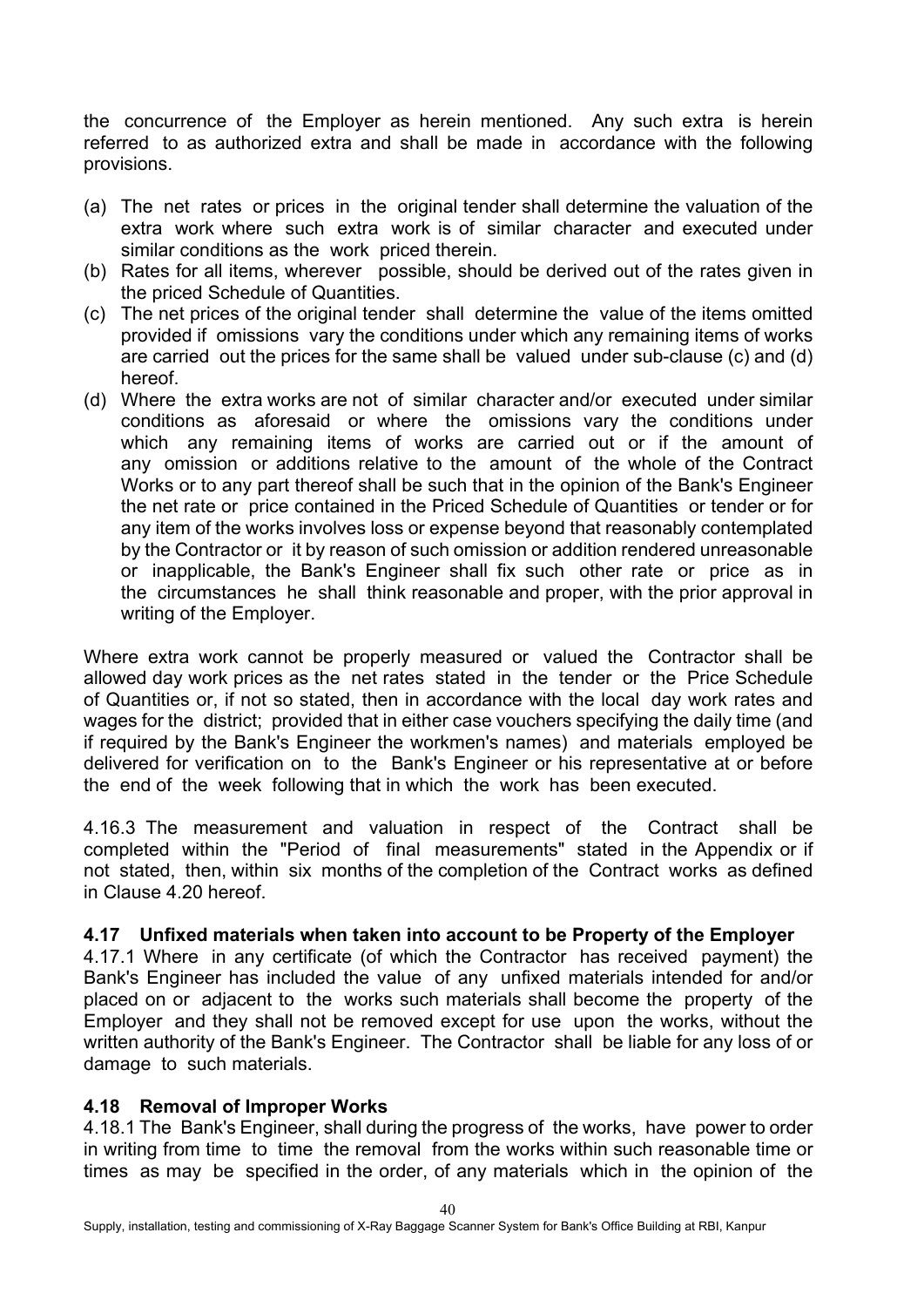the concurrence of the Employer as herein mentioned. Any such extra is herein referred to as authorized extra and shall be made in accordance with the following provisions.

(a) The net rates or prices in the original tender shall determine the valuation of the extra work where such extra work is of similar character and executed under similar conditions as the work priced therein.
(b) Rates for all items, wherever possible, should be derived out of the rates given in the priced Schedule of Quantities.
(c) The net prices of the original tender shall determine the value of the items omitted provided if omissions vary the conditions under which any remaining items of works are carried out the prices for the same shall be valued under sub-clause (c) and (d) hereof.
(d) Where the extra works are not of similar character and/or executed under similar conditions as aforesaid or where the omissions vary the conditions under which any remaining items of works are carried out or if the amount of any omission or additions relative to the amount of the whole of the Contract Works or to any part thereof shall be such that in the opinion of the Bank's Engineer the net rate or price contained in the Priced Schedule of Quantities or tender or for any item of the works involves loss or expense beyond that reasonably contemplated by the Contractor or it by reason of such omission or addition rendered unreasonable or inapplicable, the Bank's Engineer shall fix such other rate or price as in the circumstances he shall think reasonable and proper, with the prior approval in writing of the Employer.

Where extra work cannot be properly measured or valued the Contractor shall be allowed day work prices as the net rates stated in the tender or the Price Schedule of Quantities or, if not so stated, then in accordance with the local day work rates and wages for the district; provided that in either case vouchers specifying the daily time (and if required by the Bank's Engineer the workmen's names) and materials employed be delivered for verification on to the Bank's Engineer or his representative at or before the end of the week following that in which the work has been executed.

4.16.3 The measurement and valuation in respect of the Contract shall be completed within the "Period of final measurements" stated in the Appendix or if not stated, then, within six months of the completion of the Contract works as defined in Clause 4.20 hereof.

### 4.17 Unfixed materials when taken into account to be Property of the Employer

4.17.1 Where in any certificate (of which the Contractor has received payment) the Bank's Engineer has included the value of any unfixed materials intended for and/or placed on or adjacent to the works such materials shall become the property of the Employer and they shall not be removed except for use upon the works, without the written authority of the Bank's Engineer. The Contractor shall be liable for any loss of or damage to such materials.

### 4.18 Removal of Improper Works

4.18.1 The Bank's Engineer, shall during the progress of the works, have power to order in writing from time to time the removal from the works within such reasonable time or times as may be specified in the order, of any materials which in the opinion of the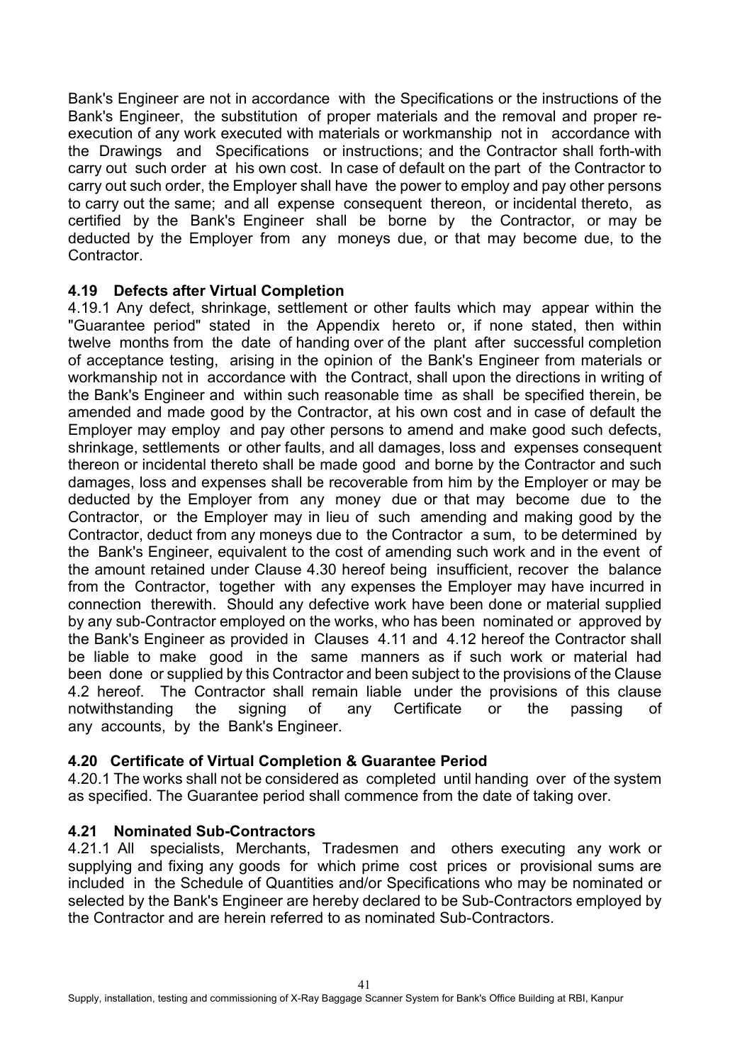Bank's Engineer are not in accordance with the Specifications or the instructions of the Bank's Engineer, the substitution of proper materials and the removal and proper re-execution of any work executed with materials or workmanship not in accordance with the Drawings and Specifications or instructions; and the Contractor shall forth-with carry out such order at his own cost. In case of default on the part of the Contractor to carry out such order, the Employer shall have the power to employ and pay other persons to carry out the same; and all expense consequent thereon, or incidental thereto, as certified by the Bank's Engineer shall be borne by the Contractor, or may be deducted by the Employer from any moneys due, or that may become due, to the Contractor.

### 4.19 Defects after Virtual Completion

4.19.1 Any defect, shrinkage, settlement or other faults which may appear within the "Guarantee period" stated in the Appendix hereto or, if none stated, then within twelve months from the date of handing over of the plant after successful completion of acceptance testing, arising in the opinion of the Bank's Engineer from materials or workmanship not in accordance with the Contract, shall upon the directions in writing of the Bank's Engineer and within such reasonable time as shall be specified therein, be amended and made good by the Contractor, at his own cost and in case of default the Employer may employ and pay other persons to amend and make good such defects, shrinkage, settlements or other faults, and all damages, loss and expenses consequent thereon or incidental thereto shall be made good and borne by the Contractor and such damages, loss and expenses shall be recoverable from him by the Employer or may be deducted by the Employer from any money due or that may become due to the Contractor, or the Employer may in lieu of such amending and making good by the Contractor, deduct from any moneys due to the Contractor a sum, to be determined by the Bank's Engineer, equivalent to the cost of amending such work and in the event of the amount retained under Clause 4.30 hereof being insufficient, recover the balance from the Contractor, together with any expenses the Employer may have incurred in connection therewith. Should any defective work have been done or material supplied by any sub-Contractor employed on the works, who has been nominated or approved by the Bank's Engineer as provided in Clauses 4.11 and 4.12 hereof the Contractor shall be liable to make good in the same manners as if such work or material had been done or supplied by this Contractor and been subject to the provisions of the Clause 4.2 hereof. The Contractor shall remain liable under the provisions of this clause notwithstanding the signing of any Certificate or the passing of any accounts, by the Bank's Engineer.

### 4.20 Certificate of Virtual Completion & Guarantee Period

4.20.1 The works shall not be considered as completed until handing over of the system as specified. The Guarantee period shall commence from the date of taking over.

### 4.21 Nominated Sub-Contractors

4.21.1 All specialists, Merchants, Tradesmen and others executing any work or supplying and fixing any goods for which prime cost prices or provisional sums are included in the Schedule of Quantities and/or Specifications who may be nominated or selected by the Bank's Engineer are hereby declared to be Sub-Contractors employed by the Contractor and are herein referred to as nominated Sub-Contractors.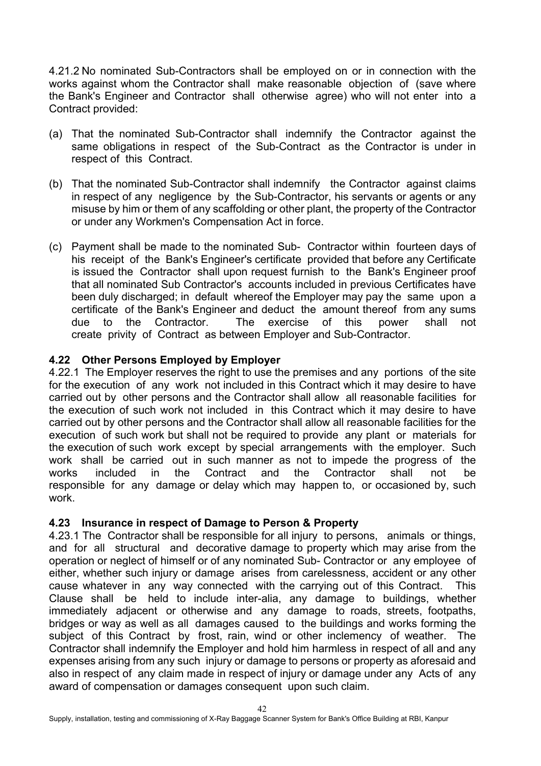4.21.2 No nominated Sub-Contractors shall be employed on or in connection with the works against whom the Contractor shall make reasonable objection of (save where the Bank's Engineer and Contractor shall otherwise agree) who will not enter into a Contract provided:

(a) That the nominated Sub-Contractor shall indemnify the Contractor against the same obligations in respect of the Sub-Contract as the Contractor is under in respect of this Contract.

(b) That the nominated Sub-Contractor shall indemnify the Contractor against claims in respect of any negligence by the Sub-Contractor, his servants or agents or any misuse by him or them of any scaffolding or other plant, the property of the Contractor or under any Workmen's Compensation Act in force.

(c) Payment shall be made to the nominated Sub- Contractor within fourteen days of his receipt of the Bank's Engineer's certificate provided that before any Certificate is issued the Contractor shall upon request furnish to the Bank's Engineer proof that all nominated Sub Contractor's accounts included in previous Certificates have been duly discharged; in default whereof the Employer may pay the same upon a certificate of the Bank's Engineer and deduct the amount thereof from any sums due to the Contractor. The exercise of this power shall not create privity of Contract as between Employer and Sub-Contractor.

### 4.22 Other Persons Employed by Employer

4.22.1 The Employer reserves the right to use the premises and any portions of the site for the execution of any work not included in this Contract which it may desire to have carried out by other persons and the Contractor shall allow all reasonable facilities for the execution of such work not included in this Contract which it may desire to have carried out by other persons and the Contractor shall allow all reasonable facilities for the execution of such work but shall not be required to provide any plant or materials for the execution of such work except by special arrangements with the employer. Such work shall be carried out in such manner as not to impede the progress of the works included in the Contract and the Contractor shall not be responsible for any damage or delay which may happen to, or occasioned by, such work.

### 4.23 Insurance in respect of Damage to Person & Property

4.23.1 The Contractor shall be responsible for all injury to persons, animals or things, and for all structural and decorative damage to property which may arise from the operation or neglect of himself or of any nominated Sub- Contractor or any employee of either, whether such injury or damage arises from carelessness, accident or any other cause whatever in any way connected with the carrying out of this Contract. This Clause shall be held to include inter-alia, any damage to buildings, whether immediately adjacent or otherwise and any damage to roads, streets, footpaths, bridges or way as well as all damages caused to the buildings and works forming the subject of this Contract by frost, rain, wind or other inclemency of weather. The Contractor shall indemnify the Employer and hold him harmless in respect of all and any expenses arising from any such injury or damage to persons or property as aforesaid and also in respect of any claim made in respect of injury or damage under any Acts of any award of compensation or damages consequent upon such claim.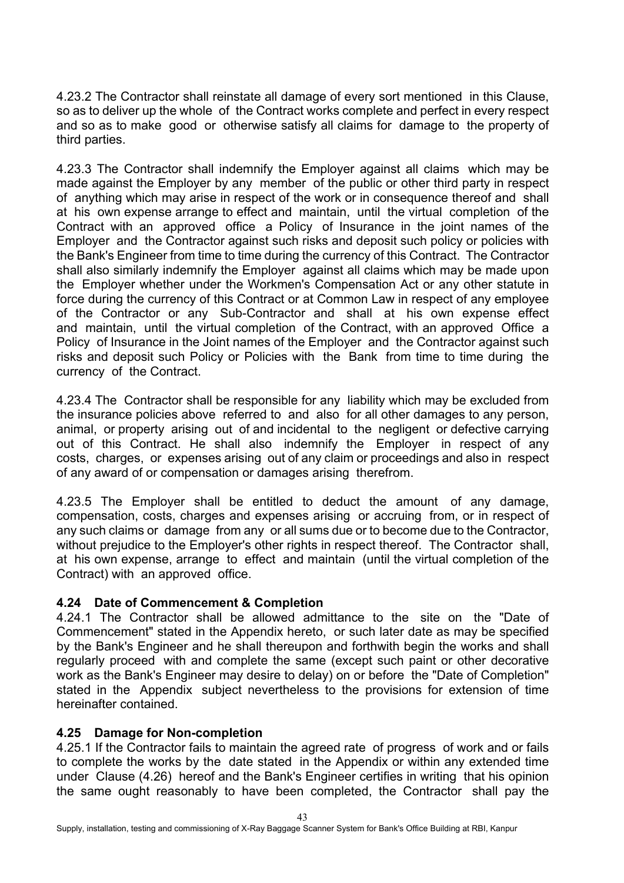4.23.2 The Contractor shall reinstate all damage of every sort mentioned in this Clause, so as to deliver up the whole of the Contract works complete and perfect in every respect and so as to make good or otherwise satisfy all claims for damage to the property of third parties.

4.23.3 The Contractor shall indemnify the Employer against all claims which may be made against the Employer by any member of the public or other third party in respect of anything which may arise in respect of the work or in consequence thereof and shall at his own expense arrange to effect and maintain, until the virtual completion of the Contract with an approved office a Policy of Insurance in the joint names of the Employer and the Contractor against such risks and deposit such policy or policies with the Bank's Engineer from time to time during the currency of this Contract. The Contractor shall also similarly indemnify the Employer against all claims which may be made upon the Employer whether under the Workmen's Compensation Act or any other statute in force during the currency of this Contract or at Common Law in respect of any employee of the Contractor or any Sub-Contractor and shall at his own expense effect and maintain, until the virtual completion of the Contract, with an approved Office a Policy of Insurance in the Joint names of the Employer and the Contractor against such risks and deposit such Policy or Policies with the Bank from time to time during the currency of the Contract.

4.23.4 The Contractor shall be responsible for any liability which may be excluded from the insurance policies above referred to and also for all other damages to any person, animal, or property arising out of and incidental to the negligent or defective carrying out of this Contract. He shall also indemnify the Employer in respect of any costs, charges, or expenses arising out of any claim or proceedings and also in respect of any award of or compensation or damages arising therefrom.

4.23.5 The Employer shall be entitled to deduct the amount of any damage, compensation, costs, charges and expenses arising or accruing from, or in respect of any such claims or damage from any or all sums due or to become due to the Contractor, without prejudice to the Employer's other rights in respect thereof. The Contractor shall, at his own expense, arrange to effect and maintain (until the virtual completion of the Contract) with an approved office.

### 4.24 Date of Commencement & Completion

4.24.1 The Contractor shall be allowed admittance to the site on the "Date of Commencement" stated in the Appendix hereto, or such later date as may be specified by the Bank's Engineer and he shall thereupon and forthwith begin the works and shall regularly proceed with and complete the same (except such paint or other decorative work as the Bank's Engineer may desire to delay) on or before the "Date of Completion" stated in the Appendix subject nevertheless to the provisions for extension of time hereinafter contained.

### 4.25 Damage for Non-completion

4.25.1 If the Contractor fails to maintain the agreed rate of progress of work and or fails to complete the works by the date stated in the Appendix or within any extended time under Clause (4.26) hereof and the Bank's Engineer certifies in writing that his opinion the same ought reasonably to have been completed, the Contractor shall pay the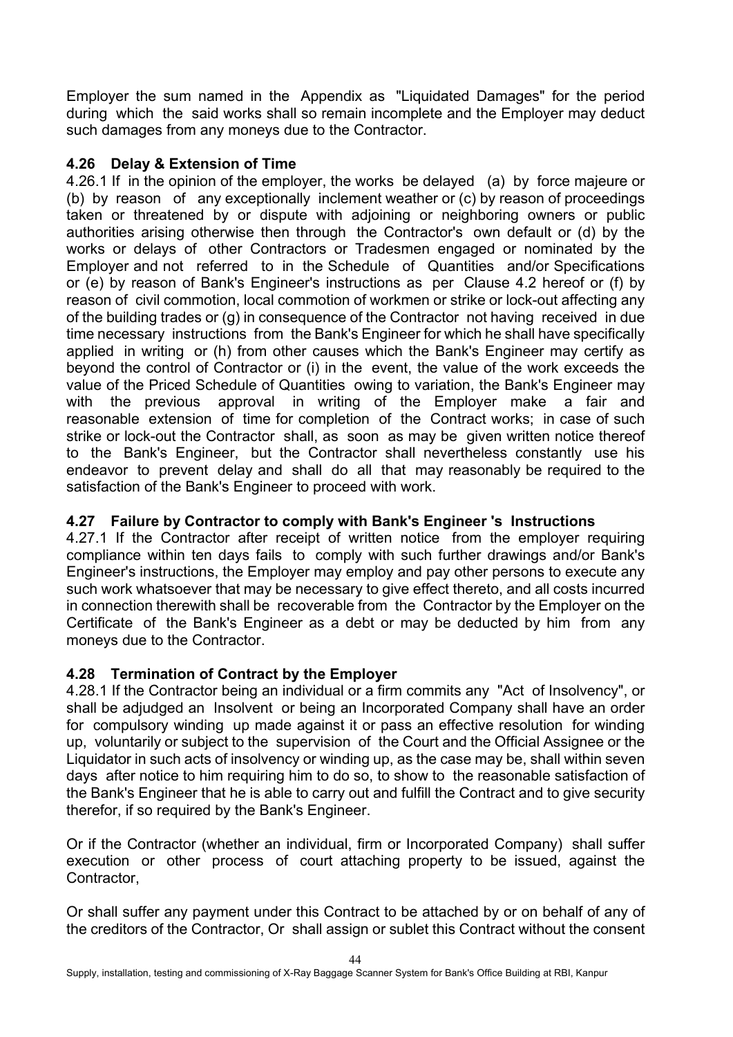Employer the sum named in the Appendix as "Liquidated Damages" for the period during which the said works shall so remain incomplete and the Employer may deduct such damages from any moneys due to the Contractor.

### 4.26 Delay & Extension of Time

4.26.1 If in the opinion of the employer, the works be delayed (a) by force majeure or (b) by reason of any exceptionally inclement weather or (c) by reason of proceedings taken or threatened by or dispute with adjoining or neighboring owners or public authorities arising otherwise then through the Contractor's own default or (d) by the works or delays of other Contractors or Tradesmen engaged or nominated by the Employer and not referred to in the Schedule of Quantities and/or Specifications or (e) by reason of Bank's Engineer's instructions as per Clause 4.2 hereof or (f) by reason of civil commotion, local commotion of workmen or strike or lock-out affecting any of the building trades or (g) in consequence of the Contractor not having received in due time necessary instructions from the Bank's Engineer for which he shall have specifically applied in writing or (h) from other causes which the Bank's Engineer may certify as beyond the control of Contractor or (i) in the event, the value of the work exceeds the value of the Priced Schedule of Quantities owing to variation, the Bank's Engineer may with the previous approval in writing of the Employer make a fair and reasonable extension of time for completion of the Contract works; in case of such strike or lock-out the Contractor shall, as soon as may be given written notice thereof to the Bank's Engineer, but the Contractor shall nevertheless constantly use his endeavor to prevent delay and shall do all that may reasonably be required to the satisfaction of the Bank's Engineer to proceed with work.

### 4.27 Failure by Contractor to comply with Bank's Engineer 's Instructions

4.27.1 If the Contractor after receipt of written notice from the employer requiring compliance within ten days fails to comply with such further drawings and/or Bank's Engineer's instructions, the Employer may employ and pay other persons to execute any such work whatsoever that may be necessary to give effect thereto, and all costs incurred in connection therewith shall be recoverable from the Contractor by the Employer on the Certificate of the Bank's Engineer as a debt or may be deducted by him from any moneys due to the Contractor.

### 4.28 Termination of Contract by the Employer

4.28.1 If the Contractor being an individual or a firm commits any "Act of Insolvency", or shall be adjudged an Insolvent or being an Incorporated Company shall have an order for compulsory winding up made against it or pass an effective resolution for winding up, voluntarily or subject to the supervision of the Court and the Official Assignee or the Liquidator in such acts of insolvency or winding up, as the case may be, shall within seven days after notice to him requiring him to do so, to show to the reasonable satisfaction of the Bank's Engineer that he is able to carry out and fulfill the Contract and to give security therefor, if so required by the Bank's Engineer.

Or if the Contractor (whether an individual, firm or Incorporated Company) shall suffer execution or other process of court attaching property to be issued, against the Contractor,

Or shall suffer any payment under this Contract to be attached by or on behalf of any of the creditors of the Contractor, Or shall assign or sublet this Contract without the consent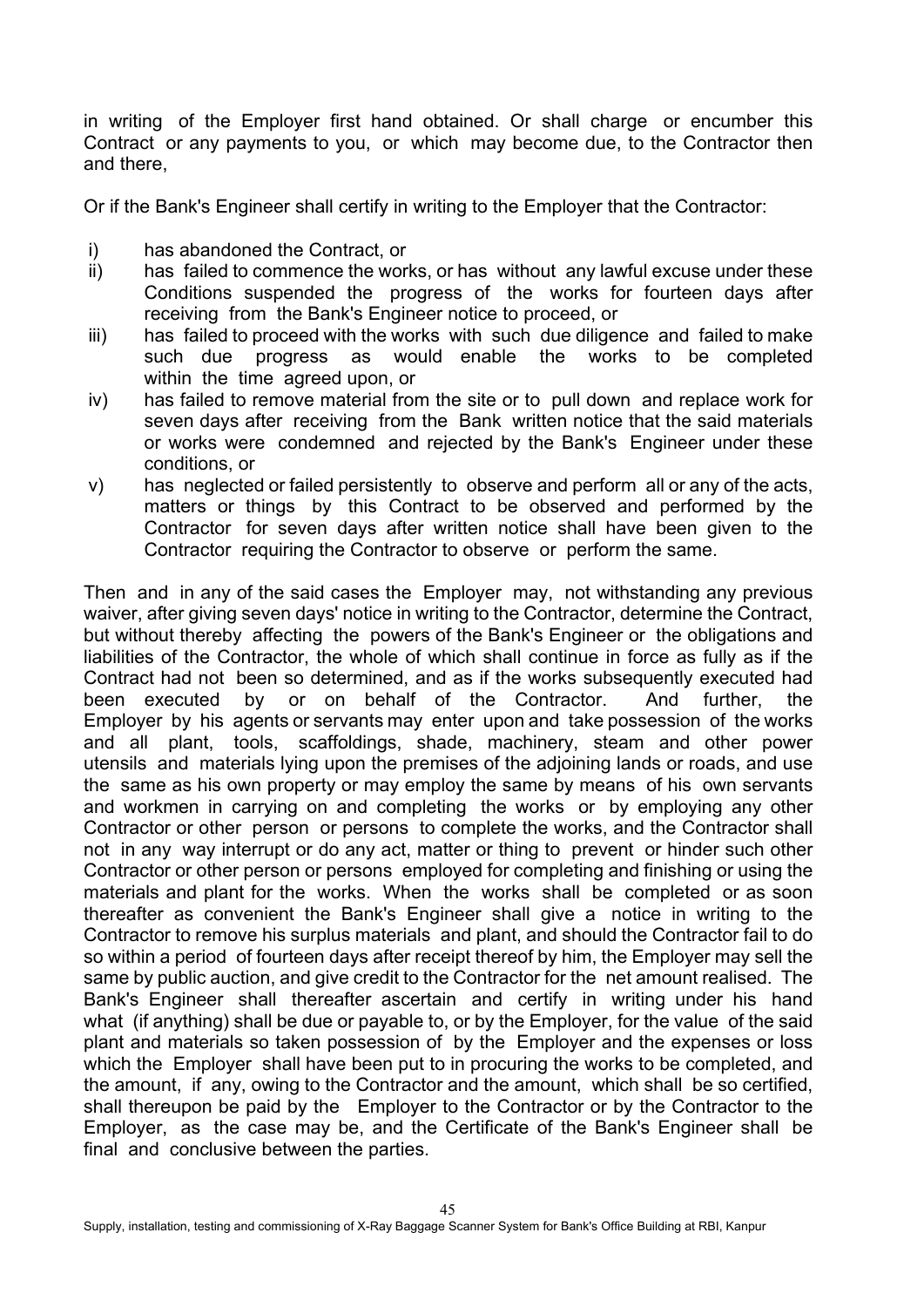in writing of the Employer first hand obtained. Or shall charge or encumber this Contract or any payments to you, or which may become due, to the Contractor then and there,

Or if the Bank's Engineer shall certify in writing to the Employer that the Contractor:

i) has abandoned the Contract, or
ii) has failed to commence the works, or has without any lawful excuse under these Conditions suspended the progress of the works for fourteen days after receiving from the Bank's Engineer notice to proceed, or
iii) has failed to proceed with the works with such due diligence and failed to make such due progress as would enable the works to be completed within the time agreed upon, or
iv) has failed to remove material from the site or to pull down and replace work for seven days after receiving from the Bank written notice that the said materials or works were condemned and rejected by the Bank's Engineer under these conditions, or
v) has neglected or failed persistently to observe and perform all or any of the acts, matters or things by this Contract to be observed and performed by the Contractor for seven days after written notice shall have been given to the Contractor requiring the Contractor to observe or perform the same.

Then and in any of the said cases the Employer may, not withstanding any previous waiver, after giving seven days' notice in writing to the Contractor, determine the Contract, but without thereby affecting the powers of the Bank's Engineer or the obligations and liabilities of the Contractor, the whole of which shall continue in force as fully as if the Contract had not been so determined, and as if the works subsequently executed had been executed by or on behalf of the Contractor. And further, the Employer by his agents or servants may enter upon and take possession of the works and all plant, tools, scaffoldings, shade, machinery, steam and other power utensils and materials lying upon the premises of the adjoining lands or roads, and use the same as his own property or may employ the same by means of his own servants and workmen in carrying on and completing the works or by employing any other Contractor or other person or persons to complete the works, and the Contractor shall not in any way interrupt or do any act, matter or thing to prevent or hinder such other Contractor or other person or persons employed for completing and finishing or using the materials and plant for the works. When the works shall be completed or as soon thereafter as convenient the Bank's Engineer shall give a notice in writing to the Contractor to remove his surplus materials and plant, and should the Contractor fail to do so within a period of fourteen days after receipt thereof by him, the Employer may sell the same by public auction, and give credit to the Contractor for the net amount realised. The Bank's Engineer shall thereafter ascertain and certify in writing under his hand what (if anything) shall be due or payable to, or by the Employer, for the value of the said plant and materials so taken possession of by the Employer and the expenses or loss which the Employer shall have been put to in procuring the works to be completed, and the amount, if any, owing to the Contractor and the amount, which shall be so certified, shall thereupon be paid by the Employer to the Contractor or by the Contractor to the Employer, as the case may be, and the Certificate of the Bank's Engineer shall be final and conclusive between the parties.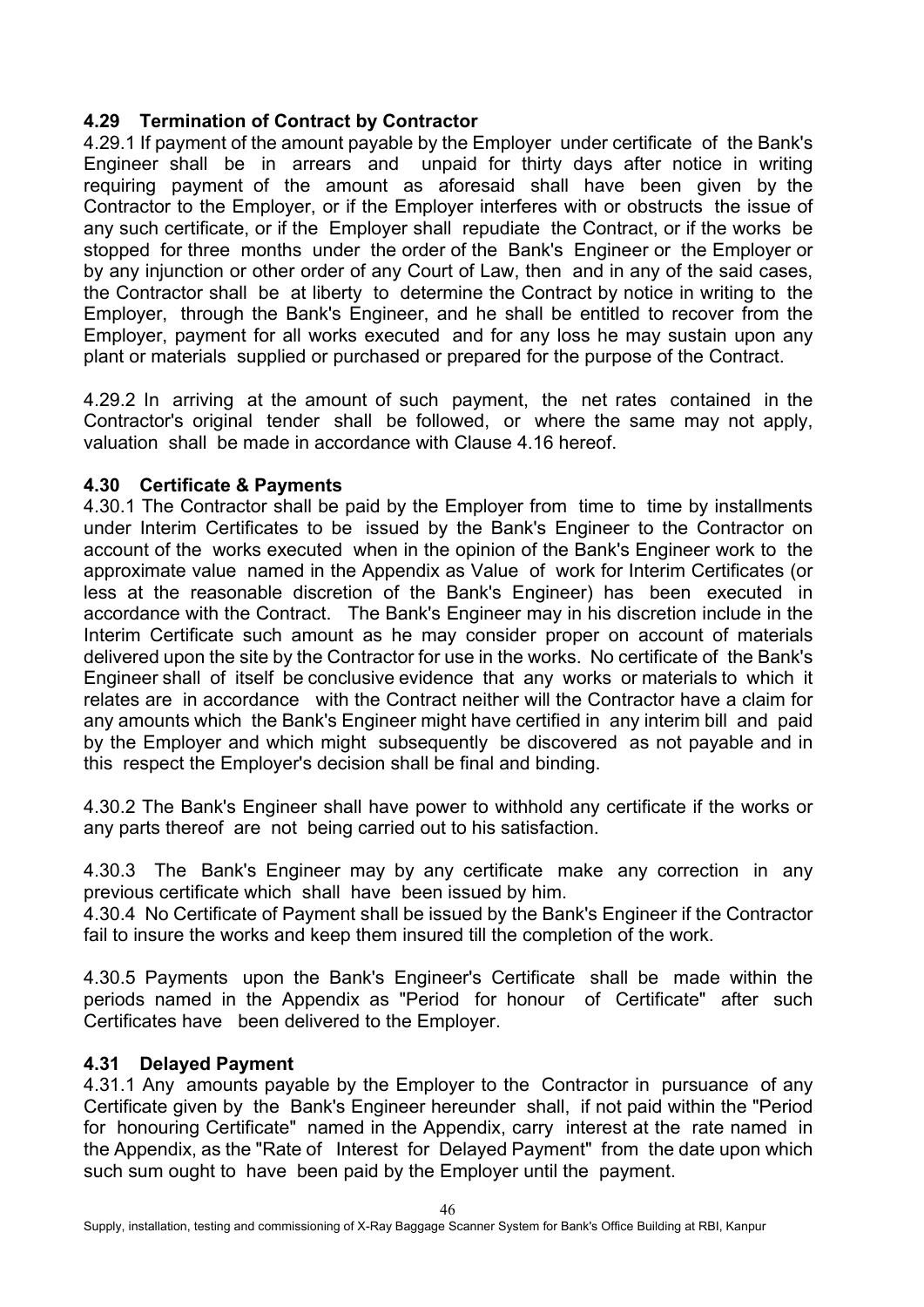### 4.29 Termination of Contract by Contractor

4.29.1 If payment of the amount payable by the Employer under certificate of the Bank's Engineer shall be in arrears and unpaid for thirty days after notice in writing requiring payment of the amount as aforesaid shall have been given by the Contractor to the Employer, or if the Employer interferes with or obstructs the issue of any such certificate, or if the Employer shall repudiate the Contract, or if the works be stopped for three months under the order of the Bank's Engineer or the Employer or by any injunction or other order of any Court of Law, then and in any of the said cases, the Contractor shall be at liberty to determine the Contract by notice in writing to the Employer, through the Bank's Engineer, and he shall be entitled to recover from the Employer, payment for all works executed and for any loss he may sustain upon any plant or materials supplied or purchased or prepared for the purpose of the Contract.

4.29.2 In arriving at the amount of such payment, the net rates contained in the Contractor's original tender shall be followed, or where the same may not apply, valuation shall be made in accordance with Clause 4.16 hereof.

### 4.30 Certificate & Payments

4.30.1 The Contractor shall be paid by the Employer from time to time by installments under Interim Certificates to be issued by the Bank's Engineer to the Contractor on account of the works executed when in the opinion of the Bank's Engineer work to the approximate value named in the Appendix as Value of work for Interim Certificates (or less at the reasonable discretion of the Bank's Engineer) has been executed in accordance with the Contract. The Bank's Engineer may in his discretion include in the Interim Certificate such amount as he may consider proper on account of materials delivered upon the site by the Contractor for use in the works. No certificate of the Bank's Engineer shall of itself be conclusive evidence that any works or materials to which it relates are in accordance with the Contract neither will the Contractor have a claim for any amounts which the Bank's Engineer might have certified in any interim bill and paid by the Employer and which might subsequently be discovered as not payable and in this respect the Employer's decision shall be final and binding.

4.30.2 The Bank's Engineer shall have power to withhold any certificate if the works or any parts thereof are not being carried out to his satisfaction.

4.30.3 The Bank's Engineer may by any certificate make any correction in any previous certificate which shall have been issued by him.

4.30.4 No Certificate of Payment shall be issued by the Bank's Engineer if the Contractor fail to insure the works and keep them insured till the completion of the work.

4.30.5 Payments upon the Bank's Engineer's Certificate shall be made within the periods named in the Appendix as "Period for honour of Certificate" after such Certificates have been delivered to the Employer.

### 4.31 Delayed Payment

4.31.1 Any amounts payable by the Employer to the Contractor in pursuance of any Certificate given by the Bank's Engineer hereunder shall, if not paid within the "Period for honouring Certificate" named in the Appendix, carry interest at the rate named in the Appendix, as the "Rate of Interest for Delayed Payment" from the date upon which such sum ought to have been paid by the Employer until the payment.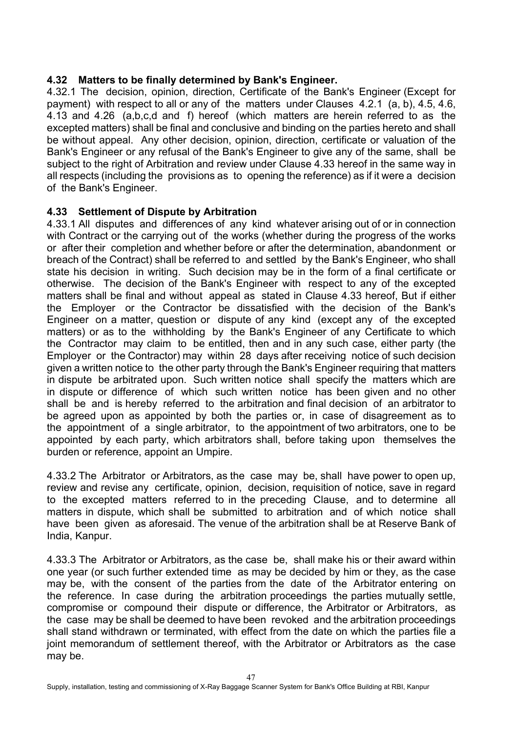### 4.32 Matters to be finally determined by Bank's Engineer.

4.32.1 The decision, opinion, direction, Certificate of the Bank's Engineer (Except for payment) with respect to all or any of the matters under Clauses 4.2.1 (a, b), 4.5, 4.6, 4.13 and 4.26 (a,b,c,d and f) hereof (which matters are herein referred to as the excepted matters) shall be final and conclusive and binding on the parties hereto and shall be without appeal. Any other decision, opinion, direction, certificate or valuation of the Bank's Engineer or any refusal of the Bank's Engineer to give any of the same, shall be subject to the right of Arbitration and review under Clause 4.33 hereof in the same way in all respects (including the provisions as to opening the reference) as if it were a decision of the Bank's Engineer.

### 4.33 Settlement of Dispute by Arbitration

4.33.1 All disputes and differences of any kind whatever arising out of or in connection with Contract or the carrying out of the works (whether during the progress of the works or after their completion and whether before or after the determination, abandonment or breach of the Contract) shall be referred to and settled by the Bank's Engineer, who shall state his decision in writing. Such decision may be in the form of a final certificate or otherwise. The decision of the Bank's Engineer with respect to any of the excepted matters shall be final and without appeal as stated in Clause 4.33 hereof, But if either the Employer or the Contractor be dissatisfied with the decision of the Bank's Engineer on a matter, question or dispute of any kind (except any of the excepted matters) or as to the withholding by the Bank's Engineer of any Certificate to which the Contractor may claim to be entitled, then and in any such case, either party (the Employer or the Contractor) may within 28 days after receiving notice of such decision given a written notice to the other party through the Bank's Engineer requiring that matters in dispute be arbitrated upon. Such written notice shall specify the matters which are in dispute or difference of which such written notice has been given and no other shall be and is hereby referred to the arbitration and final decision of an arbitrator to be agreed upon as appointed by both the parties or, in case of disagreement as to the appointment of a single arbitrator, to the appointment of two arbitrators, one to be appointed by each party, which arbitrators shall, before taking upon themselves the burden or reference, appoint an Umpire.

4.33.2 The Arbitrator or Arbitrators, as the case may be, shall have power to open up, review and revise any certificate, opinion, decision, requisition of notice, save in regard to the excepted matters referred to in the preceding Clause, and to determine all matters in dispute, which shall be submitted to arbitration and of which notice shall have been given as aforesaid. The venue of the arbitration shall be at Reserve Bank of India, Kanpur.

4.33.3 The Arbitrator or Arbitrators, as the case be, shall make his or their award within one year (or such further extended time as may be decided by him or they, as the case may be, with the consent of the parties from the date of the Arbitrator entering on the reference. In case during the arbitration proceedings the parties mutually settle, compromise or compound their dispute or difference, the Arbitrator or Arbitrators, as the case may be shall be deemed to have been revoked and the arbitration proceedings shall stand withdrawn or terminated, with effect from the date on which the parties file a joint memorandum of settlement thereof, with the Arbitrator or Arbitrators as the case may be.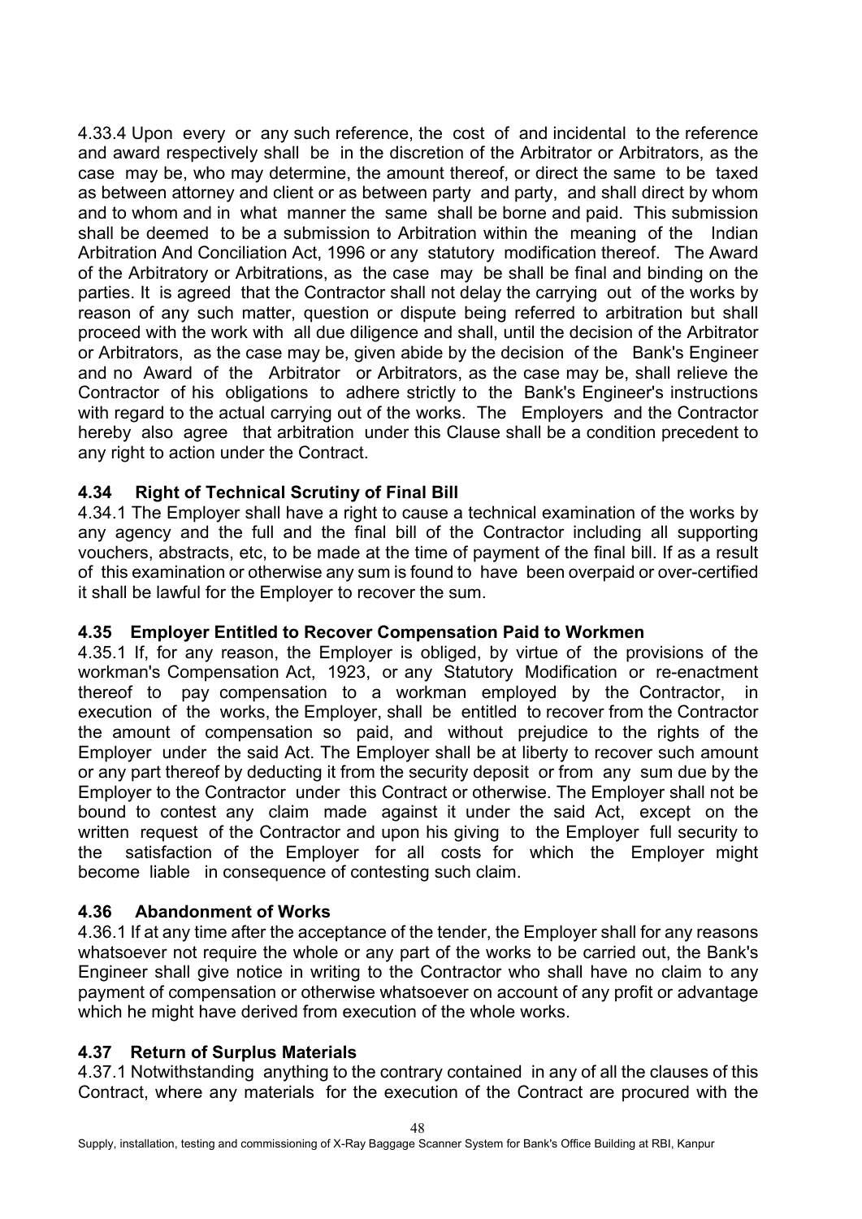4.33.4 Upon every or any such reference, the cost of and incidental to the reference and award respectively shall be in the discretion of the Arbitrator or Arbitrators, as the case may be, who may determine, the amount thereof, or direct the same to be taxed as between attorney and client or as between party and party, and shall direct by whom and to whom and in what manner the same shall be borne and paid. This submission shall be deemed to be a submission to Arbitration within the meaning of the Indian Arbitration And Conciliation Act, 1996 or any statutory modification thereof. The Award of the Arbitratory or Arbitrations, as the case may be shall be final and binding on the parties. It is agreed that the Contractor shall not delay the carrying out of the works by reason of any such matter, question or dispute being referred to arbitration but shall proceed with the work with all due diligence and shall, until the decision of the Arbitrator or Arbitrators, as the case may be, given abide by the decision of the Bank's Engineer and no Award of the Arbitrator or Arbitrators, as the case may be, shall relieve the Contractor of his obligations to adhere strictly to the Bank's Engineer's instructions with regard to the actual carrying out of the works. The Employers and the Contractor hereby also agree that arbitration under this Clause shall be a condition precedent to any right to action under the Contract.

### 4.34 Right of Technical Scrutiny of Final Bill

4.34.1 The Employer shall have a right to cause a technical examination of the works by any agency and the full and the final bill of the Contractor including all supporting vouchers, abstracts, etc, to be made at the time of payment of the final bill. If as a result of this examination or otherwise any sum is found to have been overpaid or over-certified it shall be lawful for the Employer to recover the sum.

### 4.35 Employer Entitled to Recover Compensation Paid to Workmen

4.35.1 If, for any reason, the Employer is obliged, by virtue of the provisions of the workman's Compensation Act, 1923, or any Statutory Modification or re-enactment thereof to pay compensation to a workman employed by the Contractor, in execution of the works, the Employer, shall be entitled to recover from the Contractor the amount of compensation so paid, and without prejudice to the rights of the Employer under the said Act. The Employer shall be at liberty to recover such amount or any part thereof by deducting it from the security deposit or from any sum due by the Employer to the Contractor under this Contract or otherwise. The Employer shall not be bound to contest any claim made against it under the said Act, except on the written request of the Contractor and upon his giving to the Employer full security to the satisfaction of the Employer for all costs for which the Employer might become liable in consequence of contesting such claim.

### 4.36 Abandonment of Works

4.36.1 If at any time after the acceptance of the tender, the Employer shall for any reasons whatsoever not require the whole or any part of the works to be carried out, the Bank's Engineer shall give notice in writing to the Contractor who shall have no claim to any payment of compensation or otherwise whatsoever on account of any profit or advantage which he might have derived from execution of the whole works.

### 4.37 Return of Surplus Materials

4.37.1 Notwithstanding anything to the contrary contained in any of all the clauses of this Contract, where any materials for the execution of the Contract are procured with the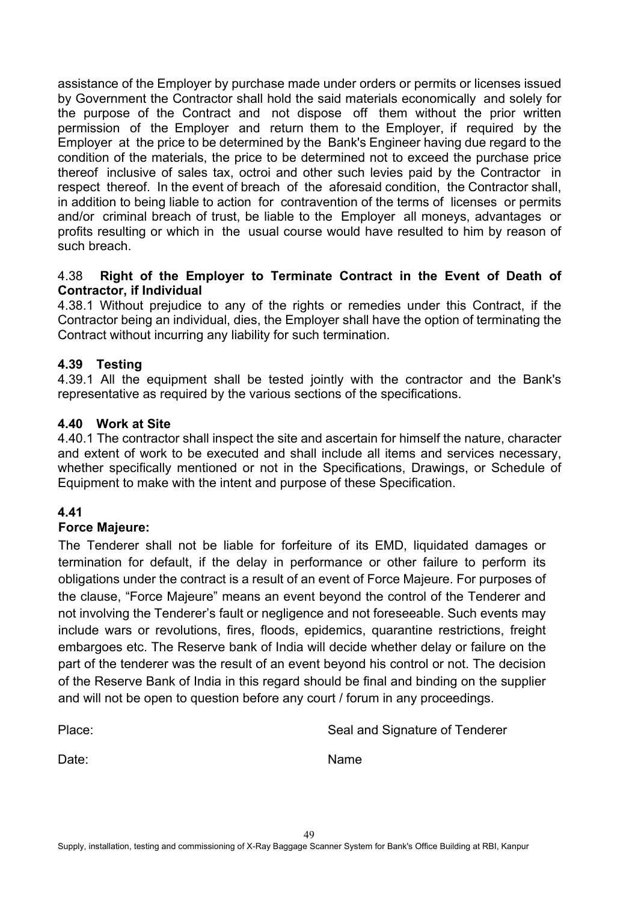assistance of the Employer by purchase made under orders or permits or licenses issued by Government the Contractor shall hold the said materials economically and solely for the purpose of the Contract and not dispose off them without the prior written permission of the Employer and return them to the Employer, if required by the Employer at the price to be determined by the Bank's Engineer having due regard to the condition of the materials, the price to be determined not to exceed the purchase price thereof inclusive of sales tax, octroi and other such levies paid by the Contractor in respect thereof. In the event of breach of the aforesaid condition, the Contractor shall, in addition to being liable to action for contravention of the terms of licenses or permits and/or criminal breach of trust, be liable to the Employer all moneys, advantages or profits resulting or which in the usual course would have resulted to him by reason of such breach.

### 4.38 Right of the Employer to Terminate Contract in the Event of Death of Contractor, if Individual

4.38.1 Without prejudice to any of the rights or remedies under this Contract, if the Contractor being an individual, dies, the Employer shall have the option of terminating the Contract without incurring any liability for such termination.

### 4.39 Testing

4.39.1 All the equipment shall be tested jointly with the contractor and the Bank's representative as required by the various sections of the specifications.

### 4.40 Work at Site

4.40.1 The contractor shall inspect the site and ascertain for himself the nature, character and extent of work to be executed and shall include all items and services necessary, whether specifically mentioned or not in the Specifications, Drawings, or Schedule of Equipment to make with the intent and purpose of these Specification.

### 4.41

### Force Majeure:

The Tenderer shall not be liable for forfeiture of its EMD, liquidated damages or termination for default, if the delay in performance or other failure to perform its obligations under the contract is a result of an event of Force Majeure. For purposes of the clause, "Force Majeure" means an event beyond the control of the Tenderer and not involving the Tenderer's fault or negligence and not foreseeable. Such events may include wars or revolutions, fires, floods, epidemics, quarantine restrictions, freight embargoes etc. The Reserve bank of India will decide whether delay or failure on the part of the tenderer was the result of an event beyond his control or not. The decision of the Reserve Bank of India in this regard should be final and binding on the supplier and will not be open to question before any court / forum in any proceedings.

Place: Seal and Signature of Tenderer

Date: Name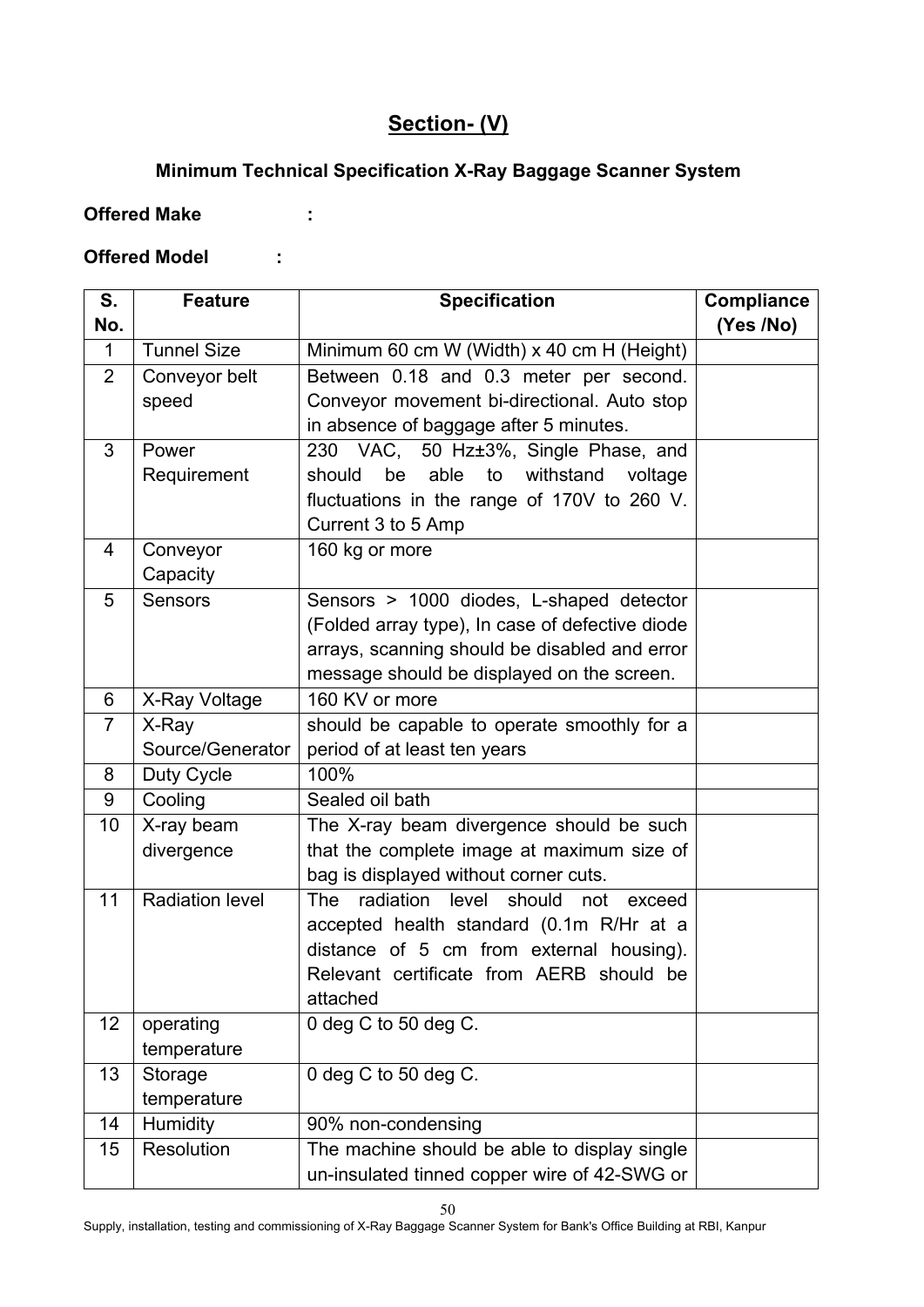## Section- (V)

### Minimum Technical Specification X-Ray Baggage Scanner System

**Offered Make** :

**Offered Model** :

| S. No. | Feature | Specification | Compliance (Yes /No) |
|---|---|---|---|
| 1 | Tunnel Size | Minimum 60 cm W (Width) x 40 cm H (Height) | |
| 2 | Conveyor belt speed | Between 0.18 and 0.3 meter per second. Conveyor movement bi-directional. Auto stop in absence of baggage after 5 minutes. | |
| 3 | Power Requirement | 230 VAC, 50 Hz±3%, Single Phase, and should be able to withstand voltage fluctuations in the range of 170V to 260 V. Current 3 to 5 Amp | |
| 4 | Conveyor Capacity | 160 kg or more | |
| 5 | Sensors | Sensors > 1000 diodes, L-shaped detector (Folded array type), In case of defective diode arrays, scanning should be disabled and error message should be displayed on the screen. | |
| 6 | X-Ray Voltage | 160 KV or more | |
| 7 | X-Ray Source/Generator | should be capable to operate smoothly for a period of at least ten years | |
| 8 | Duty Cycle | 100% | |
| 9 | Cooling | Sealed oil bath | |
| 10 | X-ray beam divergence | The X-ray beam divergence should be such that the complete image at maximum size of bag is displayed without corner cuts. | |
| 11 | Radiation level | The radiation level should not exceed accepted health standard (0.1m R/Hr at a distance of 5 cm from external housing). Relevant certificate from AERB should be attached | |
| 12 | operating temperature | 0 deg C to 50 deg C. | |
| 13 | Storage temperature | 0 deg C to 50 deg C. | |
| 14 | Humidity | 90% non-condensing | |
| 15 | Resolution | The machine should be able to display single un-insulated tinned copper wire of 42-SWG or | |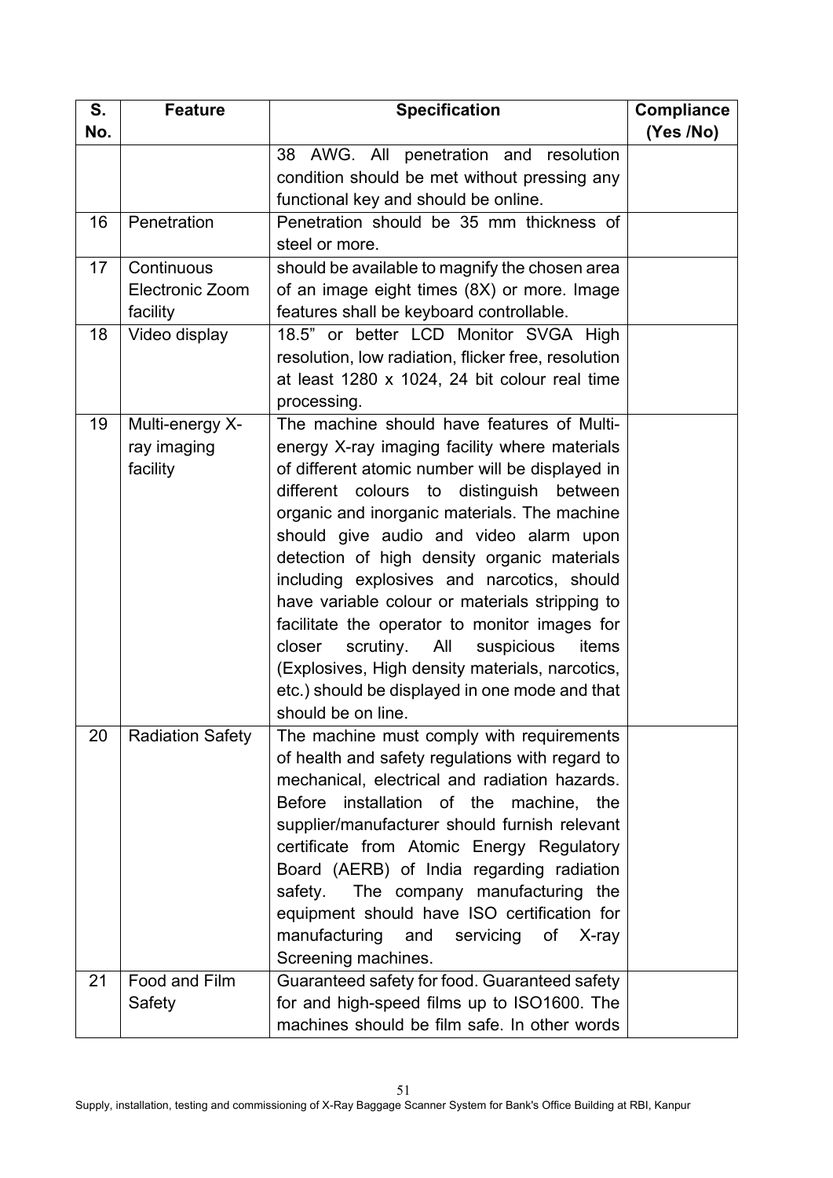| S. No. | Feature | Specification | Compliance (Yes /No) |
|---|---|---|---|
| | | 38 AWG. All penetration and resolution condition should be met without pressing any functional key and should be online. | |
| 16 | Penetration | Penetration should be 35 mm thickness of steel or more. | |
| 17 | Continuous Electronic Zoom facility | should be available to magnify the chosen area of an image eight times (8X) or more. Image features shall be keyboard controllable. | |
| 18 | Video display | 18.5" or better LCD Monitor SVGA High resolution, low radiation, flicker free, resolution at least 1280 x 1024, 24 bit colour real time processing. | |
| 19 | Multi-energy X-ray imaging facility | The machine should have features of Multi-energy X-ray imaging facility where materials of different atomic number will be displayed in different colours to distinguish between organic and inorganic materials. The machine should give audio and video alarm upon detection of high density organic materials including explosives and narcotics, should have variable colour or materials stripping to facilitate the operator to monitor images for closer scrutiny. All suspicious items (Explosives, High density materials, narcotics, etc.) should be displayed in one mode and that should be on line. | |
| 20 | Radiation Safety | The machine must comply with requirements of health and safety regulations with regard to mechanical, electrical and radiation hazards. Before installation of the machine, the supplier/manufacturer should furnish relevant certificate from Atomic Energy Regulatory Board (AERB) of India regarding radiation safety. The company manufacturing the equipment should have ISO certification for manufacturing and servicing of X-ray Screening machines. | |
| 21 | Food and Film Safety | Guaranteed safety for food. Guaranteed safety for and high-speed films up to ISO1600. The machines should be film safe. In other words | |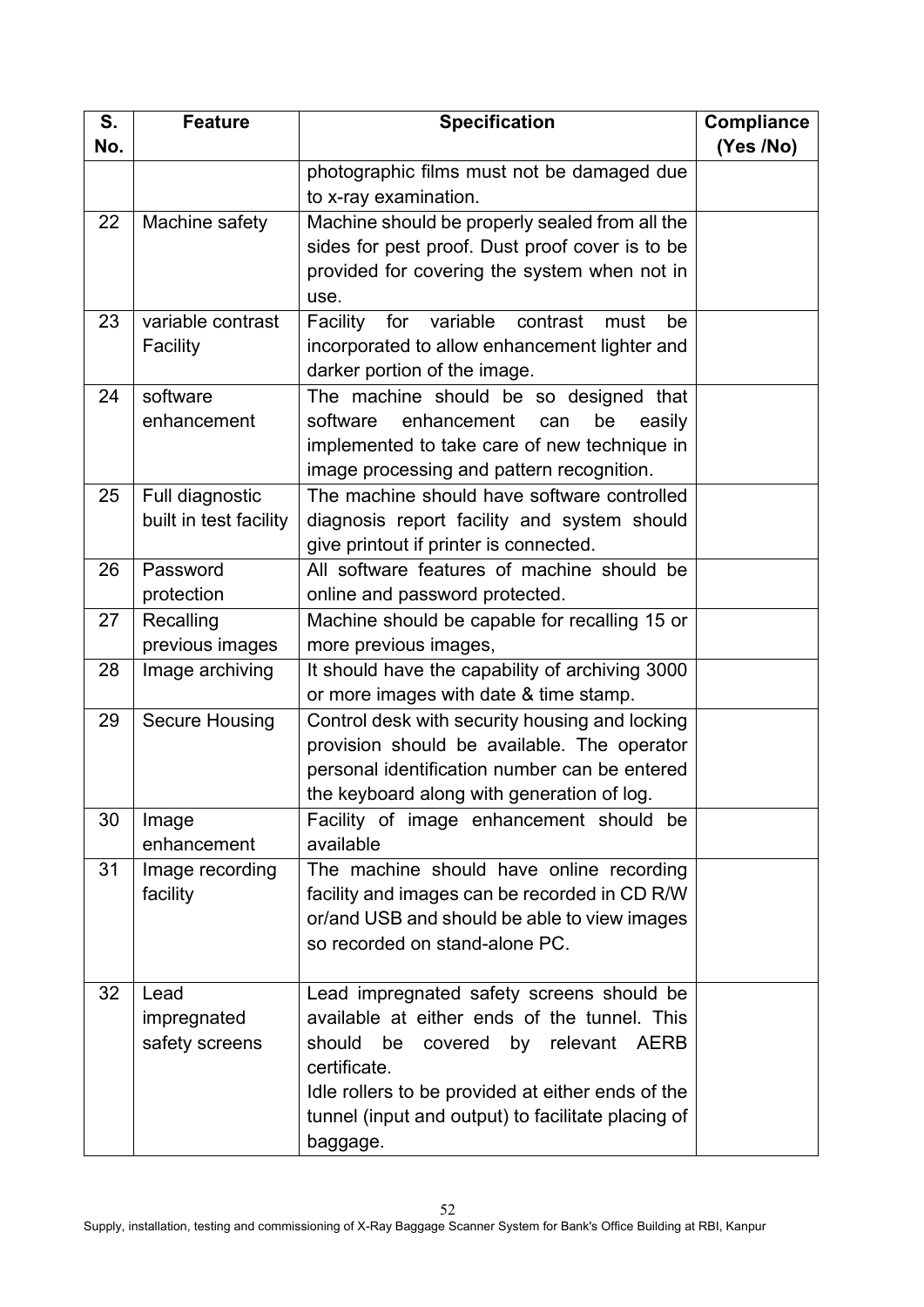| S. No. | Feature | Specification | Compliance (Yes /No) |
|---|---|---|---|
| | | photographic films must not be damaged due to x-ray examination. | |
| 22 | Machine safety | Machine should be properly sealed from all the sides for pest proof. Dust proof cover is to be provided for covering the system when not in use. | |
| 23 | variable contrast Facility | Facility for variable contrast must be incorporated to allow enhancement lighter and darker portion of the image. | |
| 24 | software enhancement | The machine should be so designed that software enhancement can be easily implemented to take care of new technique in image processing and pattern recognition. | |
| 25 | Full diagnostic built in test facility | The machine should have software controlled diagnosis report facility and system should give printout if printer is connected. | |
| 26 | Password protection | All software features of machine should be online and password protected. | |
| 27 | Recalling previous images | Machine should be capable for recalling 15 or more previous images, | |
| 28 | Image archiving | It should have the capability of archiving 3000 or more images with date & time stamp. | |
| 29 | Secure Housing | Control desk with security housing and locking provision should be available. The operator personal identification number can be entered the keyboard along with generation of log. | |
| 30 | Image enhancement | Facility of image enhancement should be available | |
| 31 | Image recording facility | The machine should have online recording facility and images can be recorded in CD R/W or/and USB and should be able to view images so recorded on stand-alone PC. | |
| 32 | Lead impregnated safety screens | Lead impregnated safety screens should be available at either ends of the tunnel. This should be covered by relevant AERB certificate.<br>Idle rollers to be provided at either ends of the tunnel (input and output) to facilitate placing of baggage. | |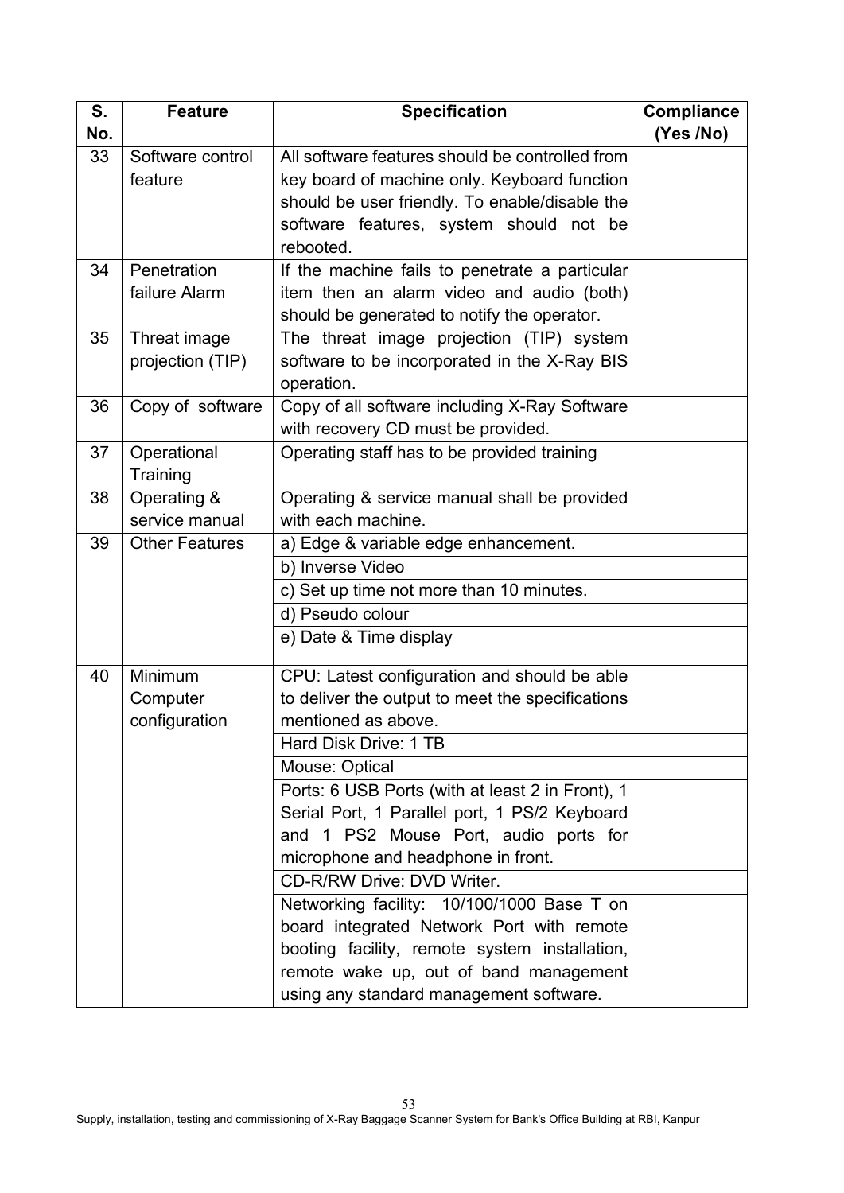| S. No. | Feature | Specification | Compliance (Yes /No) |
|---|---|---|---|
| 33 | Software control feature | All software features should be controlled from key board of machine only. Keyboard function should be user friendly. To enable/disable the software features, system should not be rebooted. | |
| 34 | Penetration failure Alarm | If the machine fails to penetrate a particular item then an alarm video and audio (both) should be generated to notify the operator. | |
| 35 | Threat image projection (TIP) | The threat image projection (TIP) system software to be incorporated in the X-Ray BIS operation. | |
| 36 | Copy of software | Copy of all software including X-Ray Software with recovery CD must be provided. | |
| 37 | Operational Training | Operating staff has to be provided training | |
| 38 | Operating & service manual | Operating & service manual shall be provided with each machine. | |
| 39 | Other Features | a) Edge & variable edge enhancement. | |
| | | b) Inverse Video | |
| | | c) Set up time not more than 10 minutes. | |
| | | d) Pseudo colour | |
| | | e) Date & Time display | |
| 40 | Minimum Computer configuration | CPU: Latest configuration and should be able to deliver the output to meet the specifications mentioned as above. | |
| | | Hard Disk Drive: 1 TB | |
| | | Mouse: Optical | |
| | | Ports: 6 USB Ports (with at least 2 in Front), 1 Serial Port, 1 Parallel port, 1 PS/2 Keyboard and 1 PS2 Mouse Port, audio ports for microphone and headphone in front. | |
| | | CD-R/RW Drive: DVD Writer. | |
| | | Networking facility: 10/100/1000 Base T on board integrated Network Port with remote booting facility, remote system installation, remote wake up, out of band management using any standard management software. | |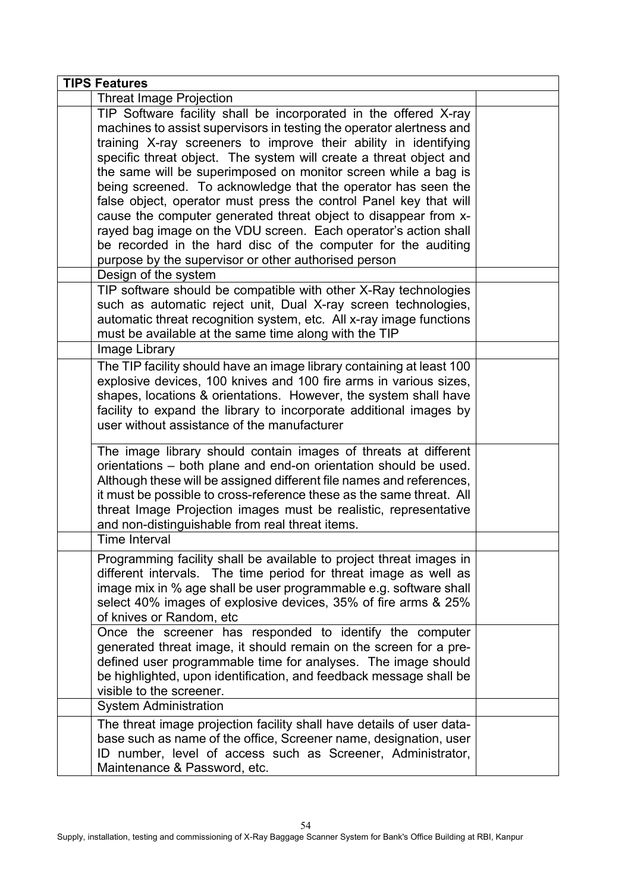| TIPS Features | | |
|---|---|---|
| | Threat Image Projection | |
| | TIP Software facility shall be incorporated in the offered X-ray machines to assist supervisors in testing the operator alertness and training X-ray screeners to improve their ability in identifying specific threat object. The system will create a threat object and the same will be superimposed on monitor screen while a bag is being screened. To acknowledge that the operator has seen the false object, operator must press the control Panel key that will cause the computer generated threat object to disappear from x-rayed bag image on the VDU screen. Each operator's action shall be recorded in the hard disc of the computer for the auditing purpose by the supervisor or other authorised person | |
| | Design of the system | |
| | TIP software should be compatible with other X-Ray technologies such as automatic reject unit, Dual X-ray screen technologies, automatic threat recognition system, etc. All x-ray image functions must be available at the same time along with the TIP | |
| | Image Library | |
| | The TIP facility should have an image library containing at least 100 explosive devices, 100 knives and 100 fire arms in various sizes, shapes, locations & orientations. However, the system shall have facility to expand the library to incorporate additional images by user without assistance of the manufacturer | |
| | The image library should contain images of threats at different orientations – both plane and end-on orientation should be used. Although these will be assigned different file names and references, it must be possible to cross-reference these as the same threat. All threat Image Projection images must be realistic, representative and non-distinguishable from real threat items. | |
| | Time Interval | |
| | Programming facility shall be available to project threat images in different intervals. The time period for threat image as well as image mix in % age shall be user programmable e.g. software shall select 40% images of explosive devices, 35% of fire arms & 25% of knives or Random, etc | |
| | Once the screener has responded to identify the computer generated threat image, it should remain on the screen for a pre-defined user programmable time for analyses. The image should be highlighted, upon identification, and feedback message shall be visible to the screener. | |
| | System Administration | |
| | The threat image projection facility shall have details of user data-base such as name of the office, Screener name, designation, user ID number, level of access such as Screener, Administrator, Maintenance & Password, etc. | |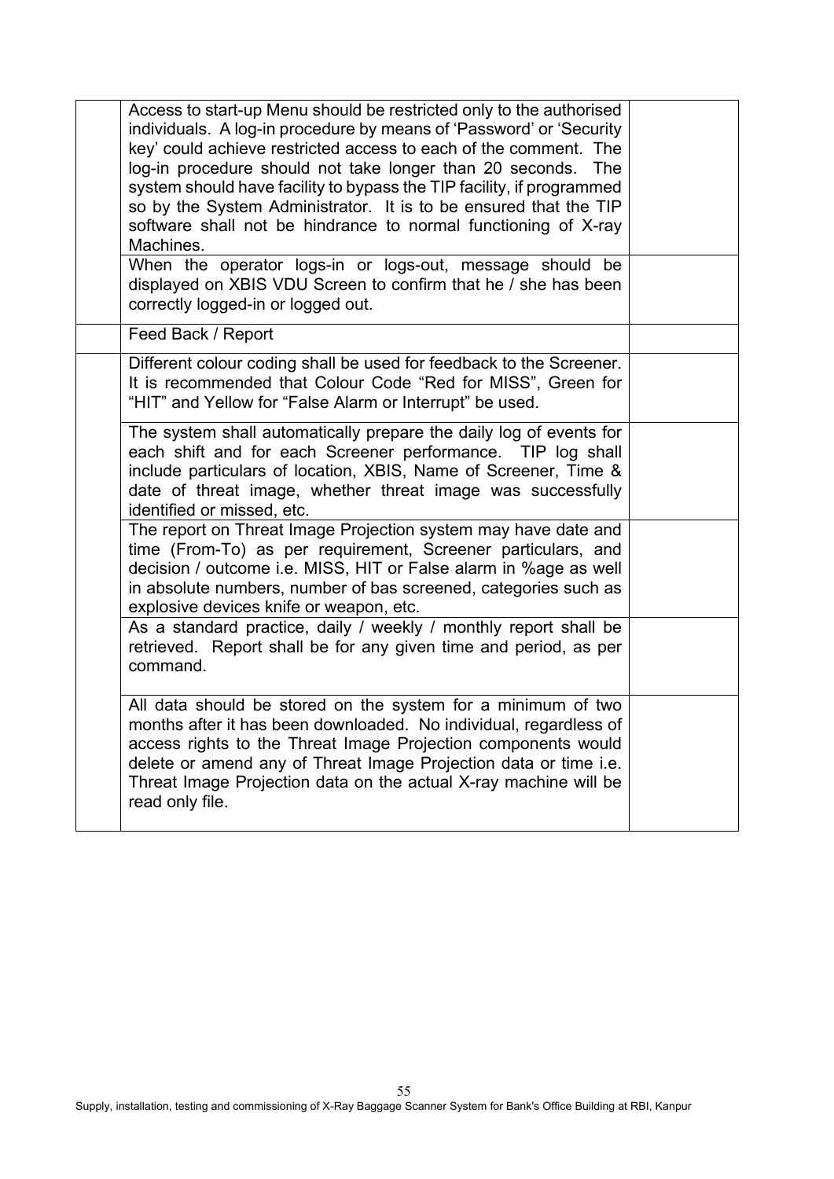|  |  |  |
|---|---|---|
|  | Access to start-up Menu should be restricted only to the authorised individuals. A log-in procedure by means of 'Password' or 'Security key' could achieve restricted access to each of the comment. The log-in procedure should not take longer than 20 seconds. The system should have facility to bypass the TIP facility, if programmed so by the System Administrator. It is to be ensured that the TIP software shall not be hindrance to normal functioning of X-ray Machines. |  |
|  | When the operator logs-in or logs-out, message should be displayed on XBIS VDU Screen to confirm that he / she has been correctly logged-in or logged out. |  |
|  | Feed Back / Report |  |
|  | Different colour coding shall be used for feedback to the Screener. It is recommended that Colour Code "Red for MISS", Green for "HIT" and Yellow for "False Alarm or Interrupt" be used. |  |
|  | The system shall automatically prepare the daily log of events for each shift and for each Screener performance. TIP log shall include particulars of location, XBIS, Name of Screener, Time & date of threat image, whether threat image was successfully identified or missed, etc. |  |
|  | The report on Threat Image Projection system may have date and time (From-To) as per requirement, Screener particulars, and decision / outcome i.e. MISS, HIT or False alarm in %age as well in absolute numbers, number of bas screened, categories such as explosive devices knife or weapon, etc. |  |
|  | As a standard practice, daily / weekly / monthly report shall be retrieved. Report shall be for any given time and period, as per command. |  |
|  | All data should be stored on the system for a minimum of two months after it has been downloaded. No individual, regardless of access rights to the Threat Image Projection components would delete or amend any of Threat Image Projection data or time i.e. Threat Image Projection data on the actual X-ray machine will be read only file. |  |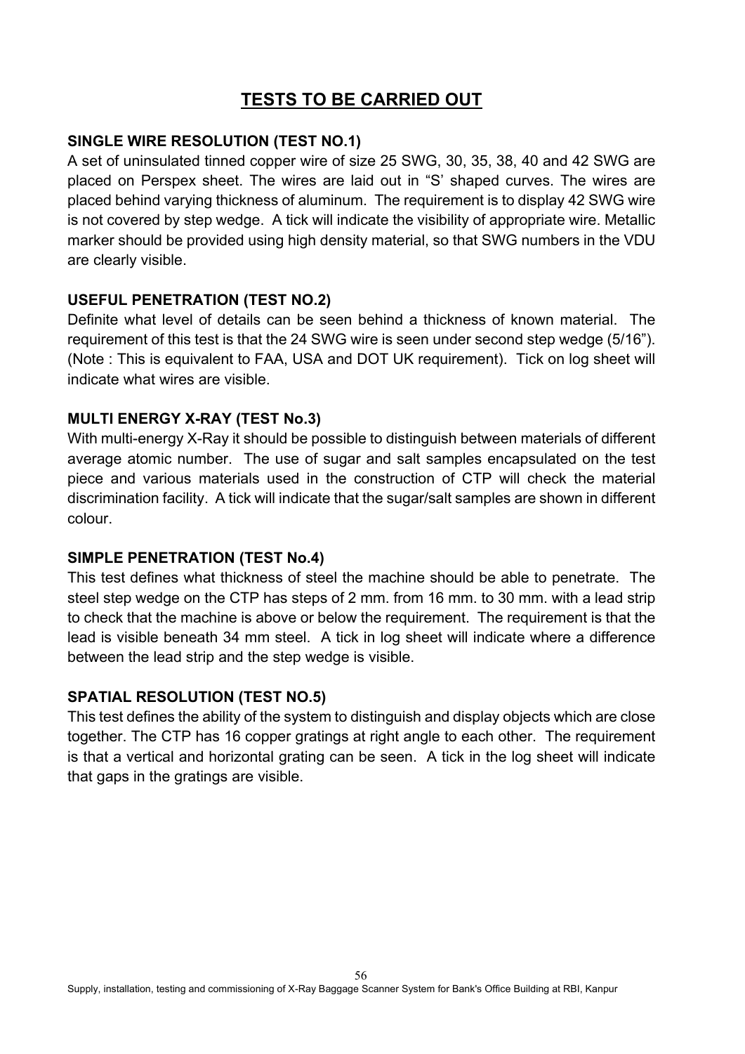# TESTS TO BE CARRIED OUT

**SINGLE WIRE RESOLUTION (TEST NO.1)**

A set of uninsulated tinned copper wire of size 25 SWG, 30, 35, 38, 40 and 42 SWG are placed on Perspex sheet. The wires are laid out in "S' shaped curves. The wires are placed behind varying thickness of aluminum. The requirement is to display 42 SWG wire is not covered by step wedge. A tick will indicate the visibility of appropriate wire. Metallic marker should be provided using high density material, so that SWG numbers in the VDU are clearly visible.

**USEFUL PENETRATION (TEST NO.2)**

Definite what level of details can be seen behind a thickness of known material. The requirement of this test is that the 24 SWG wire is seen under second step wedge (5/16"). (Note : This is equivalent to FAA, USA and DOT UK requirement). Tick on log sheet will indicate what wires are visible.

**MULTI ENERGY X-RAY (TEST No.3)**

With multi-energy X-Ray it should be possible to distinguish between materials of different average atomic number. The use of sugar and salt samples encapsulated on the test piece and various materials used in the construction of CTP will check the material discrimination facility. A tick will indicate that the sugar/salt samples are shown in different colour.

**SIMPLE PENETRATION (TEST No.4)**

This test defines what thickness of steel the machine should be able to penetrate. The steel step wedge on the CTP has steps of 2 mm. from 16 mm. to 30 mm. with a lead strip to check that the machine is above or below the requirement. The requirement is that the lead is visible beneath 34 mm steel. A tick in log sheet will indicate where a difference between the lead strip and the step wedge is visible.

**SPATIAL RESOLUTION (TEST NO.5)**

This test defines the ability of the system to distinguish and display objects which are close together. The CTP has 16 copper gratings at right angle to each other. The requirement is that a vertical and horizontal grating can be seen. A tick in the log sheet will indicate that gaps in the gratings are visible.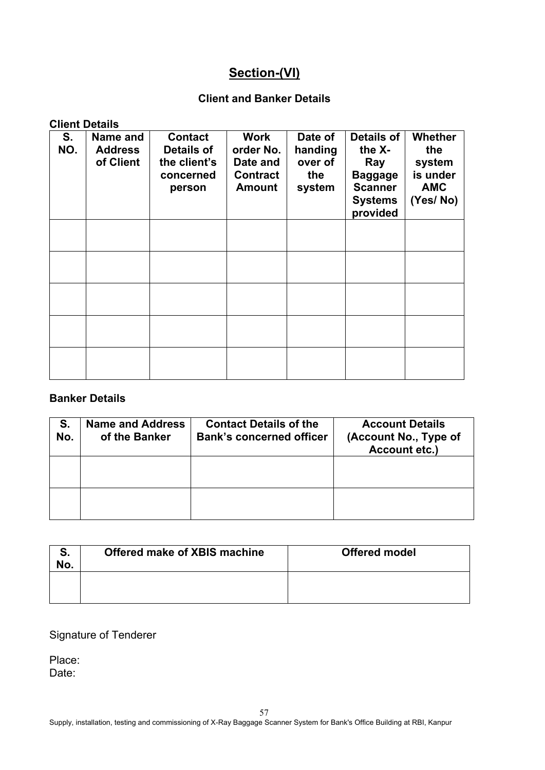# Section-(VI)

## Client and Banker Details

**Client Details**

| S. NO. | Name and Address of Client | Contact Details of the client's concerned person | Work order No. Date and Contract Amount | Date of handing over of the system | Details of the X-Ray Baggage Scanner Systems provided | Whether the system is under AMC (Yes/ No) |
|---|---|---|---|---|---|---|
| | | | | | | |
| | | | | | | |
| | | | | | | |
| | | | | | | |
| | | | | | | |

**Banker Details**

| S. No. | Name and Address of the Banker | Contact Details of the Bank's concerned officer | Account Details (Account No., Type of Account etc.) |
|---|---|---|---|
| | | | |
| | | | |

| S. No. | Offered make of XBIS machine | Offered model |
|---|---|---|
| | | |

Signature of Tenderer

Place:
Date: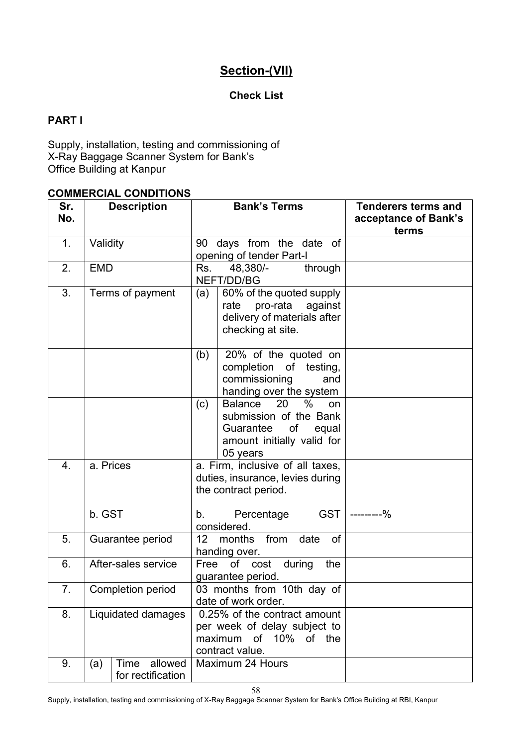# Section-(VII)

## Check List

**PART I**

Supply, installation, testing and commissioning of X-Ray Baggage Scanner System for Bank's Office Building at Kanpur

**COMMERCIAL CONDITIONS**

| Sr. No. | Description | | Bank's Terms | | Tenderers terms and acceptance of Bank's terms |
|---|---|---|---|---|---|
| 1. | Validity | | 90 days from the date of opening of tender Part-I | | |
| 2. | EMD | | Rs. 48,380/- through NEFT/DD/BG | | |
| 3. | Terms of payment | | (a) | 60% of the quoted supply rate pro-rata against delivery of materials after checking at site. | |
| | | | (b) | 20% of the quoted on completion of testing, commissioning and handing over the system | |
| | | | (c) | Balance 20 % on submission of the Bank Guarantee of equal amount initially valid for 05 years | |
| 4. | a. Prices | | a. Firm, inclusive of all taxes, duties, insurance, levies during the contract period. | | |
| | b. GST | | b. Percentage GST considered. | | ---------% |
| 5. | Guarantee period | | 12 months from date of handing over. | | |
| 6. | After-sales service | | Free of cost during the guarantee period. | | |
| 7. | Completion period | | 03 months from 10th day of date of work order. | | |
| 8. | Liquidated damages | | 0.25% of the contract amount per week of delay subject to maximum of 10% of the contract value. | | |
| 9. | (a) | Time allowed for rectification | Maximum 24 Hours | | |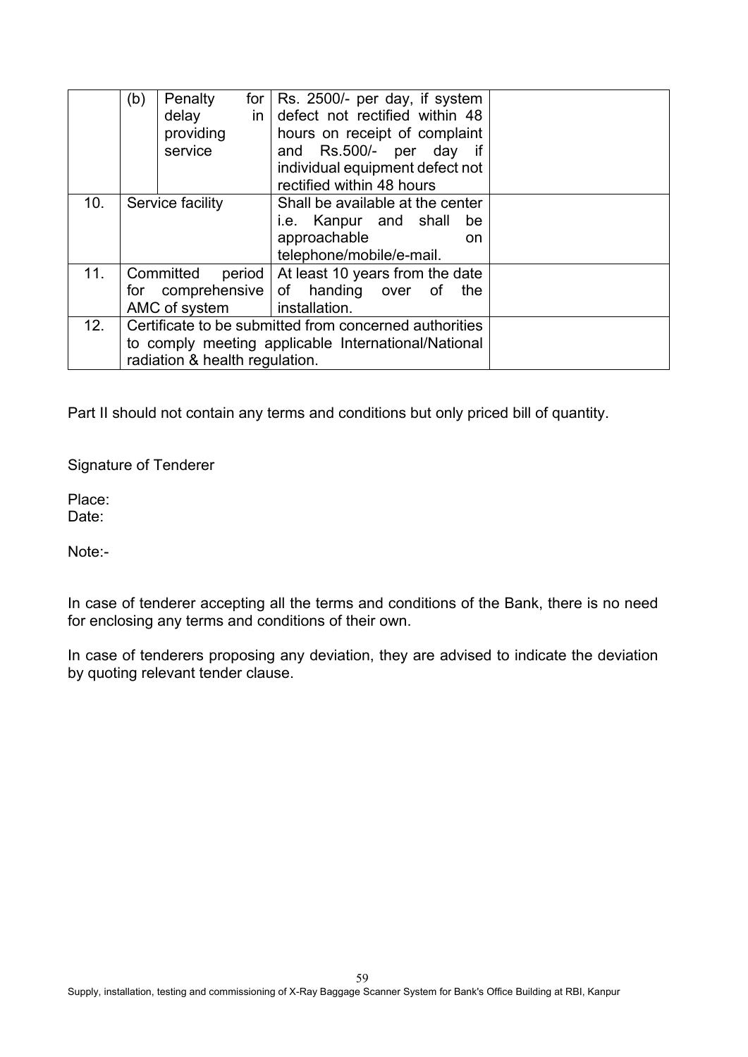|  | (b) | Penalty for delay in providing service | Rs. 2500/- per day, if system defect not rectified within 48 hours on receipt of complaint and Rs.500/- per day if individual equipment defect not rectified within 48 hours |  |
|---|---|---|---|---|
| 10. | Service facility | | Shall be available at the center i.e. Kanpur and shall be approachable on telephone/mobile/e-mail. |  |
| 11. | Committed period for comprehensive AMC of system | | At least 10 years from the date of handing over of the installation. |  |
| 12. | Certificate to be submitted from concerned authorities to comply meeting applicable International/National radiation & health regulation. | | |  |

Part II should not contain any terms and conditions but only priced bill of quantity.

Signature of Tenderer

Place:
Date:

Note:-

In case of tenderer accepting all the terms and conditions of the Bank, there is no need for enclosing any terms and conditions of their own.

In case of tenderers proposing any deviation, they are advised to indicate the deviation by quoting relevant tender clause.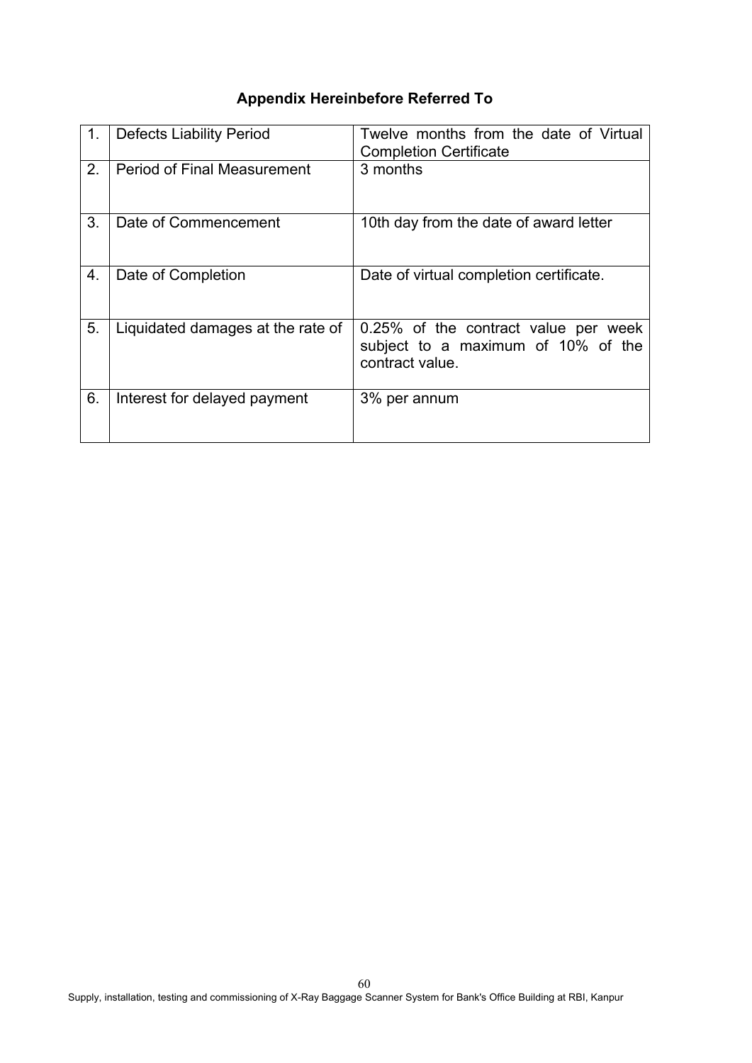## Appendix Hereinbefore Referred To

| | | |
|---|---|---|
| 1. | Defects Liability Period | Twelve months from the date of Virtual Completion Certificate |
| 2. | Period of Final Measurement | 3 months |
| 3. | Date of Commencement | 10th day from the date of award letter |
| 4. | Date of Completion | Date of virtual completion certificate. |
| 5. | Liquidated damages at the rate of | 0.25% of the contract value per week subject to a maximum of 10% of the contract value. |
| 6. | Interest for delayed payment | 3% per annum |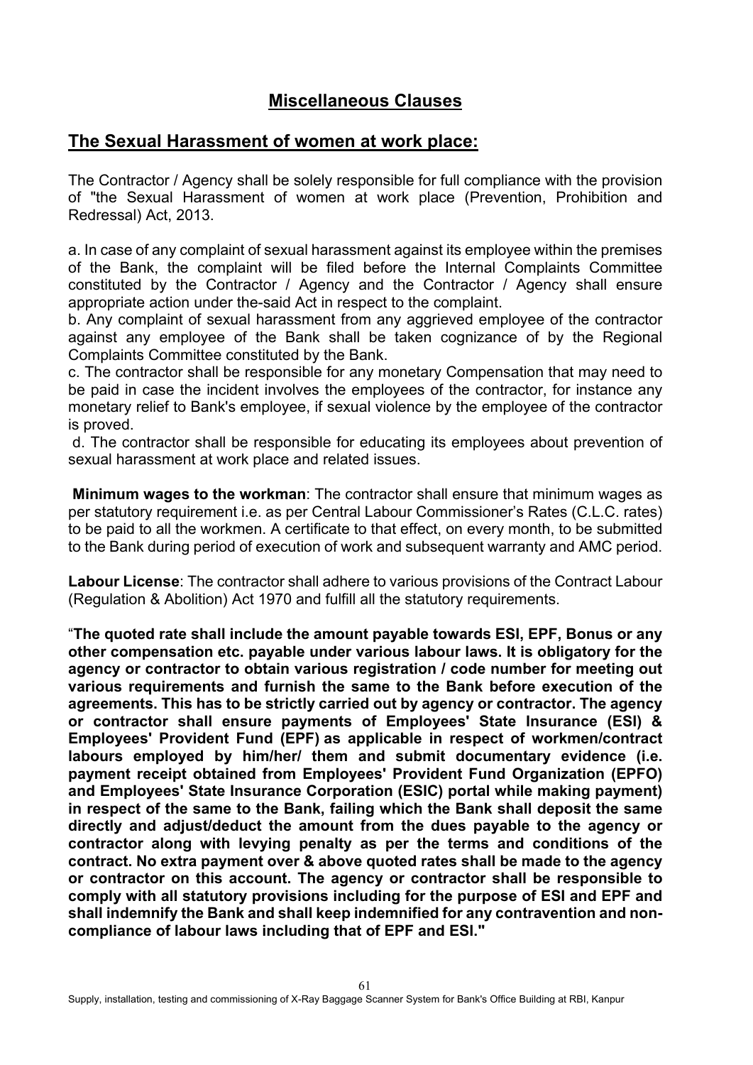## Miscellaneous Clauses

## The Sexual Harassment of women at work place:

The Contractor / Agency shall be solely responsible for full compliance with the provision of "the Sexual Harassment of women at work place (Prevention, Prohibition and Redressal) Act, 2013.

a. In case of any complaint of sexual harassment against its employee within the premises of the Bank, the complaint will be filed before the Internal Complaints Committee constituted by the Contractor / Agency and the Contractor / Agency shall ensure appropriate action under the-said Act in respect to the complaint.
b. Any complaint of sexual harassment from any aggrieved employee of the contractor against any employee of the Bank shall be taken cognizance of by the Regional Complaints Committee constituted by the Bank.
c. The contractor shall be responsible for any monetary Compensation that may need to be paid in case the incident involves the employees of the contractor, for instance any monetary relief to Bank's employee, if sexual violence by the employee of the contractor is proved.
d. The contractor shall be responsible for educating its employees about prevention of sexual harassment at work place and related issues.

**Minimum wages to the workman**: The contractor shall ensure that minimum wages as per statutory requirement i.e. as per Central Labour Commissioner's Rates (C.L.C. rates) to be paid to all the workmen. A certificate to that effect, on every month, to be submitted to the Bank during period of execution of work and subsequent warranty and AMC period.

**Labour License**: The contractor shall adhere to various provisions of the Contract Labour (Regulation & Abolition) Act 1970 and fulfill all the statutory requirements.

"**The quoted rate shall include the amount payable towards ESI, EPF, Bonus or any other compensation etc. payable under various labour laws. It is obligatory for the agency or contractor to obtain various registration / code number for meeting out various requirements and furnish the same to the Bank before execution of the agreements. This has to be strictly carried out by agency or contractor. The agency or contractor shall ensure payments of Employees' State Insurance (ESI) & Employees' Provident Fund (EPF) as applicable in respect of workmen/contract labours employed by him/her/ them and submit documentary evidence (i.e. payment receipt obtained from Employees' Provident Fund Organization (EPFO) and Employees' State Insurance Corporation (ESIC) portal while making payment) in respect of the same to the Bank, failing which the Bank shall deposit the same directly and adjust/deduct the amount from the dues payable to the agency or contractor along with levying penalty as per the terms and conditions of the contract. No extra payment over & above quoted rates shall be made to the agency or contractor on this account. The agency or contractor shall be responsible to comply with all statutory provisions including for the purpose of ESI and EPF and shall indemnify the Bank and shall keep indemnified for any contravention and non-compliance of labour laws including that of EPF and ESI."**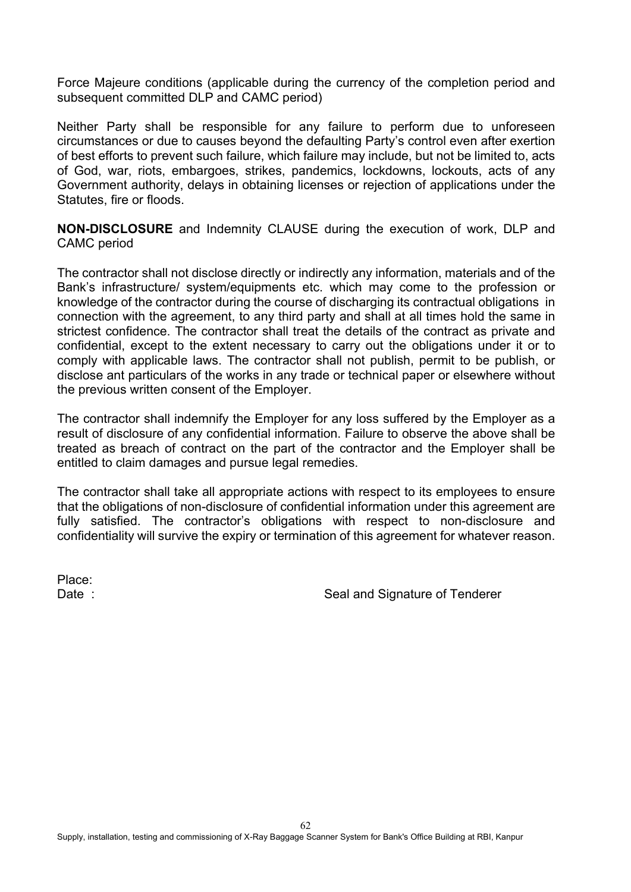Force Majeure conditions (applicable during the currency of the completion period and subsequent committed DLP and CAMC period)

Neither Party shall be responsible for any failure to perform due to unforeseen circumstances or due to causes beyond the defaulting Party's control even after exertion of best efforts to prevent such failure, which failure may include, but not be limited to, acts of God, war, riots, embargoes, strikes, pandemics, lockdowns, lockouts, acts of any Government authority, delays in obtaining licenses or rejection of applications under the Statutes, fire or floods.

**NON-DISCLOSURE** and Indemnity CLAUSE during the execution of work, DLP and CAMC period

The contractor shall not disclose directly or indirectly any information, materials and of the Bank's infrastructure/ system/equipments etc. which may come to the profession or knowledge of the contractor during the course of discharging its contractual obligations in connection with the agreement, to any third party and shall at all times hold the same in strictest confidence. The contractor shall treat the details of the contract as private and confidential, except to the extent necessary to carry out the obligations under it or to comply with applicable laws. The contractor shall not publish, permit to be publish, or disclose ant particulars of the works in any trade or technical paper or elsewhere without the previous written consent of the Employer.

The contractor shall indemnify the Employer for any loss suffered by the Employer as a result of disclosure of any confidential information. Failure to observe the above shall be treated as breach of contract on the part of the contractor and the Employer shall be entitled to claim damages and pursue legal remedies.

The contractor shall take all appropriate actions with respect to its employees to ensure that the obligations of non-disclosure of confidential information under this agreement are fully satisfied. The contractor's obligations with respect to non-disclosure and confidentiality will survive the expiry or termination of this agreement for whatever reason.

Place:

Date :                                                                 Seal and Signature of Tenderer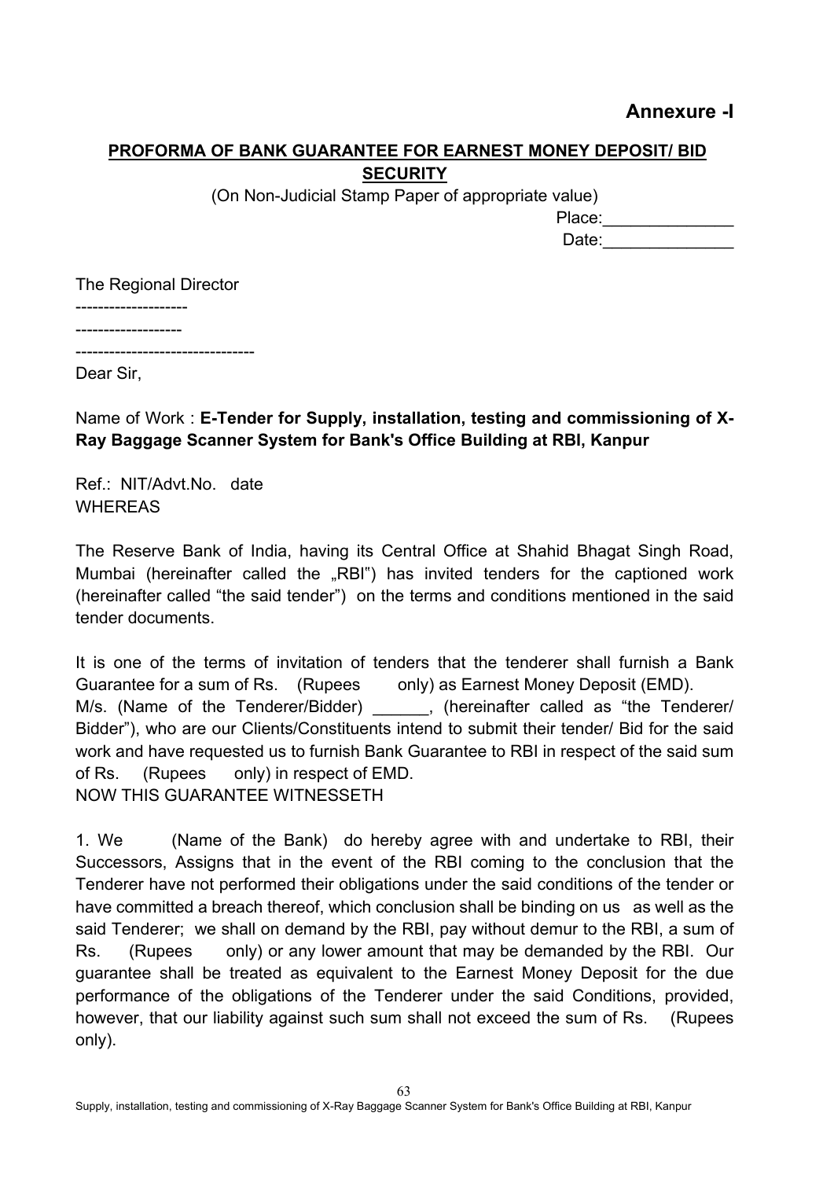**Annexure -I**

## PROFORMA OF BANK GUARANTEE FOR EARNEST MONEY DEPOSIT/ BID SECURITY

(On Non-Judicial Stamp Paper of appropriate value)

Place:______________

Date:______________

The Regional Director

-------------------

-------------------

-------------------------------

Dear Sir,

Name of Work : **E-Tender for Supply, installation, testing and commissioning of X-Ray Baggage Scanner System for Bank's Office Building at RBI, Kanpur**

Ref.: NIT/Advt.No. date

WHEREAS

The Reserve Bank of India, having its Central Office at Shahid Bhagat Singh Road, Mumbai (hereinafter called the „RBI") has invited tenders for the captioned work (hereinafter called "the said tender") on the terms and conditions mentioned in the said tender documents.

It is one of the terms of invitation of tenders that the tenderer shall furnish a Bank Guarantee for a sum of Rs. (Rupees only) as Earnest Money Deposit (EMD).
M/s. (Name of the Tenderer/Bidder) ______, (hereinafter called as "the Tenderer/ Bidder"), who are our Clients/Constituents intend to submit their tender/ Bid for the said work and have requested us to furnish Bank Guarantee to RBI in respect of the said sum of Rs. (Rupees only) in respect of EMD.
NOW THIS GUARANTEE WITNESSETH

1. We (Name of the Bank) do hereby agree with and undertake to RBI, their Successors, Assigns that in the event of the RBI coming to the conclusion that the Tenderer have not performed their obligations under the said conditions of the tender or have committed a breach thereof, which conclusion shall be binding on us as well as the said Tenderer; we shall on demand by the RBI, pay without demur to the RBI, a sum of Rs. (Rupees only) or any lower amount that may be demanded by the RBI. Our guarantee shall be treated as equivalent to the Earnest Money Deposit for the due performance of the obligations of the Tenderer under the said Conditions, provided, however, that our liability against such sum shall not exceed the sum of Rs. (Rupees only).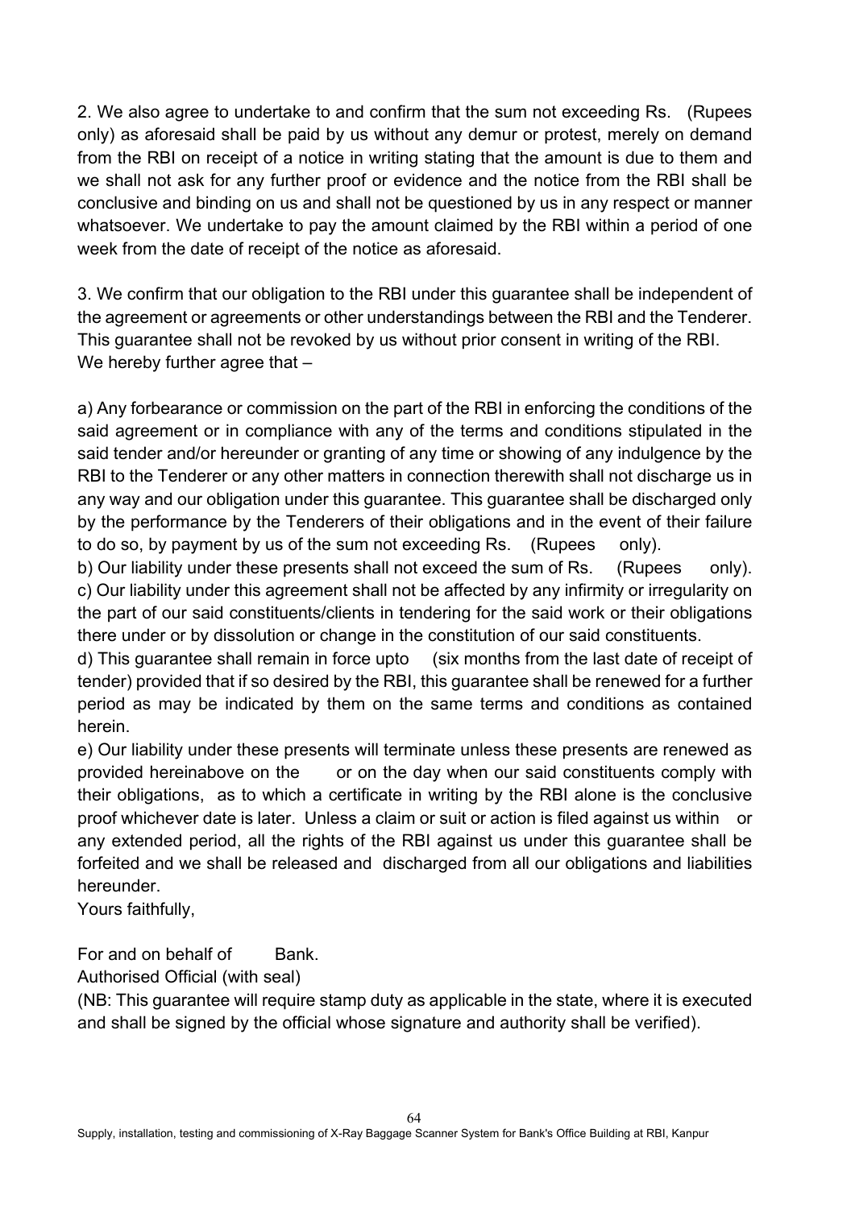2. We also agree to undertake to and confirm that the sum not exceeding Rs. (Rupees only) as aforesaid shall be paid by us without any demur or protest, merely on demand from the RBI on receipt of a notice in writing stating that the amount is due to them and we shall not ask for any further proof or evidence and the notice from the RBI shall be conclusive and binding on us and shall not be questioned by us in any respect or manner whatsoever. We undertake to pay the amount claimed by the RBI within a period of one week from the date of receipt of the notice as aforesaid.

3. We confirm that our obligation to the RBI under this guarantee shall be independent of the agreement or agreements or other understandings between the RBI and the Tenderer. This guarantee shall not be revoked by us without prior consent in writing of the RBI. We hereby further agree that –

a) Any forbearance or commission on the part of the RBI in enforcing the conditions of the said agreement or in compliance with any of the terms and conditions stipulated in the said tender and/or hereunder or granting of any time or showing of any indulgence by the RBI to the Tenderer or any other matters in connection therewith shall not discharge us in any way and our obligation under this guarantee. This guarantee shall be discharged only by the performance by the Tenderers of their obligations and in the event of their failure to do so, by payment by us of the sum not exceeding Rs. (Rupees only).

b) Our liability under these presents shall not exceed the sum of Rs. (Rupees only).

c) Our liability under this agreement shall not be affected by any infirmity or irregularity on the part of our said constituents/clients in tendering for the said work or their obligations there under or by dissolution or change in the constitution of our said constituents.

d) This guarantee shall remain in force upto (six months from the last date of receipt of tender) provided that if so desired by the RBI, this guarantee shall be renewed for a further period as may be indicated by them on the same terms and conditions as contained herein.

e) Our liability under these presents will terminate unless these presents are renewed as provided hereinabove on the or on the day when our said constituents comply with their obligations, as to which a certificate in writing by the RBI alone is the conclusive proof whichever date is later. Unless a claim or suit or action is filed against us within or any extended period, all the rights of the RBI against us under this guarantee shall be forfeited and we shall be released and discharged from all our obligations and liabilities hereunder.

Yours faithfully,

For and on behalf of Bank.

Authorised Official (with seal)

(NB: This guarantee will require stamp duty as applicable in the state, where it is executed and shall be signed by the official whose signature and authority shall be verified).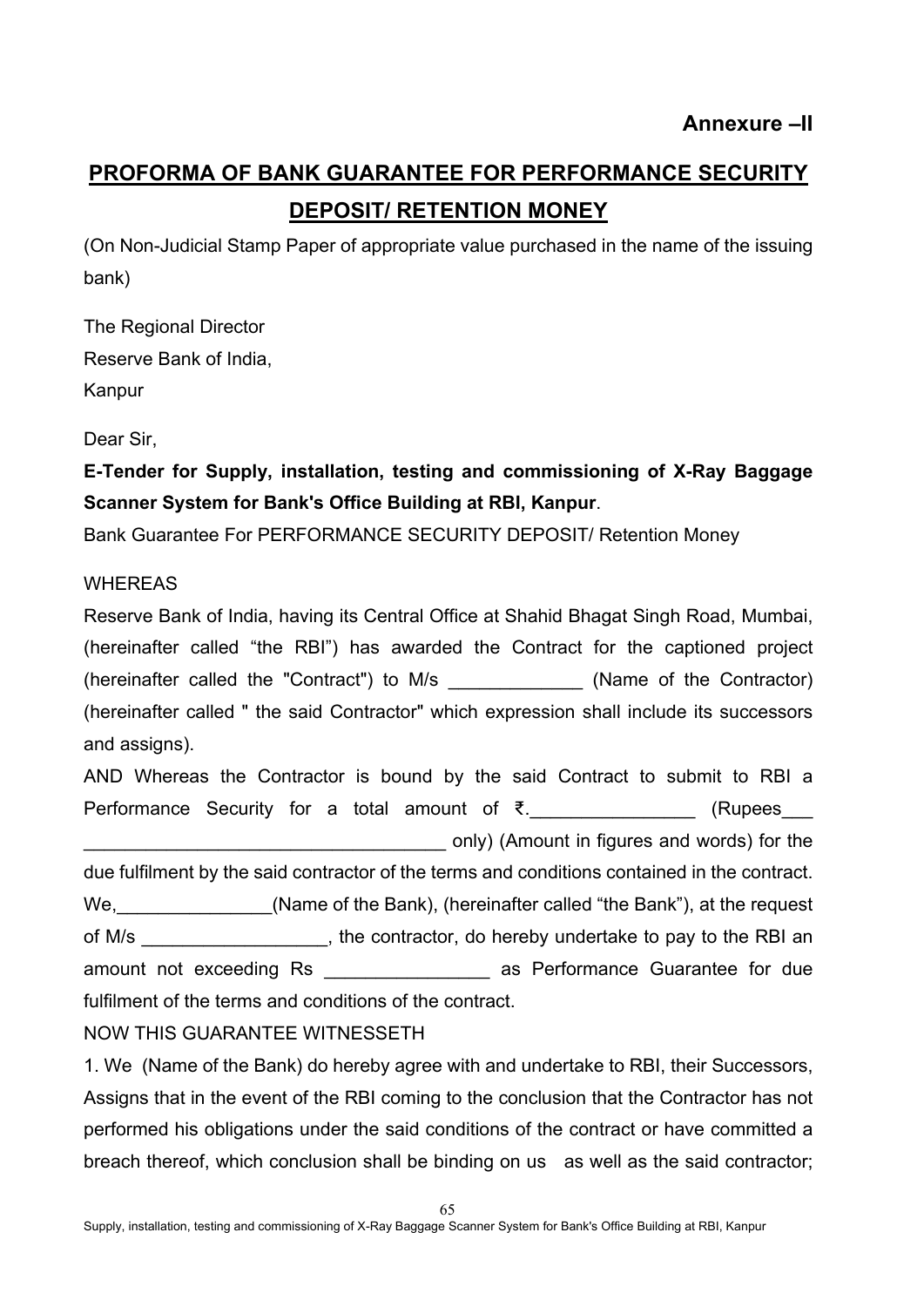**Annexure –II**

# PROFORMA OF BANK GUARANTEE FOR PERFORMANCE SECURITY DEPOSIT/ RETENTION MONEY

(On Non-Judicial Stamp Paper of appropriate value purchased in the name of the issuing bank)

The Regional Director
Reserve Bank of India,
Kanpur

Dear Sir,

**E-Tender for Supply, installation, testing and commissioning of X-Ray Baggage Scanner System for Bank's Office Building at RBI, Kanpur**.

Bank Guarantee For PERFORMANCE SECURITY DEPOSIT/ Retention Money

WHEREAS

Reserve Bank of India, having its Central Office at Shahid Bhagat Singh Road, Mumbai, (hereinafter called "the RBI") has awarded the Contract for the captioned project (hereinafter called the "Contract") to M/s _____________ (Name of the Contractor) (hereinafter called " the said Contractor" which expression shall include its successors and assigns).

AND Whereas the Contractor is bound by the said Contract to submit to RBI a Performance Security for a total amount of ₹.________________ (Rupees___ ___________________________________ only) (Amount in figures and words) for the due fulfilment by the said contractor of the terms and conditions contained in the contract.

We,_______________(Name of the Bank), (hereinafter called "the Bank"), at the request of M/s __________________, the contractor, do hereby undertake to pay to the RBI an amount not exceeding Rs ________________ as Performance Guarantee for due fulfilment of the terms and conditions of the contract.

NOW THIS GUARANTEE WITNESSETH

1. We (Name of the Bank) do hereby agree with and undertake to RBI, their Successors, Assigns that in the event of the RBI coming to the conclusion that the Contractor has not performed his obligations under the said conditions of the contract or have committed a breach thereof, which conclusion shall be binding on us as well as the said contractor;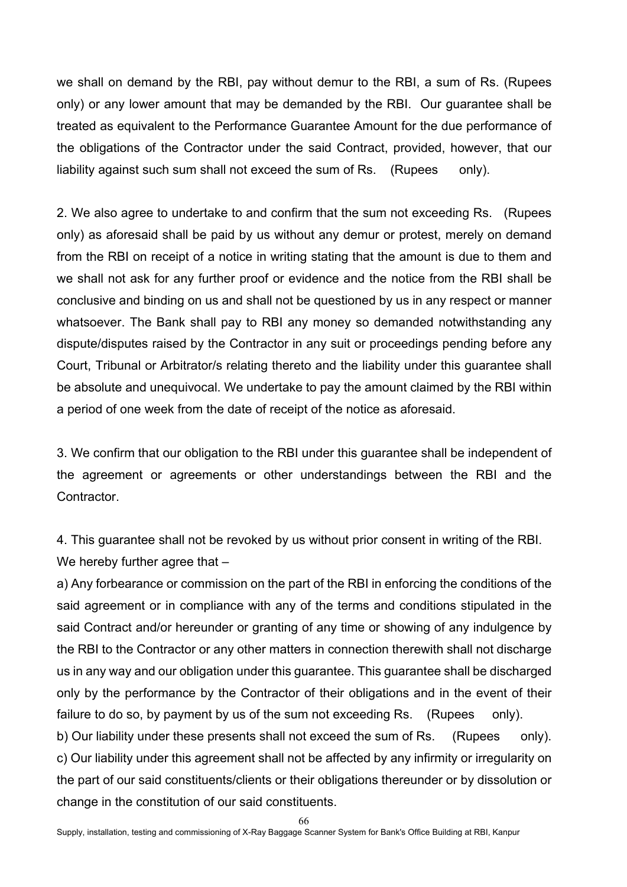we shall on demand by the RBI, pay without demur to the RBI, a sum of Rs. (Rupees only) or any lower amount that may be demanded by the RBI. Our guarantee shall be treated as equivalent to the Performance Guarantee Amount for the due performance of the obligations of the Contractor under the said Contract, provided, however, that our liability against such sum shall not exceed the sum of Rs. (Rupees only).

2. We also agree to undertake to and confirm that the sum not exceeding Rs. (Rupees only) as aforesaid shall be paid by us without any demur or protest, merely on demand from the RBI on receipt of a notice in writing stating that the amount is due to them and we shall not ask for any further proof or evidence and the notice from the RBI shall be conclusive and binding on us and shall not be questioned by us in any respect or manner whatsoever. The Bank shall pay to RBI any money so demanded notwithstanding any dispute/disputes raised by the Contractor in any suit or proceedings pending before any Court, Tribunal or Arbitrator/s relating thereto and the liability under this guarantee shall be absolute and unequivocal. We undertake to pay the amount claimed by the RBI within a period of one week from the date of receipt of the notice as aforesaid.

3. We confirm that our obligation to the RBI under this guarantee shall be independent of the agreement or agreements or other understandings between the RBI and the Contractor.

4. This guarantee shall not be revoked by us without prior consent in writing of the RBI. We hereby further agree that –

a) Any forbearance or commission on the part of the RBI in enforcing the conditions of the said agreement or in compliance with any of the terms and conditions stipulated in the said Contract and/or hereunder or granting of any time or showing of any indulgence by the RBI to the Contractor or any other matters in connection therewith shall not discharge us in any way and our obligation under this guarantee. This guarantee shall be discharged only by the performance by the Contractor of their obligations and in the event of their failure to do so, by payment by us of the sum not exceeding Rs. (Rupees only).

b) Our liability under these presents shall not exceed the sum of Rs. (Rupees only).

c) Our liability under this agreement shall not be affected by any infirmity or irregularity on the part of our said constituents/clients or their obligations thereunder or by dissolution or change in the constitution of our said constituents.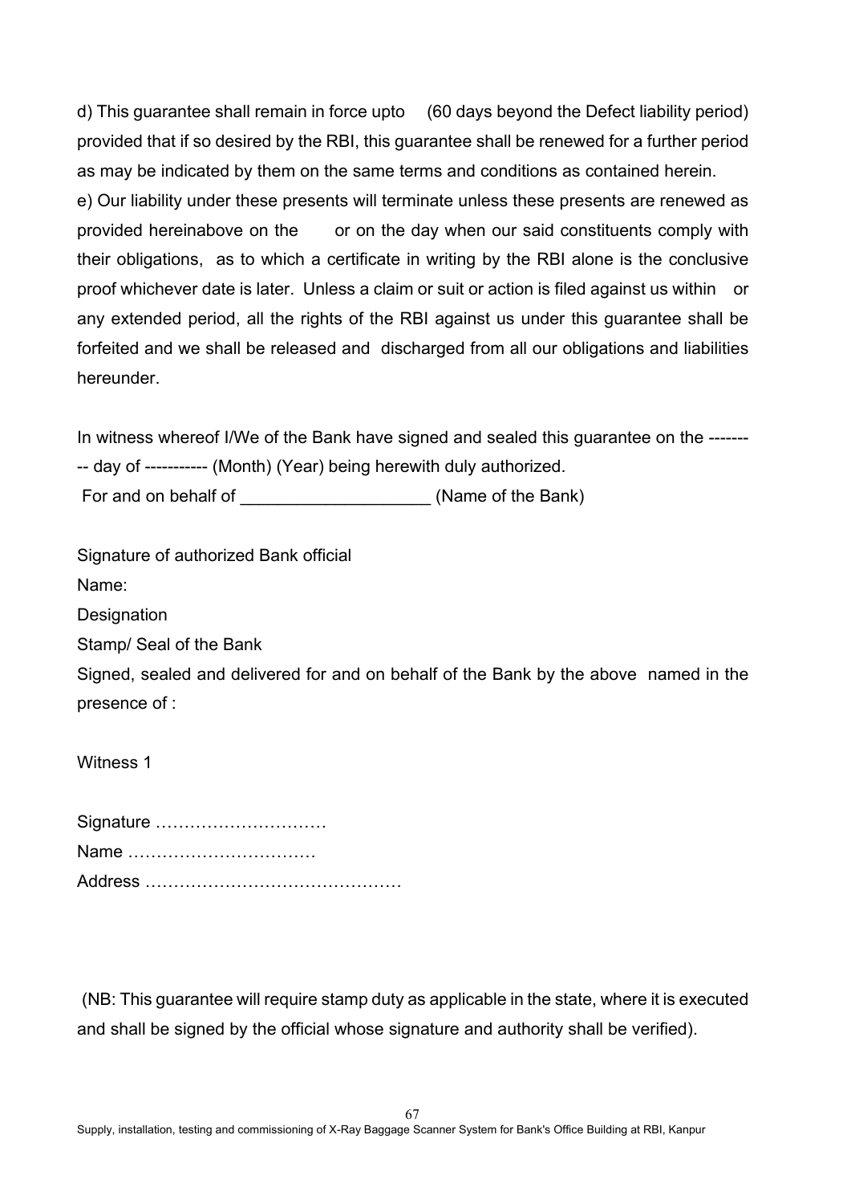d) This guarantee shall remain in force upto (60 days beyond the Defect liability period) provided that if so desired by the RBI, this guarantee shall be renewed for a further period as may be indicated by them on the same terms and conditions as contained herein.

e) Our liability under these presents will terminate unless these presents are renewed as provided hereinabove on the or on the day when our said constituents comply with their obligations, as to which a certificate in writing by the RBI alone is the conclusive proof whichever date is later. Unless a claim or suit or action is filed against us within or any extended period, all the rights of the RBI against us under this guarantee shall be forfeited and we shall be released and discharged from all our obligations and liabilities hereunder.

In witness whereof I/We of the Bank have signed and sealed this guarantee on the --------- day of ----------- (Month) (Year) being herewith duly authorized.

For and on behalf of ____________________ (Name of the Bank)

Signature of authorized Bank official

Name:

Designation

Stamp/ Seal of the Bank

Signed, sealed and delivered for and on behalf of the Bank by the above named in the presence of :

Witness 1

Signature …………………………

Name ……………………………

Address ………………………………………

(NB: This guarantee will require stamp duty as applicable in the state, where it is executed and shall be signed by the official whose signature and authority shall be verified).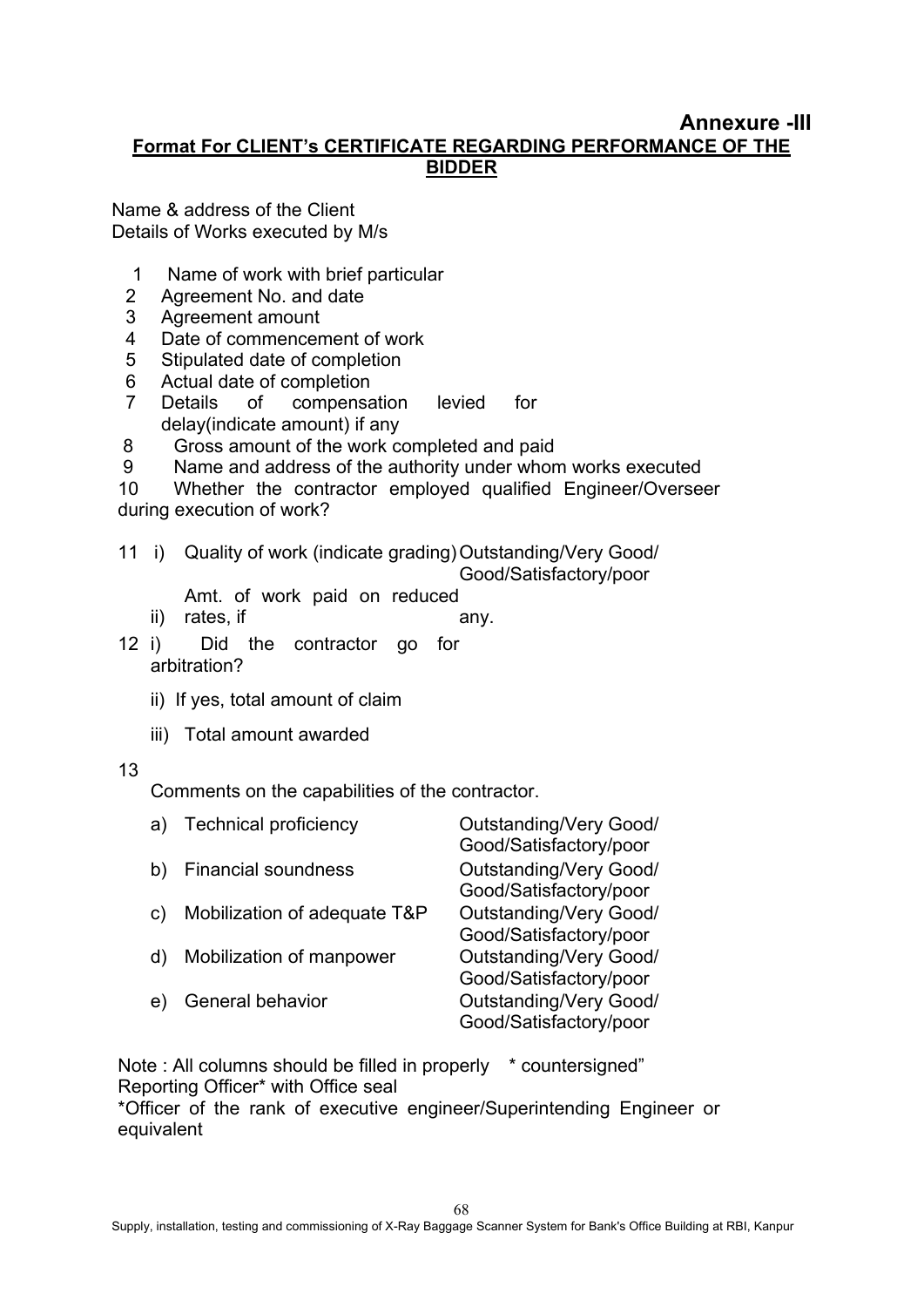## Annexure -III

**Format For CLIENT's CERTIFICATE REGARDING PERFORMANCE OF THE BIDDER**

Name & address of the Client
Details of Works executed by M/s

1. Name of work with brief particular
2. Agreement No. and date
3. Agreement amount
4. Date of commencement of work
5. Stipulated date of completion
6. Actual date of completion
7. Details of compensation levied for delay(indicate amount) if any
8. Gross amount of the work completed and paid
9. Name and address of the authority under whom works executed
10. Whether the contractor employed qualified Engineer/Overseer during execution of work?

11 i) Quality of work (indicate grading) Outstanding/Very Good/Good/Satisfactory/poor

ii) Amt. of work paid on reduced rates, if any.

12 i) Did the contractor go for arbitration?

ii) If yes, total amount of claim

iii) Total amount awarded

13

Comments on the capabilities of the contractor.

| | | |
|---|---|---|
| a) | Technical proficiency | Outstanding/Very Good/ Good/Satisfactory/poor |
| b) | Financial soundness | Outstanding/Very Good/ Good/Satisfactory/poor |
| c) | Mobilization of adequate T&P | Outstanding/Very Good/ Good/Satisfactory/poor |
| d) | Mobilization of manpower | Outstanding/Very Good/ Good/Satisfactory/poor |
| e) | General behavior | Outstanding/Very Good/ Good/Satisfactory/poor |

Note : All columns should be filled in properly * countersigned"
Reporting Officer* with Office seal
*Officer of the rank of executive engineer/Superintending Engineer or equivalent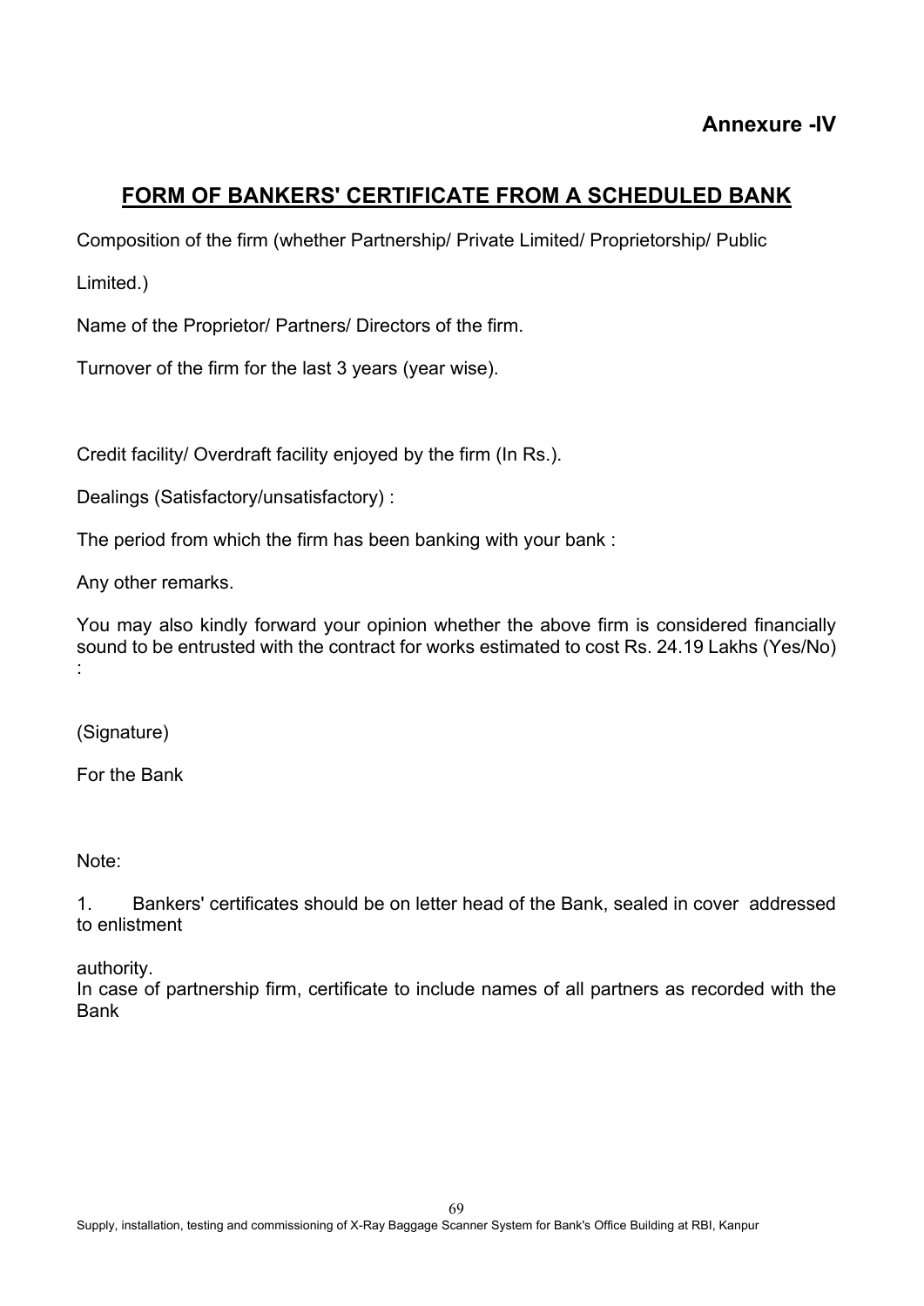**Annexure -IV**

## FORM OF BANKERS' CERTIFICATE FROM A SCHEDULED BANK

Composition of the firm (whether Partnership/ Private Limited/ Proprietorship/ Public Limited.)

Name of the Proprietor/ Partners/ Directors of the firm.

Turnover of the firm for the last 3 years (year wise).

Credit facility/ Overdraft facility enjoyed by the firm (In Rs.).

Dealings (Satisfactory/unsatisfactory) :

The period from which the firm has been banking with your bank :

Any other remarks.

You may also kindly forward your opinion whether the above firm is considered financially sound to be entrusted with the contract for works estimated to cost Rs. 24.19 Lakhs (Yes/No) :

(Signature)

For the Bank

Note:

1. Bankers' certificates should be on letter head of the Bank, sealed in cover addressed to enlistment authority.

In case of partnership firm, certificate to include names of all partners as recorded with the Bank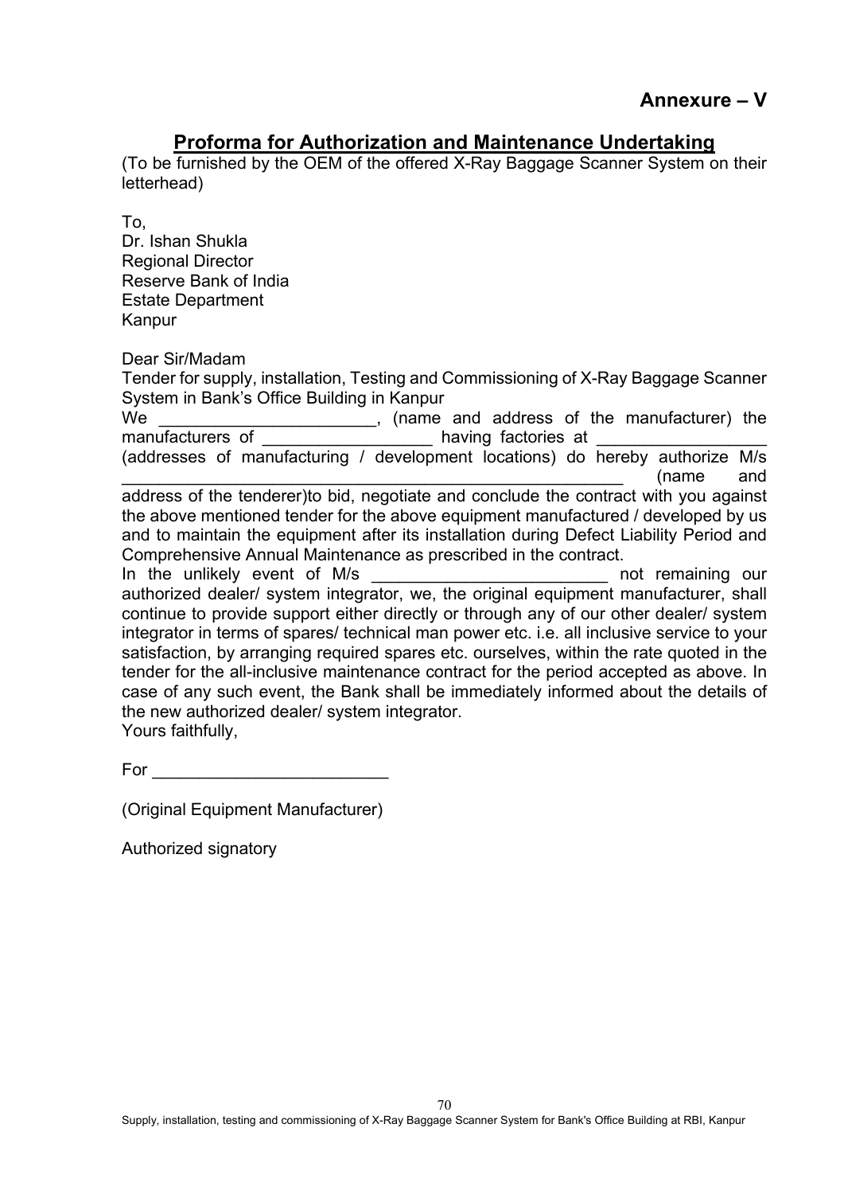**Annexure – V**

## Proforma for Authorization and Maintenance Undertaking

(To be furnished by the OEM of the offered X-Ray Baggage Scanner System on their letterhead)

To,
Dr. Ishan Shukla
Regional Director
Reserve Bank of India
Estate Department
Kanpur

Dear Sir/Madam

Tender for supply, installation, Testing and Commissioning of X-Ray Baggage Scanner System in Bank's Office Building in Kanpur

We _______________________, (name and address of the manufacturer) the manufacturers of __________________ having factories at __________________ (addresses of manufacturing / development locations) do hereby authorize M/s ________________________________________________________ (name and address of the tenderer)to bid, negotiate and conclude the contract with you against the above mentioned tender for the above equipment manufactured / developed by us and to maintain the equipment after its installation during Defect Liability Period and Comprehensive Annual Maintenance as prescribed in the contract.

In the unlikely event of M/s _________________________ not remaining our authorized dealer/ system integrator, we, the original equipment manufacturer, shall continue to provide support either directly or through any of our other dealer/ system integrator in terms of spares/ technical man power etc. i.e. all inclusive service to your satisfaction, by arranging required spares etc. ourselves, within the rate quoted in the tender for the all-inclusive maintenance contract for the period accepted as above. In case of any such event, the Bank shall be immediately informed about the details of the new authorized dealer/ system integrator.

Yours faithfully,

For _________________________

(Original Equipment Manufacturer)

Authorized signatory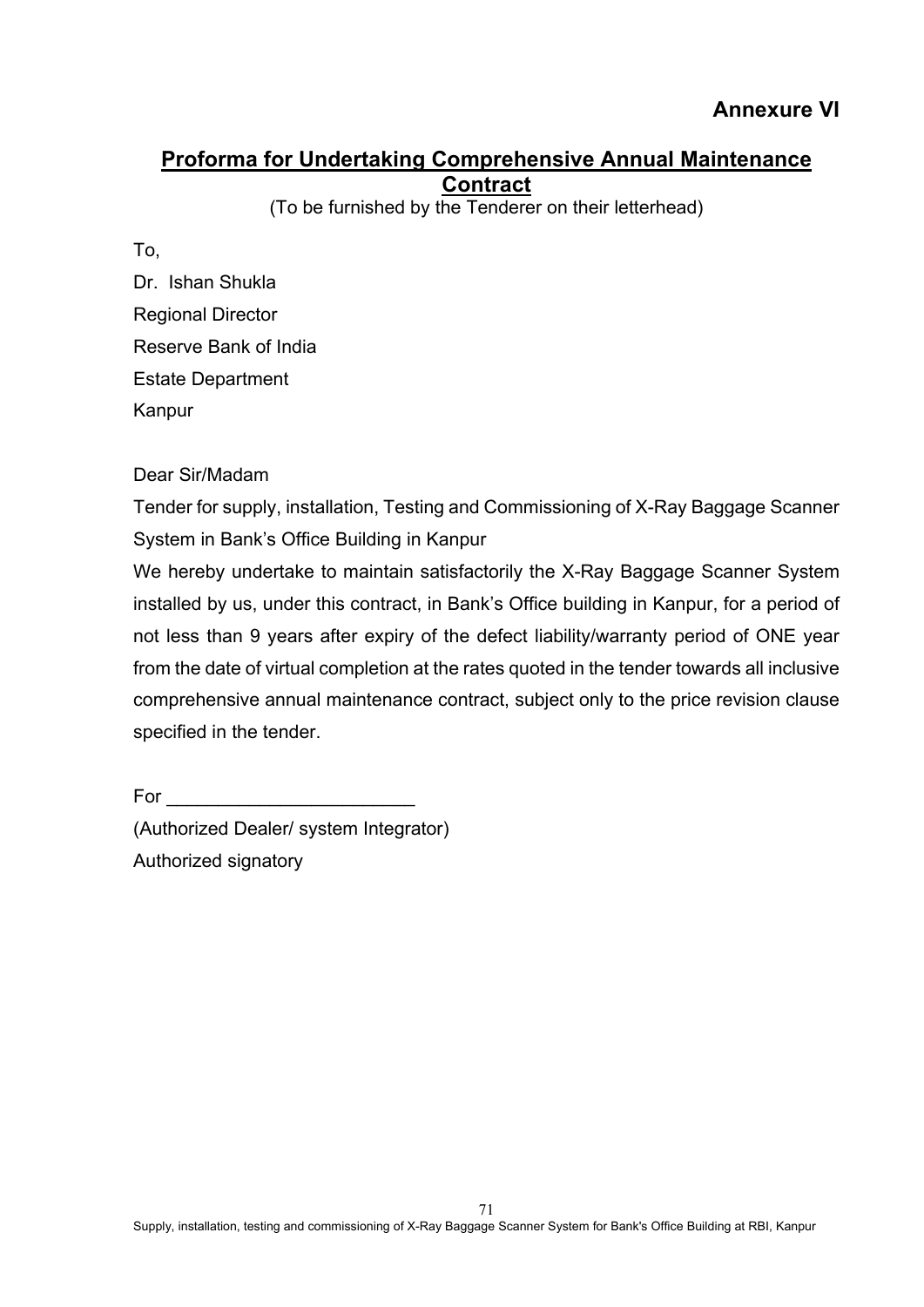**Annexure VI**

## Proforma for Undertaking Comprehensive Annual Maintenance Contract

(To be furnished by the Tenderer on their letterhead)

To,

Dr. Ishan Shukla
Regional Director
Reserve Bank of India
Estate Department
Kanpur

Dear Sir/Madam

Tender for supply, installation, Testing and Commissioning of X-Ray Baggage Scanner System in Bank's Office Building in Kanpur

We hereby undertake to maintain satisfactorily the X-Ray Baggage Scanner System installed by us, under this contract, in Bank's Office building in Kanpur, for a period of not less than 9 years after expiry of the defect liability/warranty period of ONE year from the date of virtual completion at the rates quoted in the tender towards all inclusive comprehensive annual maintenance contract, subject only to the price revision clause specified in the tender.

For ________________________

(Authorized Dealer/ system Integrator)
Authorized signatory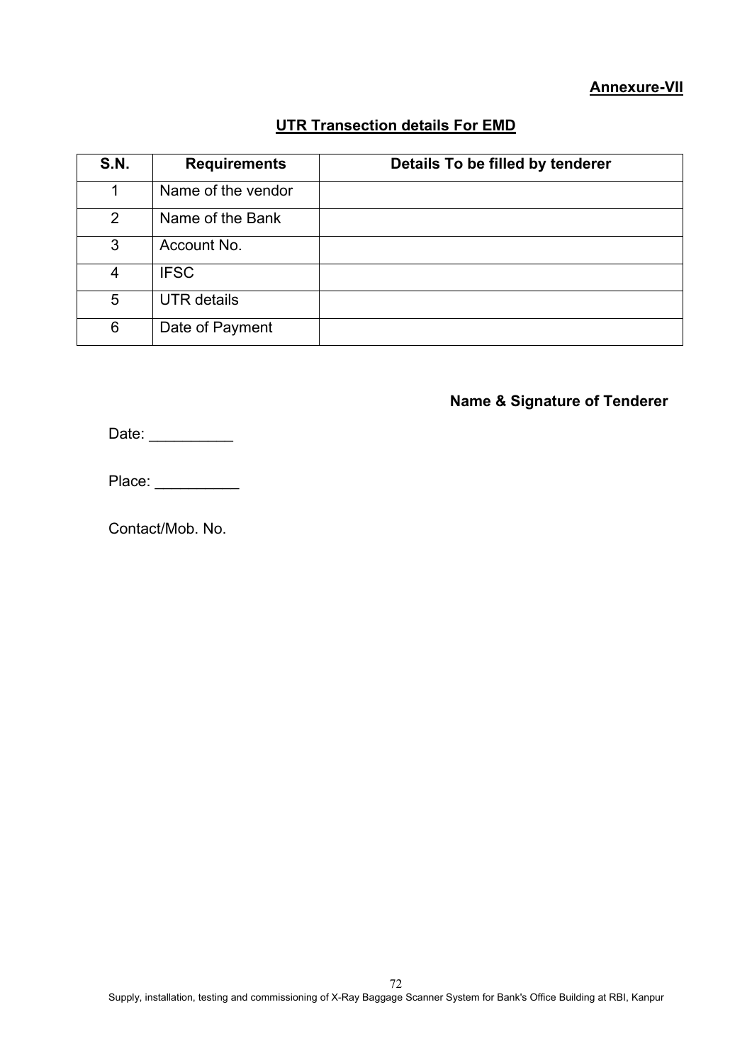**Annexure-VII**

## UTR Transection details For EMD

| S.N. | Requirements | Details To be filled by tenderer |
|---|---|---|
| 1 | Name of the vendor | |
| 2 | Name of the Bank | |
| 3 | Account No. | |
| 4 | IFSC | |
| 5 | UTR details | |
| 6 | Date of Payment | |

**Name & Signature of Tenderer**

Date: __________

Place: __________

Contact/Mob. No.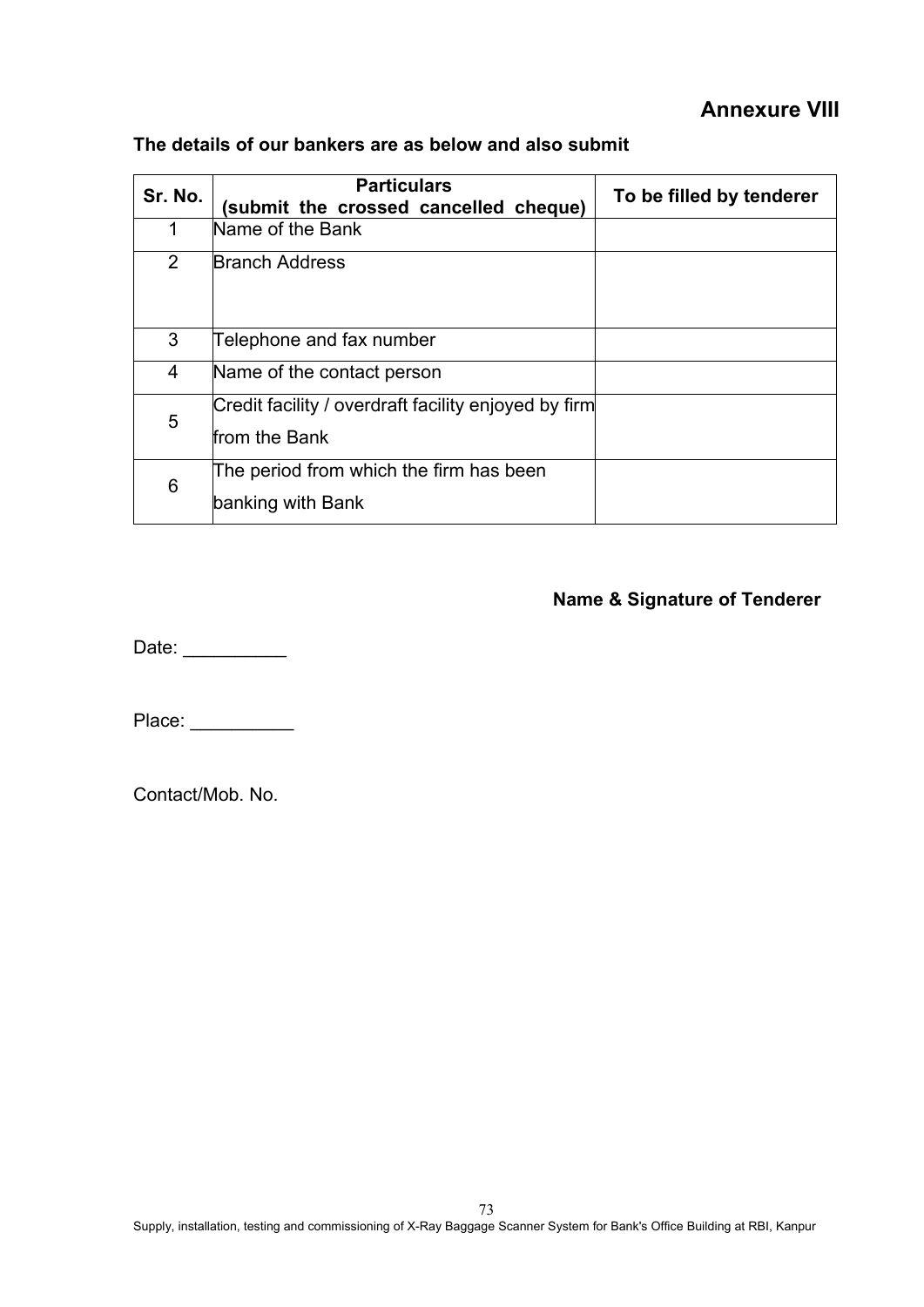# Annexure VIII

**The details of our bankers are as below and also submit**

| Sr. No. | Particulars (submit the crossed cancelled cheque) | To be filled by tenderer |
|---|---|---|
| 1 | Name of the Bank | |
| 2 | Branch Address | |
| 3 | Telephone and fax number | |
| 4 | Name of the contact person | |
| 5 | Credit facility / overdraft facility enjoyed by firm from the Bank | |
| 6 | The period from which the firm has been banking with Bank | |

**Name & Signature of Tenderer**

Date: __________

Place: __________

Contact/Mob. No.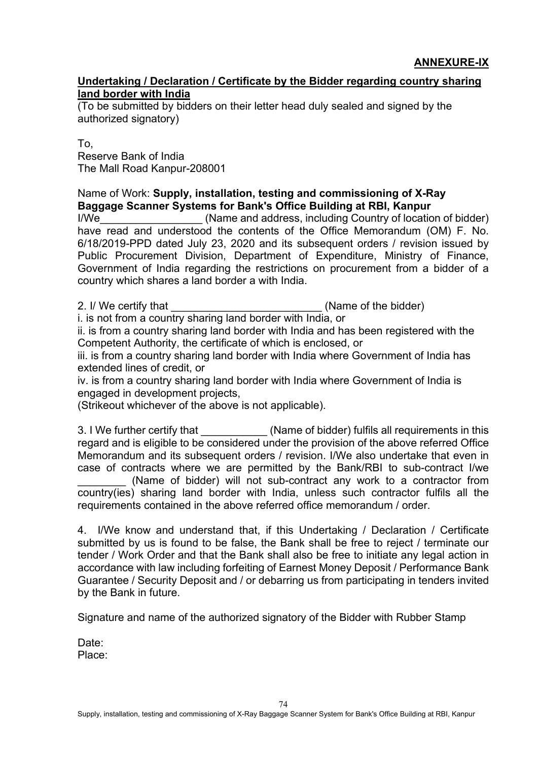**ANNEXURE-IX**

**Undertaking / Declaration / Certificate by the Bidder regarding country sharing land border with India**

(To be submitted by bidders on their letter head duly sealed and signed by the authorized signatory)

To,
Reserve Bank of India
The Mall Road Kanpur-208001

Name of Work: **Supply, installation, testing and commissioning of X-Ray Baggage Scanner Systems for Bank's Office Building at RBI, Kanpur**

I/We_________________ (Name and address, including Country of location of bidder) have read and understood the contents of the Office Memorandum (OM) F. No. 6/18/2019-PPD dated July 23, 2020 and its subsequent orders / revision issued by Public Procurement Division, Department of Expenditure, Ministry of Finance, Government of India regarding the restrictions on procurement from a bidder of a country which shares a land border a with India.

2. I/ We certify that _________________________ (Name of the bidder)

i. is not from a country sharing land border with India, or

ii. is from a country sharing land border with India and has been registered with the Competent Authority, the certificate of which is enclosed, or

iii. is from a country sharing land border with India where Government of India has extended lines of credit, or

iv. is from a country sharing land border with India where Government of India is engaged in development projects,

(Strikeout whichever of the above is not applicable).

3. I We further certify that ___________ (Name of bidder) fulfils all requirements in this regard and is eligible to be considered under the provision of the above referred Office Memorandum and its subsequent orders / revision. I/We also undertake that even in case of contracts where we are permitted by the Bank/RBI to sub-contract I/we ________ (Name of bidder) will not sub-contract any work to a contractor from country(ies) sharing land border with India, unless such contractor fulfils all the requirements contained in the above referred office memorandum / order.

4. I/We know and understand that, if this Undertaking / Declaration / Certificate submitted by us is found to be false, the Bank shall be free to reject / terminate our tender / Work Order and that the Bank shall also be free to initiate any legal action in accordance with law including forfeiting of Earnest Money Deposit / Performance Bank Guarantee / Security Deposit and / or debarring us from participating in tenders invited by the Bank in future.

Signature and name of the authorized signatory of the Bidder with Rubber Stamp

Date:
Place: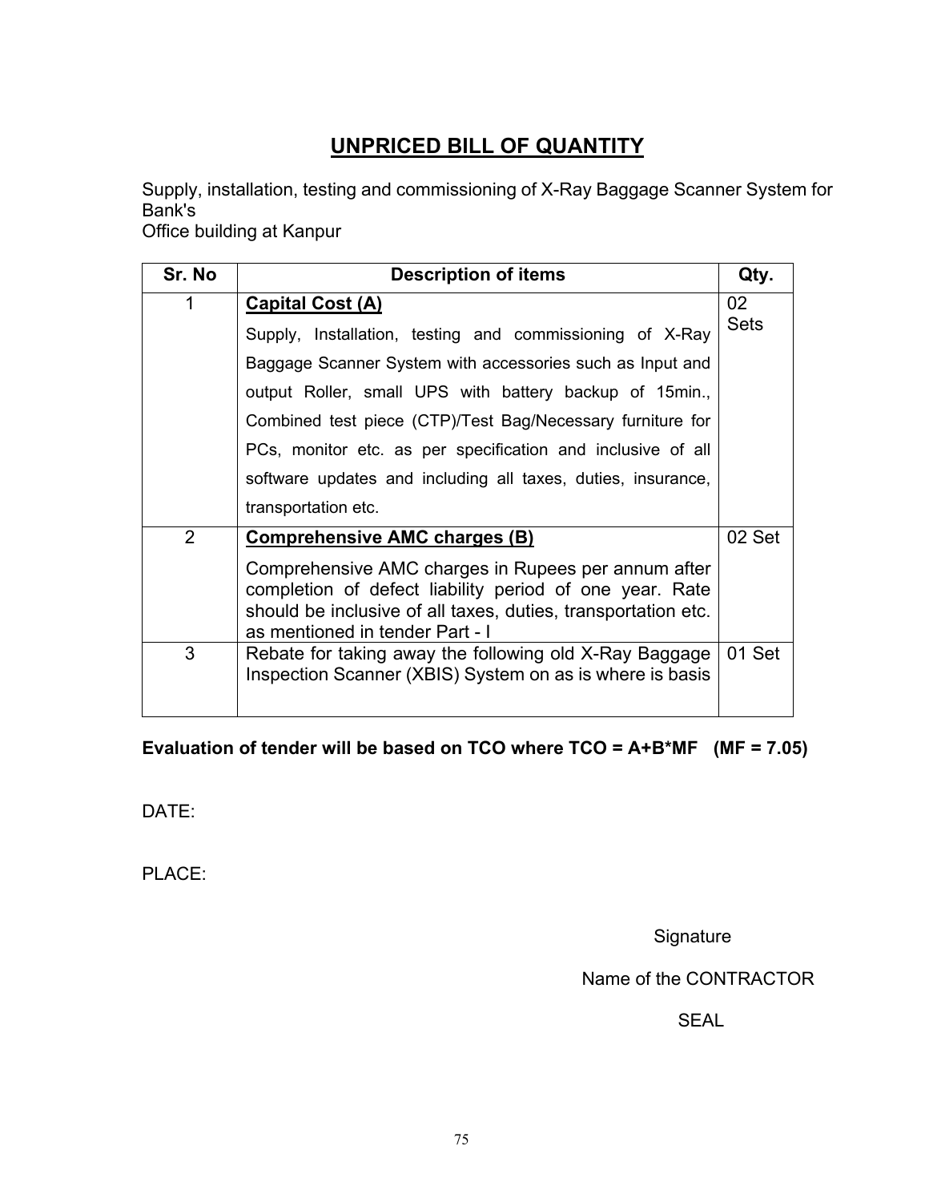# UNPRICED BILL OF QUANTITY

Supply, installation, testing and commissioning of X-Ray Baggage Scanner System for Bank's
Office building at Kanpur

| Sr. No | Description of items | Qty. |
|---|---|---|
| 1 | **Capital Cost (A)**<br>Supply, Installation, testing and commissioning of X-Ray Baggage Scanner System with accessories such as Input and output Roller, small UPS with battery backup of 15min., Combined test piece (CTP)/Test Bag/Necessary furniture for PCs, monitor etc. as per specification and inclusive of all software updates and including all taxes, duties, insurance, transportation etc. | 02 Sets |
| 2 | **Comprehensive AMC charges (B)**<br>Comprehensive AMC charges in Rupees per annum after completion of defect liability period of one year. Rate should be inclusive of all taxes, duties, transportation etc. as mentioned in tender Part - I | 02 Set |
| 3 | Rebate for taking away the following old X-Ray Baggage Inspection Scanner (XBIS) System on as is where is basis | 01 Set |

**Evaluation of tender will be based on TCO where TCO = A+B*MF (MF = 7.05)**

DATE:

PLACE:

Signature

Name of the CONTRACTOR

SEAL